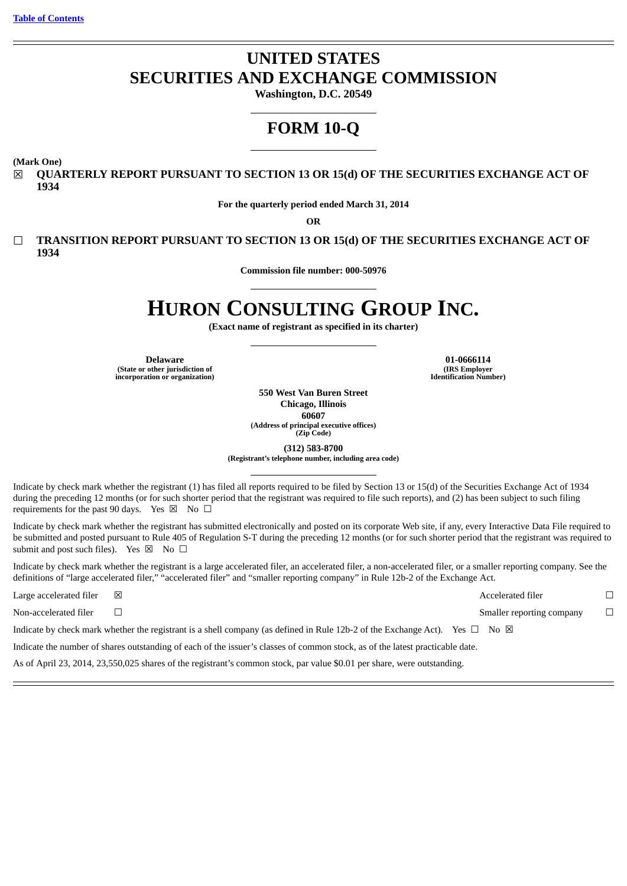[Table of Contents](#)

# UNITED STATES
# SECURITIES AND EXCHANGE COMMISSION

**Washington, D.C. 20549**

# FORM 10-Q

**(Mark One)**

☒ **QUARTERLY REPORT PURSUANT TO SECTION 13 OR 15(d) OF THE SECURITIES EXCHANGE ACT OF 1934**

**For the quarterly period ended March 31, 2014**

**OR**

☐ **TRANSITION REPORT PURSUANT TO SECTION 13 OR 15(d) OF THE SECURITIES EXCHANGE ACT OF 1934**

**Commission file number: 000-50976**

# HURON CONSULTING GROUP INC.

**(Exact name of registrant as specified in its charter)**

| **Delaware** | **01-0666114** |
|---|---|
| **(State or other jurisdiction of incorporation or organization)** | **(IRS Employer Identification Number)** |

**550 West Van Buren Street**
**Chicago, Illinois**
**60607**
**(Address of principal executive offices)**
**(Zip Code)**

**(312) 583-8700**
**(Registrant's telephone number, including area code)**

Indicate by check mark whether the registrant (1) has filed all reports required to be filed by Section 13 or 15(d) of the Securities Exchange Act of 1934 during the preceding 12 months (or for such shorter period that the registrant was required to file such reports), and (2) has been subject to such filing requirements for the past 90 days. Yes ☒ No ☐

Indicate by check mark whether the registrant has submitted electronically and posted on its corporate Web site, if any, every Interactive Data File required to be submitted and posted pursuant to Rule 405 of Regulation S-T during the preceding 12 months (or for such shorter period that the registrant was required to submit and post such files). Yes ☒ No ☐

Indicate by check mark whether the registrant is a large accelerated filer, an accelerated filer, a non-accelerated filer, or a smaller reporting company. See the definitions of "large accelerated filer," "accelerated filer" and "smaller reporting company" in Rule 12b-2 of the Exchange Act.

| | | | |
|---|---|---|---|
| Large accelerated filer | ☒ | Accelerated filer | ☐ |
| Non-accelerated filer | ☐ | Smaller reporting company | ☐ |

Indicate by check mark whether the registrant is a shell company (as defined in Rule 12b-2 of the Exchange Act). Yes ☐ No ☒

Indicate the number of shares outstanding of each of the issuer's classes of common stock, as of the latest practicable date.

As of April 23, 2014, 23,550,025 shares of the registrant's common stock, par value $0.01 per share, were outstanding.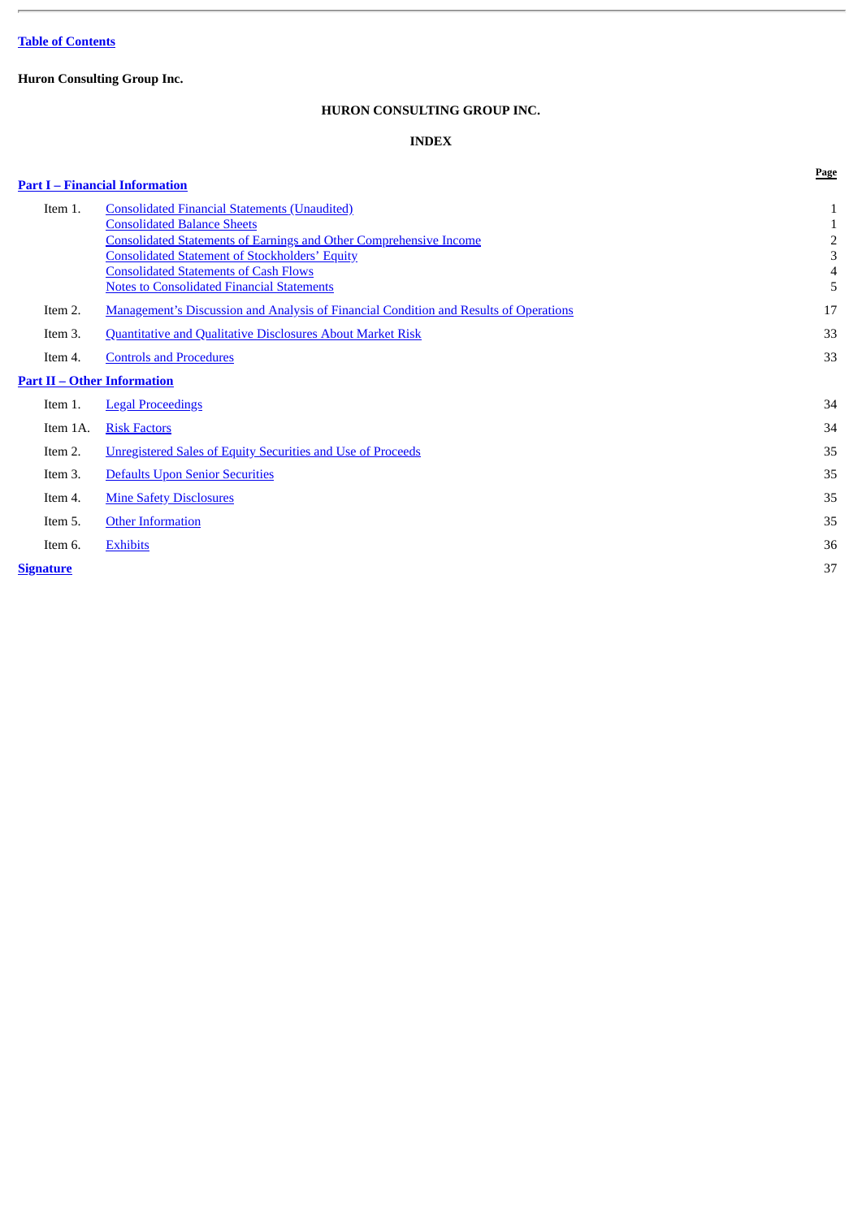[Table of Contents]

**Huron Consulting Group Inc.**

# HURON CONSULTING GROUP INC.

## INDEX

| | | Page |
|---|---|---|
| **Part I – Financial Information** | | |
| Item 1. | Consolidated Financial Statements (Unaudited) | 1 |
| | Consolidated Balance Sheets | 1 |
| | Consolidated Statements of Earnings and Other Comprehensive Income | 2 |
| | Consolidated Statement of Stockholders' Equity | 3 |
| | Consolidated Statements of Cash Flows | 4 |
| | Notes to Consolidated Financial Statements | 5 |
| Item 2. | Management's Discussion and Analysis of Financial Condition and Results of Operations | 17 |
| Item 3. | Quantitative and Qualitative Disclosures About Market Risk | 33 |
| Item 4. | Controls and Procedures | 33 |
| **Part II – Other Information** | | |
| Item 1. | Legal Proceedings | 34 |
| Item 1A. | Risk Factors | 34 |
| Item 2. | Unregistered Sales of Equity Securities and Use of Proceeds | 35 |
| Item 3. | Defaults Upon Senior Securities | 35 |
| Item 4. | Mine Safety Disclosures | 35 |
| Item 5. | Other Information | 35 |
| Item 6. | Exhibits | 36 |
| **Signature** | | 37 |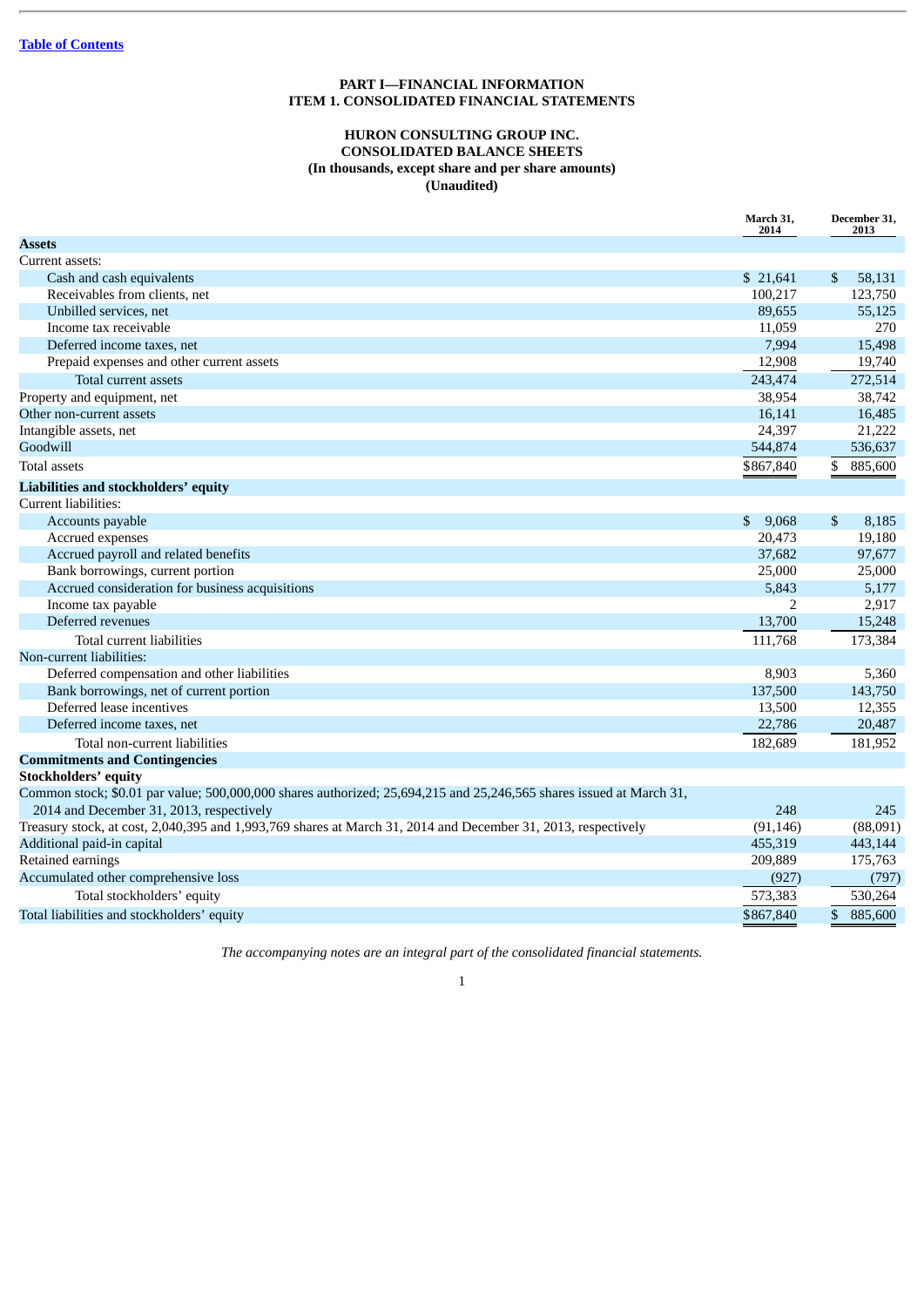[Table of Contents](#)

## PART I—FINANCIAL INFORMATION
## ITEM 1. CONSOLIDATED FINANCIAL STATEMENTS

### HURON CONSULTING GROUP INC.
### CONSOLIDATED BALANCE SHEETS
### (In thousands, except share and per share amounts)
### (Unaudited)

| | March 31, 2014 | December 31, 2013 |
|---|---|---|
| **Assets** | | |
| Current assets: | | |
| Cash and cash equivalents | $ 21,641 | $ 58,131 |
| Receivables from clients, net | 100,217 | 123,750 |
| Unbilled services, net | 89,655 | 55,125 |
| Income tax receivable | 11,059 | 270 |
| Deferred income taxes, net | 7,994 | 15,498 |
| Prepaid expenses and other current assets | 12,908 | 19,740 |
| Total current assets | 243,474 | 272,514 |
| Property and equipment, net | 38,954 | 38,742 |
| Other non-current assets | 16,141 | 16,485 |
| Intangible assets, net | 24,397 | 21,222 |
| Goodwill | 544,874 | 536,637 |
| Total assets | $867,840 | $ 885,600 |
| **Liabilities and stockholders' equity** | | |
| Current liabilities: | | |
| Accounts payable | $ 9,068 | $ 8,185 |
| Accrued expenses | 20,473 | 19,180 |
| Accrued payroll and related benefits | 37,682 | 97,677 |
| Bank borrowings, current portion | 25,000 | 25,000 |
| Accrued consideration for business acquisitions | 5,843 | 5,177 |
| Income tax payable | 2 | 2,917 |
| Deferred revenues | 13,700 | 15,248 |
| Total current liabilities | 111,768 | 173,384 |
| Non-current liabilities: | | |
| Deferred compensation and other liabilities | 8,903 | 5,360 |
| Bank borrowings, net of current portion | 137,500 | 143,750 |
| Deferred lease incentives | 13,500 | 12,355 |
| Deferred income taxes, net | 22,786 | 20,487 |
| Total non-current liabilities | 182,689 | 181,952 |
| **Commitments and Contingencies** | | |
| **Stockholders' equity** | | |
| Common stock; $0.01 par value; 500,000,000 shares authorized; 25,694,215 and 25,246,565 shares issued at March 31, 2014 and December 31, 2013, respectively | 248 | 245 |
| Treasury stock, at cost, 2,040,395 and 1,993,769 shares at March 31, 2014 and December 31, 2013, respectively | (91,146) | (88,091) |
| Additional paid-in capital | 455,319 | 443,144 |
| Retained earnings | 209,889 | 175,763 |
| Accumulated other comprehensive loss | (927) | (797) |
| Total stockholders' equity | 573,383 | 530,264 |
| Total liabilities and stockholders' equity | $867,840 | $ 885,600 |

*The accompanying notes are an integral part of the consolidated financial statements.*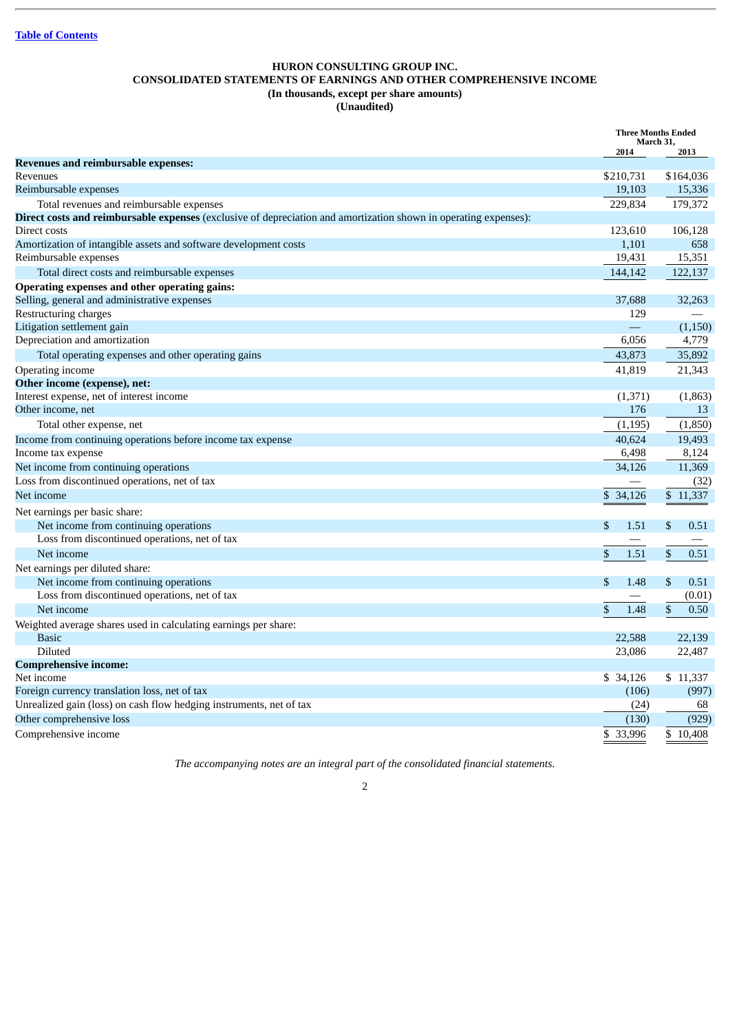[Table of Contents](#)

**HURON CONSULTING GROUP INC.**
**CONSOLIDATED STATEMENTS OF EARNINGS AND OTHER COMPREHENSIVE INCOME**
**(In thousands, except per share amounts)**
**(Unaudited)**

| | Three Months Ended March 31, | |
|---|---|---|
| | 2014 | 2013 |
| **Revenues and reimbursable expenses:** | | |
| Revenues | $210,731 | $164,036 |
| Reimbursable expenses | 19,103 | 15,336 |
| Total revenues and reimbursable expenses | 229,834 | 179,372 |
| **Direct costs and reimbursable expenses** (exclusive of depreciation and amortization shown in operating expenses): | | |
| Direct costs | 123,610 | 106,128 |
| Amortization of intangible assets and software development costs | 1,101 | 658 |
| Reimbursable expenses | 19,431 | 15,351 |
| Total direct costs and reimbursable expenses | 144,142 | 122,137 |
| **Operating expenses and other operating gains:** | | |
| Selling, general and administrative expenses | 37,688 | 32,263 |
| Restructuring charges | 129 | — |
| Litigation settlement gain | — | (1,150) |
| Depreciation and amortization | 6,056 | 4,779 |
| Total operating expenses and other operating gains | 43,873 | 35,892 |
| Operating income | 41,819 | 21,343 |
| **Other income (expense), net:** | | |
| Interest expense, net of interest income | (1,371) | (1,863) |
| Other income, net | 176 | 13 |
| Total other expense, net | (1,195) | (1,850) |
| Income from continuing operations before income tax expense | 40,624 | 19,493 |
| Income tax expense | 6,498 | 8,124 |
| Net income from continuing operations | 34,126 | 11,369 |
| Loss from discontinued operations, net of tax | — | (32) |
| Net income | $ 34,126 | $ 11,337 |
| Net earnings per basic share: | | |
| Net income from continuing operations | $ 1.51 | $ 0.51 |
| Loss from discontinued operations, net of tax | — | — |
| Net income | $ 1.51 | $ 0.51 |
| Net earnings per diluted share: | | |
| Net income from continuing operations | $ 1.48 | $ 0.51 |
| Loss from discontinued operations, net of tax | — | (0.01) |
| Net income | $ 1.48 | $ 0.50 |
| Weighted average shares used in calculating earnings per share: | | |
| Basic | 22,588 | 22,139 |
| Diluted | 23,086 | 22,487 |
| **Comprehensive income:** | | |
| Net income | $ 34,126 | $ 11,337 |
| Foreign currency translation loss, net of tax | (106) | (997) |
| Unrealized gain (loss) on cash flow hedging instruments, net of tax | (24) | 68 |
| Other comprehensive loss | (130) | (929) |
| Comprehensive income | $ 33,996 | $ 10,408 |

*The accompanying notes are an integral part of the consolidated financial statements.*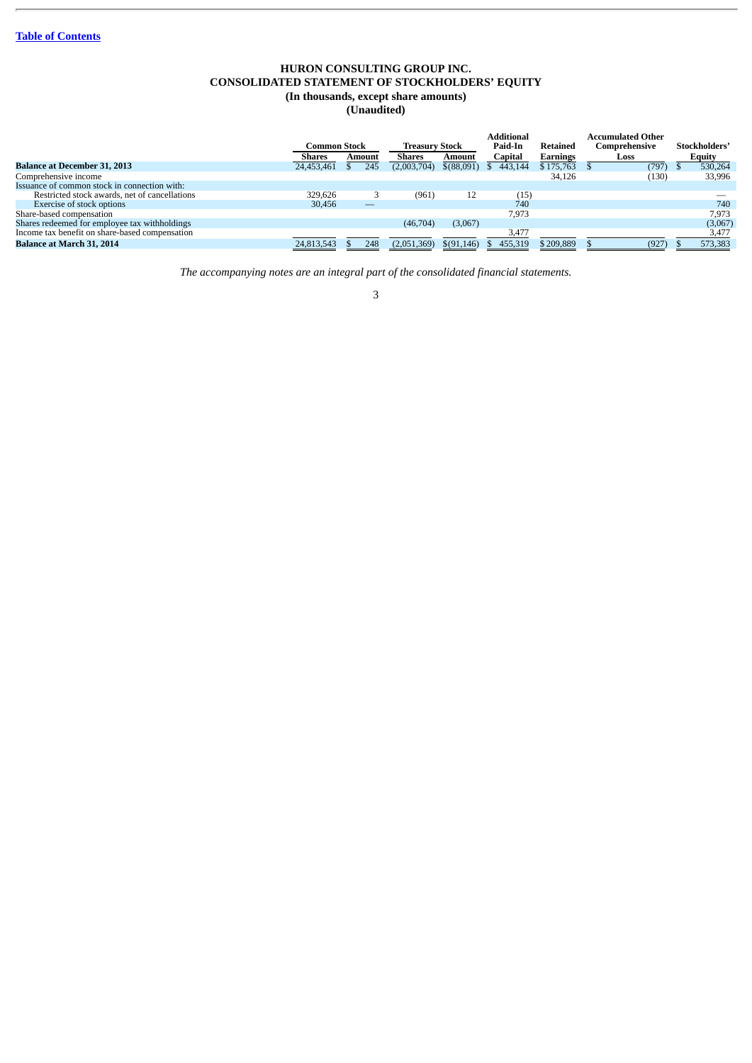[Table of Contents](#)

# HURON CONSULTING GROUP INC.
## CONSOLIDATED STATEMENT OF STOCKHOLDERS' EQUITY
### (In thousands, except share amounts)
### (Unaudited)

| | Common Stock | | Treasury Stock | | Additional Paid-In | Retained | Accumulated Other Comprehensive | Stockholders' |
|---|---|---|---|---|---|---|---|---|
| | Shares | Amount | Shares | Amount | Capital | Earnings | Loss | Equity |
| **Balance at December 31, 2013** | 24,453,461 | $ 245 | (2,003,704) | $(88,091) | $ 443,144 | $ 175,763 | $ (797) | $ 530,264 |
| Comprehensive income | | | | | | 34,126 | (130) | 33,996 |
| Issuance of common stock in connection with: | | | | | | | | |
| Restricted stock awards, net of cancellations | 329,626 | 3 | (961) | 12 | (15) | | | — |
| Exercise of stock options | 30,456 | — | | | 740 | | | 740 |
| Share-based compensation | | | | | 7,973 | | | 7,973 |
| Shares redeemed for employee tax withholdings | | | (46,704) | (3,067) | | | | (3,067) |
| Income tax benefit on share-based compensation | | | | | 3,477 | | | 3,477 |
| **Balance at March 31, 2014** | 24,813,543 | $ 248 | (2,051,369) | $(91,146) | $ 455,319 | $ 209,889 | $ (927) | $ 573,383 |

*The accompanying notes are an integral part of the consolidated financial statements.*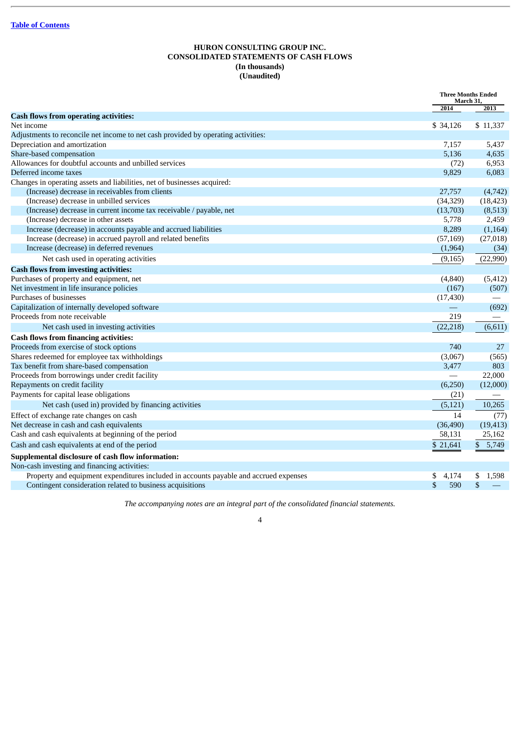[Table of Contents](#)

# HURON CONSULTING GROUP INC.
## CONSOLIDATED STATEMENTS OF CASH FLOWS
### (In thousands)
### (Unaudited)

| | Three Months Ended March 31, | |
|---|---|---|
| | 2014 | 2013 |
| **Cash flows from operating activities:** | | |
| Net income | $ 34,126 | $ 11,337 |
| Adjustments to reconcile net income to net cash provided by operating activities: | | |
| Depreciation and amortization | 7,157 | 5,437 |
| Share-based compensation | 5,136 | 4,635 |
| Allowances for doubtful accounts and unbilled services | (72) | 6,953 |
| Deferred income taxes | 9,829 | 6,083 |
| Changes in operating assets and liabilities, net of businesses acquired: | | |
| (Increase) decrease in receivables from clients | 27,757 | (4,742) |
| (Increase) decrease in unbilled services | (34,329) | (18,423) |
| (Increase) decrease in current income tax receivable / payable, net | (13,703) | (8,513) |
| (Increase) decrease in other assets | 5,778 | 2,459 |
| Increase (decrease) in accounts payable and accrued liabilities | 8,289 | (1,164) |
| Increase (decrease) in accrued payroll and related benefits | (57,169) | (27,018) |
| Increase (decrease) in deferred revenues | (1,964) | (34) |
| Net cash used in operating activities | (9,165) | (22,990) |
| **Cash flows from investing activities:** | | |
| Purchases of property and equipment, net | (4,840) | (5,412) |
| Net investment in life insurance policies | (167) | (507) |
| Purchases of businesses | (17,430) | — |
| Capitalization of internally developed software | — | (692) |
| Proceeds from note receivable | 219 | — |
| Net cash used in investing activities | (22,218) | (6,611) |
| **Cash flows from financing activities:** | | |
| Proceeds from exercise of stock options | 740 | 27 |
| Shares redeemed for employee tax withholdings | (3,067) | (565) |
| Tax benefit from share-based compensation | 3,477 | 803 |
| Proceeds from borrowings under credit facility | — | 22,000 |
| Repayments on credit facility | (6,250) | (12,000) |
| Payments for capital lease obligations | (21) | — |
| Net cash (used in) provided by financing activities | (5,121) | 10,265 |
| Effect of exchange rate changes on cash | 14 | (77) |
| Net decrease in cash and cash equivalents | (36,490) | (19,413) |
| Cash and cash equivalents at beginning of the period | 58,131 | 25,162 |
| Cash and cash equivalents at end of the period | $ 21,641 | $ 5,749 |
| **Supplemental disclosure of cash flow information:** | | |
| Non-cash investing and financing activities: | | |
| Property and equipment expenditures included in accounts payable and accrued expenses | $ 4,174 | $ 1,598 |
| Contingent consideration related to business acquisitions | $ 590 | $ — |

*The accompanying notes are an integral part of the consolidated financial statements.*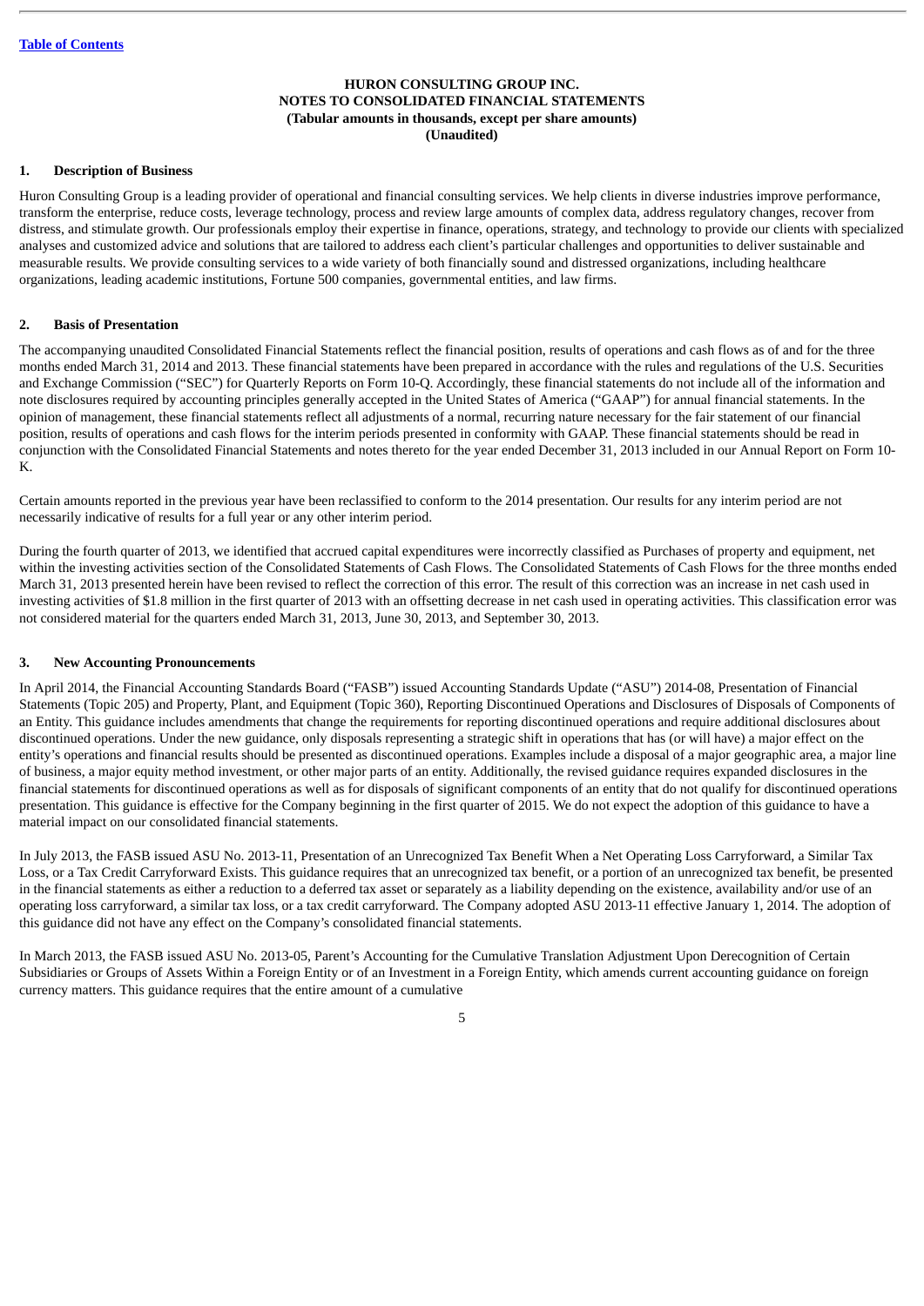**HURON CONSULTING GROUP INC.**
**NOTES TO CONSOLIDATED FINANCIAL STATEMENTS**
**(Tabular amounts in thousands, except per share amounts)**
**(Unaudited)**

## 1. Description of Business

Huron Consulting Group is a leading provider of operational and financial consulting services. We help clients in diverse industries improve performance, transform the enterprise, reduce costs, leverage technology, process and review large amounts of complex data, address regulatory changes, recover from distress, and stimulate growth. Our professionals employ their expertise in finance, operations, strategy, and technology to provide our clients with specialized analyses and customized advice and solutions that are tailored to address each client's particular challenges and opportunities to deliver sustainable and measurable results. We provide consulting services to a wide variety of both financially sound and distressed organizations, including healthcare organizations, leading academic institutions, Fortune 500 companies, governmental entities, and law firms.

## 2. Basis of Presentation

The accompanying unaudited Consolidated Financial Statements reflect the financial position, results of operations and cash flows as of and for the three months ended March 31, 2014 and 2013. These financial statements have been prepared in accordance with the rules and regulations of the U.S. Securities and Exchange Commission ("SEC") for Quarterly Reports on Form 10-Q. Accordingly, these financial statements do not include all of the information and note disclosures required by accounting principles generally accepted in the United States of America ("GAAP") for annual financial statements. In the opinion of management, these financial statements reflect all adjustments of a normal, recurring nature necessary for the fair statement of our financial position, results of operations and cash flows for the interim periods presented in conformity with GAAP. These financial statements should be read in conjunction with the Consolidated Financial Statements and notes thereto for the year ended December 31, 2013 included in our Annual Report on Form 10-K.

Certain amounts reported in the previous year have been reclassified to conform to the 2014 presentation. Our results for any interim period are not necessarily indicative of results for a full year or any other interim period.

During the fourth quarter of 2013, we identified that accrued capital expenditures were incorrectly classified as Purchases of property and equipment, net within the investing activities section of the Consolidated Statements of Cash Flows. The Consolidated Statements of Cash Flows for the three months ended March 31, 2013 presented herein have been revised to reflect the correction of this error. The result of this correction was an increase in net cash used in investing activities of $1.8 million in the first quarter of 2013 with an offsetting decrease in net cash used in operating activities. This classification error was not considered material for the quarters ended March 31, 2013, June 30, 2013, and September 30, 2013.

## 3. New Accounting Pronouncements

In April 2014, the Financial Accounting Standards Board ("FASB") issued Accounting Standards Update ("ASU") 2014-08, Presentation of Financial Statements (Topic 205) and Property, Plant, and Equipment (Topic 360), Reporting Discontinued Operations and Disclosures of Disposals of Components of an Entity. This guidance includes amendments that change the requirements for reporting discontinued operations and require additional disclosures about discontinued operations. Under the new guidance, only disposals representing a strategic shift in operations that has (or will have) a major effect on the entity's operations and financial results should be presented as discontinued operations. Examples include a disposal of a major geographic area, a major line of business, a major equity method investment, or other major parts of an entity. Additionally, the revised guidance requires expanded disclosures in the financial statements for discontinued operations as well as for disposals of significant components of an entity that do not qualify for discontinued operations presentation. This guidance is effective for the Company beginning in the first quarter of 2015. We do not expect the adoption of this guidance to have a material impact on our consolidated financial statements.

In July 2013, the FASB issued ASU No. 2013-11, Presentation of an Unrecognized Tax Benefit When a Net Operating Loss Carryforward, a Similar Tax Loss, or a Tax Credit Carryforward Exists. This guidance requires that an unrecognized tax benefit, or a portion of an unrecognized tax benefit, be presented in the financial statements as either a reduction to a deferred tax asset or separately as a liability depending on the existence, availability and/or use of an operating loss carryforward, a similar tax loss, or a tax credit carryforward. The Company adopted ASU 2013-11 effective January 1, 2014. The adoption of this guidance did not have any effect on the Company's consolidated financial statements.

In March 2013, the FASB issued ASU No. 2013-05, Parent's Accounting for the Cumulative Translation Adjustment Upon Derecognition of Certain Subsidiaries or Groups of Assets Within a Foreign Entity or of an Investment in a Foreign Entity, which amends current accounting guidance on foreign currency matters. This guidance requires that the entire amount of a cumulative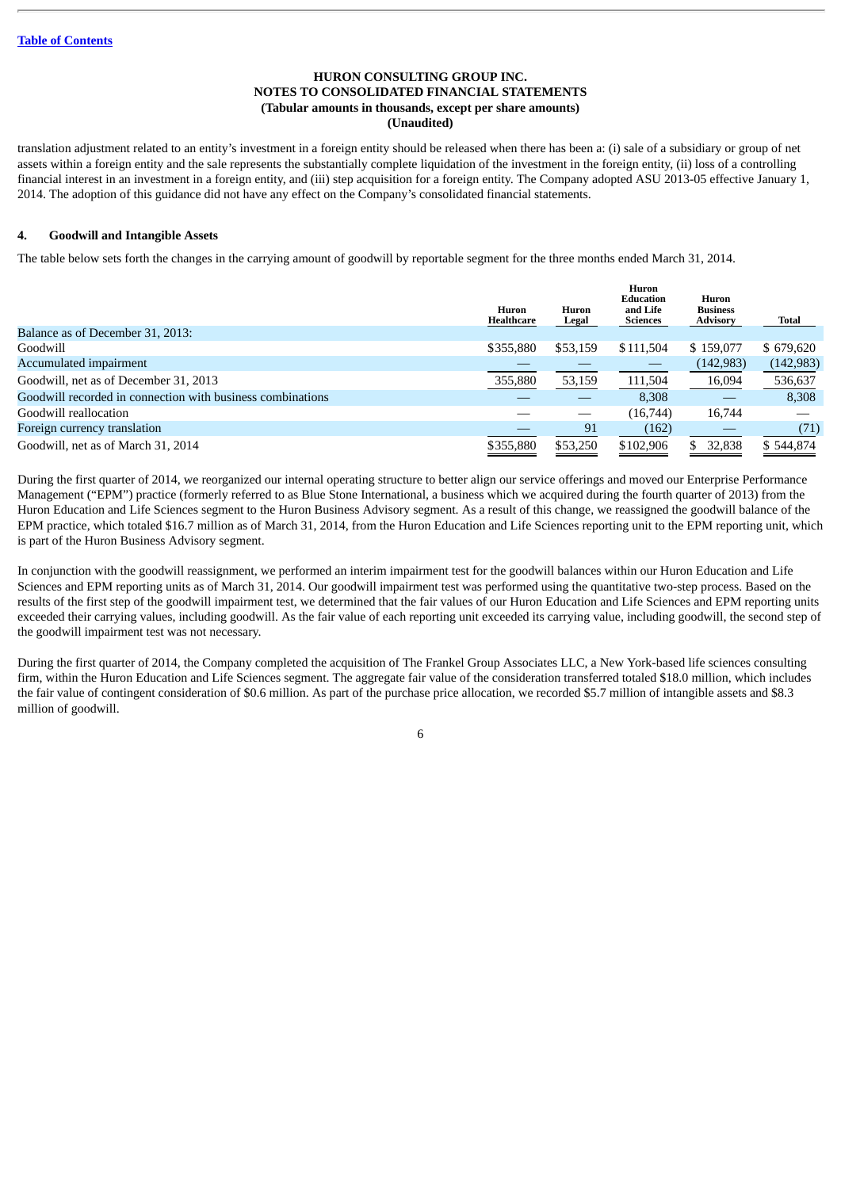translation adjustment related to an entity's investment in a foreign entity should be released when there has been a: (i) sale of a subsidiary or group of net assets within a foreign entity and the sale represents the substantially complete liquidation of the investment in the foreign entity, (ii) loss of a controlling financial interest in an investment in a foreign entity, and (iii) step acquisition for a foreign entity. The Company adopted ASU 2013-05 effective January 1, 2014. The adoption of this guidance did not have any effect on the Company's consolidated financial statements.

## 4. Goodwill and Intangible Assets

The table below sets forth the changes in the carrying amount of goodwill by reportable segment for the three months ended March 31, 2014.

| | Huron Healthcare | Huron Legal | Huron Education and Life Sciences | Huron Business Advisory | Total |
|---|---|---|---|---|---|
| Balance as of December 31, 2013: | | | | | |
| Goodwill | $355,880 | $53,159 | $111,504 | $ 159,077 | $ 679,620 |
| Accumulated impairment | — | — | — | (142,983) | (142,983) |
| Goodwill, net as of December 31, 2013 | 355,880 | 53,159 | 111,504 | 16,094 | 536,637 |
| Goodwill recorded in connection with business combinations | — | — | 8,308 | — | 8,308 |
| Goodwill reallocation | — | — | (16,744) | 16,744 | — |
| Foreign currency translation | — | 91 | (162) | — | (71) |
| Goodwill, net as of March 31, 2014 | $355,880 | $53,250 | $102,906 | $ 32,838 | $ 544,874 |

During the first quarter of 2014, we reorganized our internal operating structure to better align our service offerings and moved our Enterprise Performance Management ("EPM") practice (formerly referred to as Blue Stone International, a business which we acquired during the fourth quarter of 2013) from the Huron Education and Life Sciences segment to the Huron Business Advisory segment. As a result of this change, we reassigned the goodwill balance of the EPM practice, which totaled $16.7 million as of March 31, 2014, from the Huron Education and Life Sciences reporting unit to the EPM reporting unit, which is part of the Huron Business Advisory segment.

In conjunction with the goodwill reassignment, we performed an interim impairment test for the goodwill balances within our Huron Education and Life Sciences and EPM reporting units as of March 31, 2014. Our goodwill impairment test was performed using the quantitative two-step process. Based on the results of the first step of the goodwill impairment test, we determined that the fair values of our Huron Education and Life Sciences and EPM reporting units exceeded their carrying values, including goodwill. As the fair value of each reporting unit exceeded its carrying value, including goodwill, the second step of the goodwill impairment test was not necessary.

During the first quarter of 2014, the Company completed the acquisition of The Frankel Group Associates LLC, a New York-based life sciences consulting firm, within the Huron Education and Life Sciences segment. The aggregate fair value of the consideration transferred totaled $18.0 million, which includes the fair value of contingent consideration of $0.6 million. As part of the purchase price allocation, we recorded $5.7 million of intangible assets and $8.3 million of goodwill.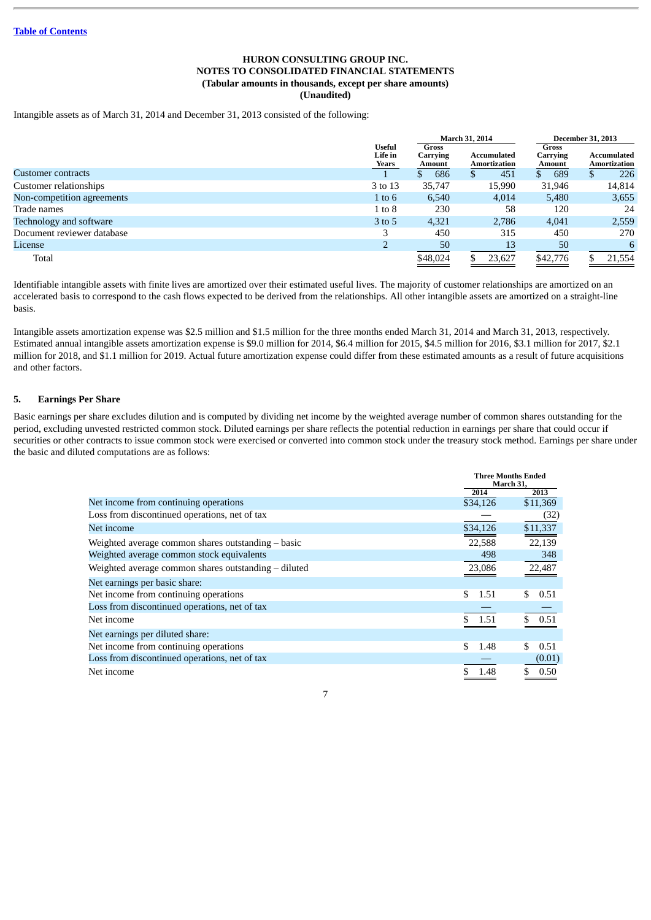[Table of Contents](#)

**HURON CONSULTING GROUP INC.**
**NOTES TO CONSOLIDATED FINANCIAL STATEMENTS**
**(Tabular amounts in thousands, except per share amounts)**
**(Unaudited)**

Intangible assets as of March 31, 2014 and December 31, 2013 consisted of the following:

| | | March 31, 2014 | | December 31, 2013 | |
|---|---|---|---|---|---|
| | Useful Life in Years | Gross Carrying Amount | Accumulated Amortization | Gross Carrying Amount | Accumulated Amortization |
| Customer contracts | 1 | $ 686 | $ 451 | $ 689 | $ 226 |
| Customer relationships | 3 to 13 | 35,747 | 15,990 | 31,946 | 14,814 |
| Non-competition agreements | 1 to 6 | 6,540 | 4,014 | 5,480 | 3,655 |
| Trade names | 1 to 8 | 230 | 58 | 120 | 24 |
| Technology and software | 3 to 5 | 4,321 | 2,786 | 4,041 | 2,559 |
| Document reviewer database | 3 | 450 | 315 | 450 | 270 |
| License | 2 | 50 | 13 | 50 | 6 |
| Total | | $48,024 | $ 23,627 | $42,776 | $ 21,554 |

Identifiable intangible assets with finite lives are amortized over their estimated useful lives. The majority of customer relationships are amortized on an accelerated basis to correspond to the cash flows expected to be derived from the relationships. All other intangible assets are amortized on a straight-line basis.

Intangible assets amortization expense was $2.5 million and $1.5 million for the three months ended March 31, 2014 and March 31, 2013, respectively. Estimated annual intangible assets amortization expense is $9.0 million for 2014, $6.4 million for 2015, $4.5 million for 2016, $3.1 million for 2017, $2.1 million for 2018, and $1.1 million for 2019. Actual future amortization expense could differ from these estimated amounts as a result of future acquisitions and other factors.

## 5. Earnings Per Share

Basic earnings per share excludes dilution and is computed by dividing net income by the weighted average number of common shares outstanding for the period, excluding unvested restricted common stock. Diluted earnings per share reflects the potential reduction in earnings per share that could occur if securities or other contracts to issue common stock were exercised or converted into common stock under the treasury stock method. Earnings per share under the basic and diluted computations are as follows:

| | Three Months Ended March 31, | |
|---|---|---|
| | 2014 | 2013 |
| Net income from continuing operations | $34,126 | $11,369 |
| Loss from discontinued operations, net of tax | — | (32) |
| Net income | $34,126 | $11,337 |
| Weighted average common shares outstanding – basic | 22,588 | 22,139 |
| Weighted average common stock equivalents | 498 | 348 |
| Weighted average common shares outstanding – diluted | 23,086 | 22,487 |
| Net earnings per basic share: | | |
| Net income from continuing operations | $ 1.51 | $ 0.51 |
| Loss from discontinued operations, net of tax | — | — |
| Net income | $ 1.51 | $ 0.51 |
| Net earnings per diluted share: | | |
| Net income from continuing operations | $ 1.48 | $ 0.51 |
| Loss from discontinued operations, net of tax | — | (0.01) |
| Net income | $ 1.48 | $ 0.50 |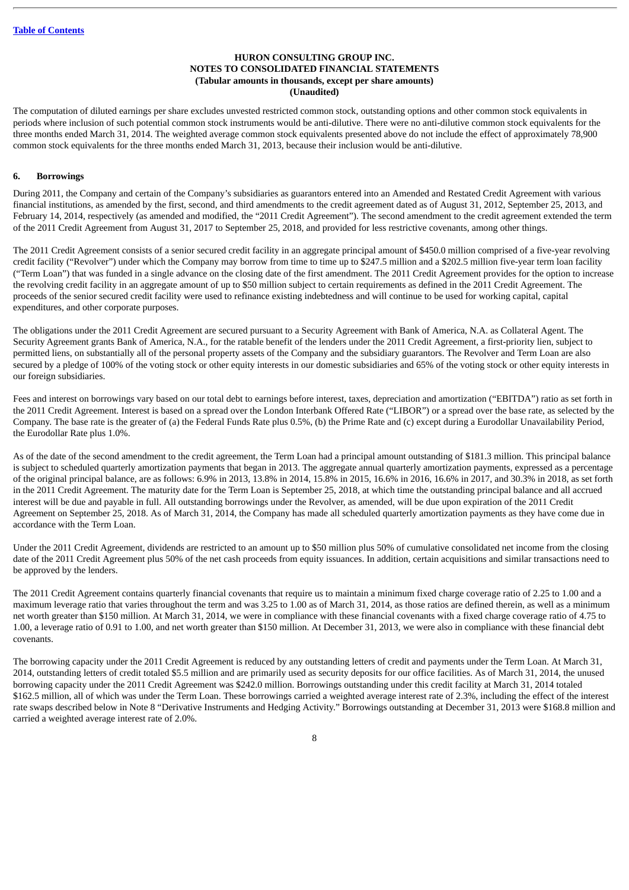**HURON CONSULTING GROUP INC.**
**NOTES TO CONSOLIDATED FINANCIAL STATEMENTS**
**(Tabular amounts in thousands, except per share amounts)**
**(Unaudited)**

The computation of diluted earnings per share excludes unvested restricted common stock, outstanding options and other common stock equivalents in periods where inclusion of such potential common stock instruments would be anti-dilutive. There were no anti-dilutive common stock equivalents for the three months ended March 31, 2014. The weighted average common stock equivalents presented above do not include the effect of approximately 78,900 common stock equivalents for the three months ended March 31, 2013, because their inclusion would be anti-dilutive.

## 6. Borrowings

During 2011, the Company and certain of the Company's subsidiaries as guarantors entered into an Amended and Restated Credit Agreement with various financial institutions, as amended by the first, second, and third amendments to the credit agreement dated as of August 31, 2012, September 25, 2013, and February 14, 2014, respectively (as amended and modified, the "2011 Credit Agreement"). The second amendment to the credit agreement extended the term of the 2011 Credit Agreement from August 31, 2017 to September 25, 2018, and provided for less restrictive covenants, among other things.

The 2011 Credit Agreement consists of a senior secured credit facility in an aggregate principal amount of $450.0 million comprised of a five-year revolving credit facility ("Revolver") under which the Company may borrow from time to time up to $247.5 million and a $202.5 million five-year term loan facility ("Term Loan") that was funded in a single advance on the closing date of the first amendment. The 2011 Credit Agreement provides for the option to increase the revolving credit facility in an aggregate amount of up to $50 million subject to certain requirements as defined in the 2011 Credit Agreement. The proceeds of the senior secured credit facility were used to refinance existing indebtedness and will continue to be used for working capital, capital expenditures, and other corporate purposes.

The obligations under the 2011 Credit Agreement are secured pursuant to a Security Agreement with Bank of America, N.A. as Collateral Agent. The Security Agreement grants Bank of America, N.A., for the ratable benefit of the lenders under the 2011 Credit Agreement, a first-priority lien, subject to permitted liens, on substantially all of the personal property assets of the Company and the subsidiary guarantors. The Revolver and Term Loan are also secured by a pledge of 100% of the voting stock or other equity interests in our domestic subsidiaries and 65% of the voting stock or other equity interests in our foreign subsidiaries.

Fees and interest on borrowings vary based on our total debt to earnings before interest, taxes, depreciation and amortization ("EBITDA") ratio as set forth in the 2011 Credit Agreement. Interest is based on a spread over the London Interbank Offered Rate ("LIBOR") or a spread over the base rate, as selected by the Company. The base rate is the greater of (a) the Federal Funds Rate plus 0.5%, (b) the Prime Rate and (c) except during a Eurodollar Unavailability Period, the Eurodollar Rate plus 1.0%.

As of the date of the second amendment to the credit agreement, the Term Loan had a principal amount outstanding of $181.3 million. This principal balance is subject to scheduled quarterly amortization payments that began in 2013. The aggregate annual quarterly amortization payments, expressed as a percentage of the original principal balance, are as follows: 6.9% in 2013, 13.8% in 2014, 15.8% in 2015, 16.6% in 2016, 16.6% in 2017, and 30.3% in 2018, as set forth in the 2011 Credit Agreement. The maturity date for the Term Loan is September 25, 2018, at which time the outstanding principal balance and all accrued interest will be due and payable in full. All outstanding borrowings under the Revolver, as amended, will be due upon expiration of the 2011 Credit Agreement on September 25, 2018. As of March 31, 2014, the Company has made all scheduled quarterly amortization payments as they have come due in accordance with the Term Loan.

Under the 2011 Credit Agreement, dividends are restricted to an amount up to $50 million plus 50% of cumulative consolidated net income from the closing date of the 2011 Credit Agreement plus 50% of the net cash proceeds from equity issuances. In addition, certain acquisitions and similar transactions need to be approved by the lenders.

The 2011 Credit Agreement contains quarterly financial covenants that require us to maintain a minimum fixed charge coverage ratio of 2.25 to 1.00 and a maximum leverage ratio that varies throughout the term and was 3.25 to 1.00 as of March 31, 2014, as those ratios are defined therein, as well as a minimum net worth greater than $150 million. At March 31, 2014, we were in compliance with these financial covenants with a fixed charge coverage ratio of 4.75 to 1.00, a leverage ratio of 0.91 to 1.00, and net worth greater than $150 million. At December 31, 2013, we were also in compliance with these financial debt covenants.

The borrowing capacity under the 2011 Credit Agreement is reduced by any outstanding letters of credit and payments under the Term Loan. At March 31, 2014, outstanding letters of credit totaled $5.5 million and are primarily used as security deposits for our office facilities. As of March 31, 2014, the unused borrowing capacity under the 2011 Credit Agreement was $242.0 million. Borrowings outstanding under this credit facility at March 31, 2014 totaled $162.5 million, all of which was under the Term Loan. These borrowings carried a weighted average interest rate of 2.3%, including the effect of the interest rate swaps described below in Note 8 "Derivative Instruments and Hedging Activity." Borrowings outstanding at December 31, 2013 were $168.8 million and carried a weighted average interest rate of 2.0%.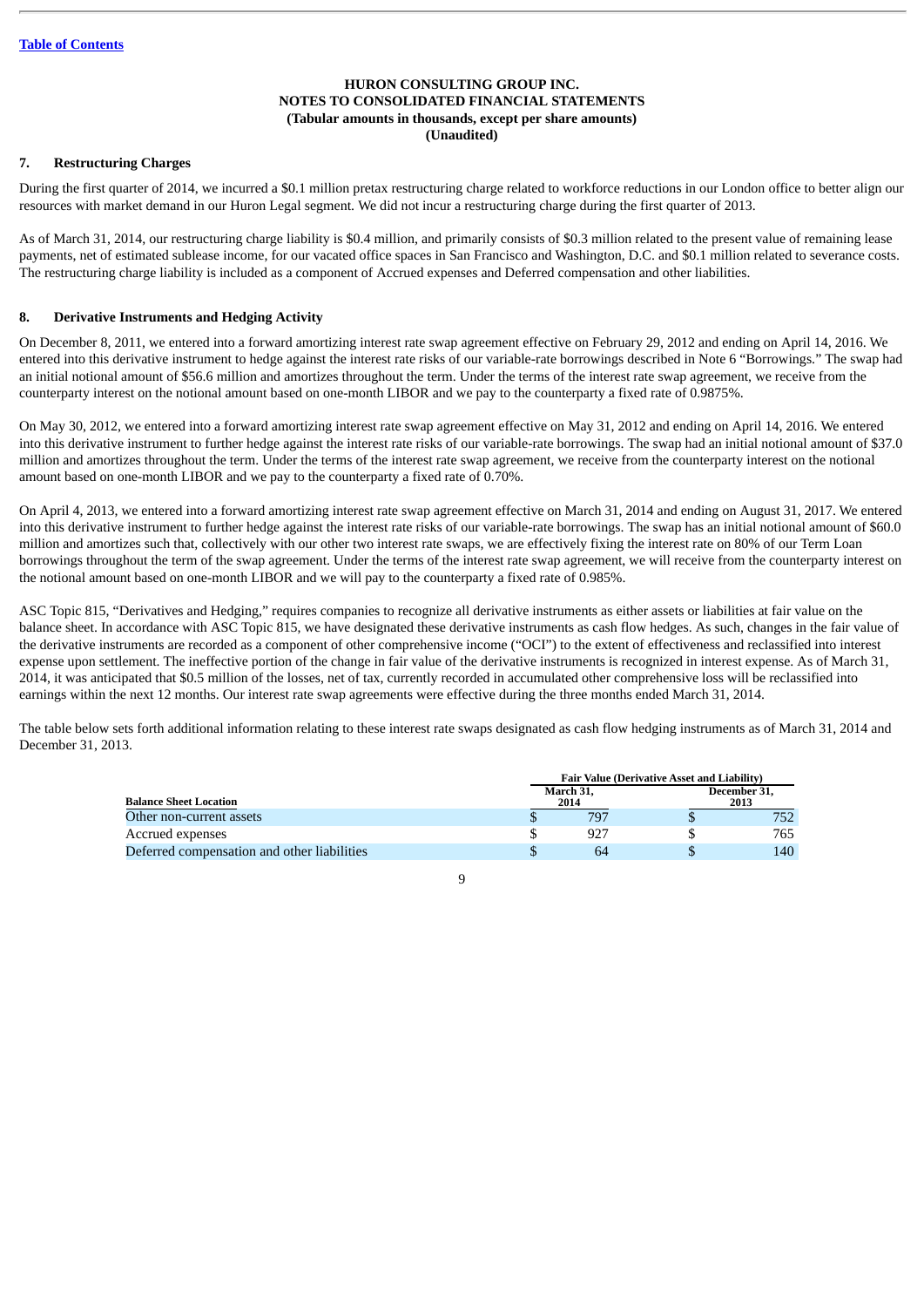Table of Contents

**HURON CONSULTING GROUP INC.**
**NOTES TO CONSOLIDATED FINANCIAL STATEMENTS**
**(Tabular amounts in thousands, except per share amounts)**
**(Unaudited)**

## 7. Restructuring Charges

During the first quarter of 2014, we incurred a $0.1 million pretax restructuring charge related to workforce reductions in our London office to better align our resources with market demand in our Huron Legal segment. We did not incur a restructuring charge during the first quarter of 2013.

As of March 31, 2014, our restructuring charge liability is $0.4 million, and primarily consists of $0.3 million related to the present value of remaining lease payments, net of estimated sublease income, for our vacated office spaces in San Francisco and Washington, D.C. and $0.1 million related to severance costs. The restructuring charge liability is included as a component of Accrued expenses and Deferred compensation and other liabilities.

## 8. Derivative Instruments and Hedging Activity

On December 8, 2011, we entered into a forward amortizing interest rate swap agreement effective on February 29, 2012 and ending on April 14, 2016. We entered into this derivative instrument to hedge against the interest rate risks of our variable-rate borrowings described in Note 6 "Borrowings." The swap had an initial notional amount of $56.6 million and amortizes throughout the term. Under the terms of the interest rate swap agreement, we receive from the counterparty interest on the notional amount based on one-month LIBOR and we pay to the counterparty a fixed rate of 0.9875%.

On May 30, 2012, we entered into a forward amortizing interest rate swap agreement effective on May 31, 2012 and ending on April 14, 2016. We entered into this derivative instrument to further hedge against the interest rate risks of our variable-rate borrowings. The swap had an initial notional amount of $37.0 million and amortizes throughout the term. Under the terms of the interest rate swap agreement, we receive from the counterparty interest on the notional amount based on one-month LIBOR and we pay to the counterparty a fixed rate of 0.70%.

On April 4, 2013, we entered into a forward amortizing interest rate swap agreement effective on March 31, 2014 and ending on August 31, 2017. We entered into this derivative instrument to further hedge against the interest rate risks of our variable-rate borrowings. The swap has an initial notional amount of $60.0 million and amortizes such that, collectively with our other two interest rate swaps, we are effectively fixing the interest rate on 80% of our Term Loan borrowings throughout the term of the swap agreement. Under the terms of the interest rate swap agreement, we will receive from the counterparty interest on the notional amount based on one-month LIBOR and we will pay to the counterparty a fixed rate of 0.985%.

ASC Topic 815, "Derivatives and Hedging," requires companies to recognize all derivative instruments as either assets or liabilities at fair value on the balance sheet. In accordance with ASC Topic 815, we have designated these derivative instruments as cash flow hedges. As such, changes in the fair value of the derivative instruments are recorded as a component of other comprehensive income ("OCI") to the extent of effectiveness and reclassified into interest expense upon settlement. The ineffective portion of the change in fair value of the derivative instruments is recognized in interest expense. As of March 31, 2014, it was anticipated that $0.5 million of the losses, net of tax, currently recorded in accumulated other comprehensive loss will be reclassified into earnings within the next 12 months. Our interest rate swap agreements were effective during the three months ended March 31, 2014.

The table below sets forth additional information relating to these interest rate swaps designated as cash flow hedging instruments as of March 31, 2014 and December 31, 2013.

| | Fair Value (Derivative Asset and Liability) | |
|---|---|---|
| **Balance Sheet Location** | **March 31, 2014** | **December 31, 2013** |
| Other non-current assets | $ 797 | $ 752 |
| Accrued expenses | $ 927 | $ 765 |
| Deferred compensation and other liabilities | $ 64 | $ 140 |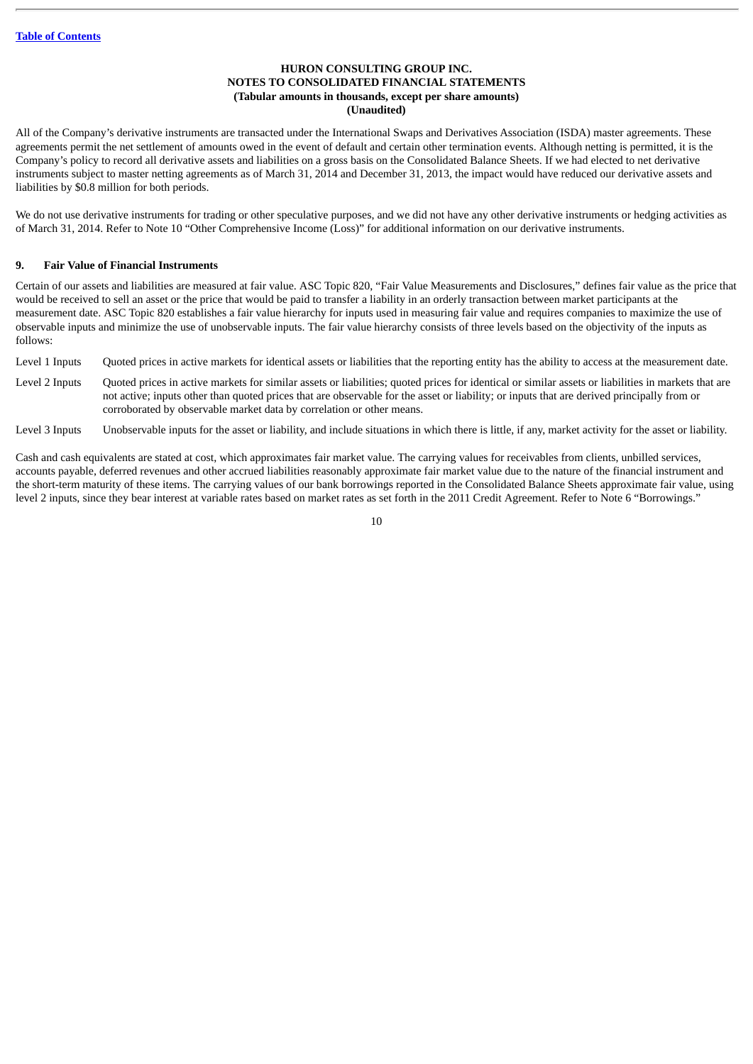All of the Company's derivative instruments are transacted under the International Swaps and Derivatives Association (ISDA) master agreements. These agreements permit the net settlement of amounts owed in the event of default and certain other termination events. Although netting is permitted, it is the Company's policy to record all derivative assets and liabilities on a gross basis on the Consolidated Balance Sheets. If we had elected to net derivative instruments subject to master netting agreements as of March 31, 2014 and December 31, 2013, the impact would have reduced our derivative assets and liabilities by $0.8 million for both periods.

We do not use derivative instruments for trading or other speculative purposes, and we did not have any other derivative instruments or hedging activities as of March 31, 2014. Refer to Note 10 "Other Comprehensive Income (Loss)" for additional information on our derivative instruments.

## 9. Fair Value of Financial Instruments

Certain of our assets and liabilities are measured at fair value. ASC Topic 820, "Fair Value Measurements and Disclosures," defines fair value as the price that would be received to sell an asset or the price that would be paid to transfer a liability in an orderly transaction between market participants at the measurement date. ASC Topic 820 establishes a fair value hierarchy for inputs used in measuring fair value and requires companies to maximize the use of observable inputs and minimize the use of unobservable inputs. The fair value hierarchy consists of three levels based on the objectivity of the inputs as follows:

| | |
|---|---|
| Level 1 Inputs | Quoted prices in active markets for identical assets or liabilities that the reporting entity has the ability to access at the measurement date. |
| Level 2 Inputs | Quoted prices in active markets for similar assets or liabilities; quoted prices for identical or similar assets or liabilities in markets that are not active; inputs other than quoted prices that are observable for the asset or liability; or inputs that are derived principally from or corroborated by observable market data by correlation or other means. |
| Level 3 Inputs | Unobservable inputs for the asset or liability, and include situations in which there is little, if any, market activity for the asset or liability. |

Cash and cash equivalents are stated at cost, which approximates fair market value. The carrying values for receivables from clients, unbilled services, accounts payable, deferred revenues and other accrued liabilities reasonably approximate fair market value due to the nature of the financial instrument and the short-term maturity of these items. The carrying values of our bank borrowings reported in the Consolidated Balance Sheets approximate fair value, using level 2 inputs, since they bear interest at variable rates based on market rates as set forth in the 2011 Credit Agreement. Refer to Note 6 "Borrowings."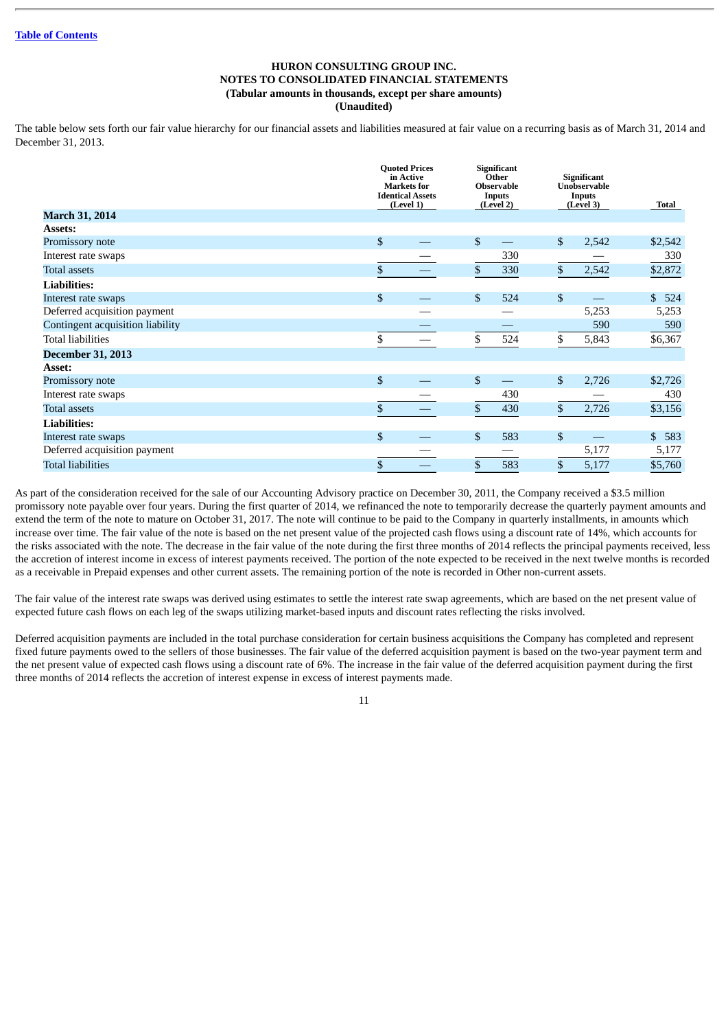Table of Contents

**HURON CONSULTING GROUP INC.**
**NOTES TO CONSOLIDATED FINANCIAL STATEMENTS**
**(Tabular amounts in thousands, except per share amounts)**
**(Unaudited)**

The table below sets forth our fair value hierarchy for our financial assets and liabilities measured at fair value on a recurring basis as of March 31, 2014 and December 31, 2013.

| | Quoted Prices in Active Markets for Identical Assets (Level 1) | Significant Other Observable Inputs (Level 2) | Significant Unobservable Inputs (Level 3) | Total |
|---|---|---|---|---|
| **March 31, 2014** | | | | |
| **Assets:** | | | | |
| Promissory note | $ — | $ — | $ 2,542 | $2,542 |
| Interest rate swaps | — | 330 | — | 330 |
| Total assets | $ — | $ 330 | $ 2,542 | $2,872 |
| **Liabilities:** | | | | |
| Interest rate swaps | $ — | $ 524 | $ — | $ 524 |
| Deferred acquisition payment | — | — | 5,253 | 5,253 |
| Contingent acquisition liability | — | — | 590 | 590 |
| Total liabilities | $ — | $ 524 | $ 5,843 | $6,367 |
| **December 31, 2013** | | | | |
| **Asset:** | | | | |
| Promissory note | $ — | $ — | $ 2,726 | $2,726 |
| Interest rate swaps | — | 430 | — | 430 |
| Total assets | $ — | $ 430 | $ 2,726 | $3,156 |
| **Liabilities:** | | | | |
| Interest rate swaps | $ — | $ 583 | $ — | $ 583 |
| Deferred acquisition payment | — | — | 5,177 | 5,177 |
| Total liabilities | $ — | $ 583 | $ 5,177 | $5,760 |

As part of the consideration received for the sale of our Accounting Advisory practice on December 30, 2011, the Company received a $3.5 million promissory note payable over four years. During the first quarter of 2014, we refinanced the note to temporarily decrease the quarterly payment amounts and extend the term of the note to mature on October 31, 2017. The note will continue to be paid to the Company in quarterly installments, in amounts which increase over time. The fair value of the note is based on the net present value of the projected cash flows using a discount rate of 14%, which accounts for the risks associated with the note. The decrease in the fair value of the note during the first three months of 2014 reflects the principal payments received, less the accretion of interest income in excess of interest payments received. The portion of the note expected to be received in the next twelve months is recorded as a receivable in Prepaid expenses and other current assets. The remaining portion of the note is recorded in Other non-current assets.

The fair value of the interest rate swaps was derived using estimates to settle the interest rate swap agreements, which are based on the net present value of expected future cash flows on each leg of the swaps utilizing market-based inputs and discount rates reflecting the risks involved.

Deferred acquisition payments are included in the total purchase consideration for certain business acquisitions the Company has completed and represent fixed future payments owed to the sellers of those businesses. The fair value of the deferred acquisition payment is based on the two-year payment term and the net present value of expected cash flows using a discount rate of 6%. The increase in the fair value of the deferred acquisition payment during the first three months of 2014 reflects the accretion of interest expense in excess of interest payments made.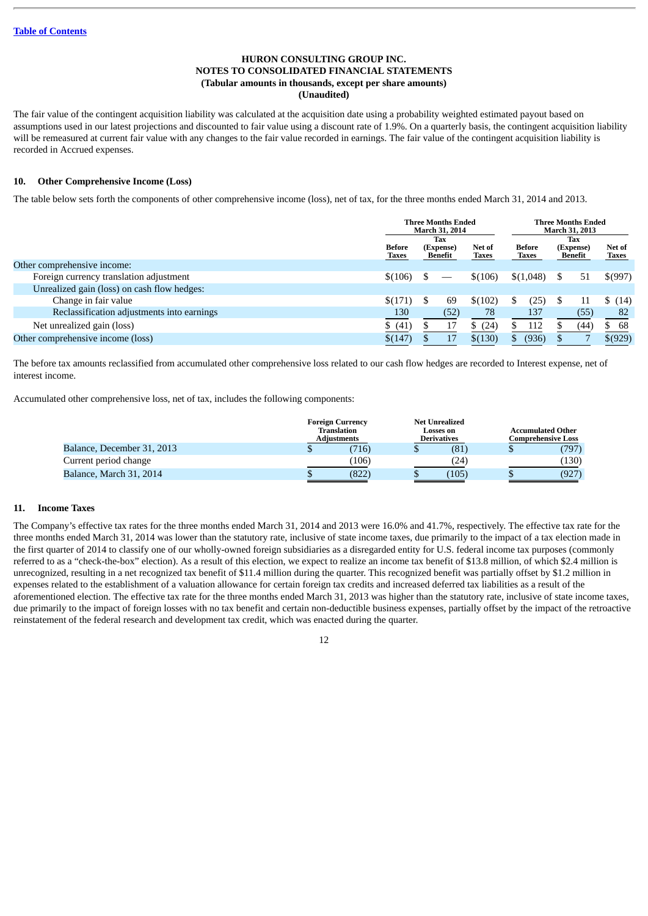[Table of Contents](#)

**HURON CONSULTING GROUP INC.**
**NOTES TO CONSOLIDATED FINANCIAL STATEMENTS**
**(Tabular amounts in thousands, except per share amounts)**
**(Unaudited)**

The fair value of the contingent acquisition liability was calculated at the acquisition date using a probability weighted estimated payout based on assumptions used in our latest projections and discounted to fair value using a discount rate of 1.9%. On a quarterly basis, the contingent acquisition liability will be remeasured at current fair value with any changes to the fair value recorded in earnings. The fair value of the contingent acquisition liability is recorded in Accrued expenses.

## 10. Other Comprehensive Income (Loss)

The table below sets forth the components of other comprehensive income (loss), net of tax, for the three months ended March 31, 2014 and 2013.

| | Three Months Ended March 31, 2014 | | | Three Months Ended March 31, 2013 | | |
|---|---|---|---|---|---|---|
| | Before Taxes | Tax (Expense) Benefit | Net of Taxes | Before Taxes | Tax (Expense) Benefit | Net of Taxes |
| Other comprehensive income: | | | | | | |
| Foreign currency translation adjustment | $(106) | $ — | $(106) | $(1,048) | $ 51 | $(997) |
| Unrealized gain (loss) on cash flow hedges: | | | | | | |
| Change in fair value | $(171) | $ 69 | $(102) | $ (25) | $ 11 | $ (14) |
| Reclassification adjustments into earnings | 130 | (52) | 78 | 137 | (55) | 82 |
| Net unrealized gain (loss) | $ (41) | $ 17 | $ (24) | $ 112 | $ (44) | $ 68 |
| Other comprehensive income (loss) | $(147) | $ 17 | $(130) | $ (936) | $ 7 | $(929) |

The before tax amounts reclassified from accumulated other comprehensive loss related to our cash flow hedges are recorded to Interest expense, net of interest income.

Accumulated other comprehensive loss, net of tax, includes the following components:

| | Foreign Currency Translation Adjustments | Net Unrealized Losses on Derivatives | Accumulated Other Comprehensive Loss |
|---|---|---|---|
| Balance, December 31, 2013 | $ (716) | $ (81) | $ (797) |
| Current period change | (106) | (24) | (130) |
| Balance, March 31, 2014 | $ (822) | $ (105) | $ (927) |

## 11. Income Taxes

The Company's effective tax rates for the three months ended March 31, 2014 and 2013 were 16.0% and 41.7%, respectively. The effective tax rate for the three months ended March 31, 2014 was lower than the statutory rate, inclusive of state income taxes, due primarily to the impact of a tax election made in the first quarter of 2014 to classify one of our wholly-owned foreign subsidiaries as a disregarded entity for U.S. federal income tax purposes (commonly referred to as a "check-the-box" election). As a result of this election, we expect to realize an income tax benefit of $13.8 million, of which $2.4 million is unrecognized, resulting in a net recognized tax benefit of $11.4 million during the quarter. This recognized benefit was partially offset by $1.2 million in expenses related to the establishment of a valuation allowance for certain foreign tax credits and increased deferred tax liabilities as a result of the aforementioned election. The effective tax rate for the three months ended March 31, 2013 was higher than the statutory rate, inclusive of state income taxes, due primarily to the impact of foreign losses with no tax benefit and certain non-deductible business expenses, partially offset by the impact of the retroactive reinstatement of the federal research and development tax credit, which was enacted during the quarter.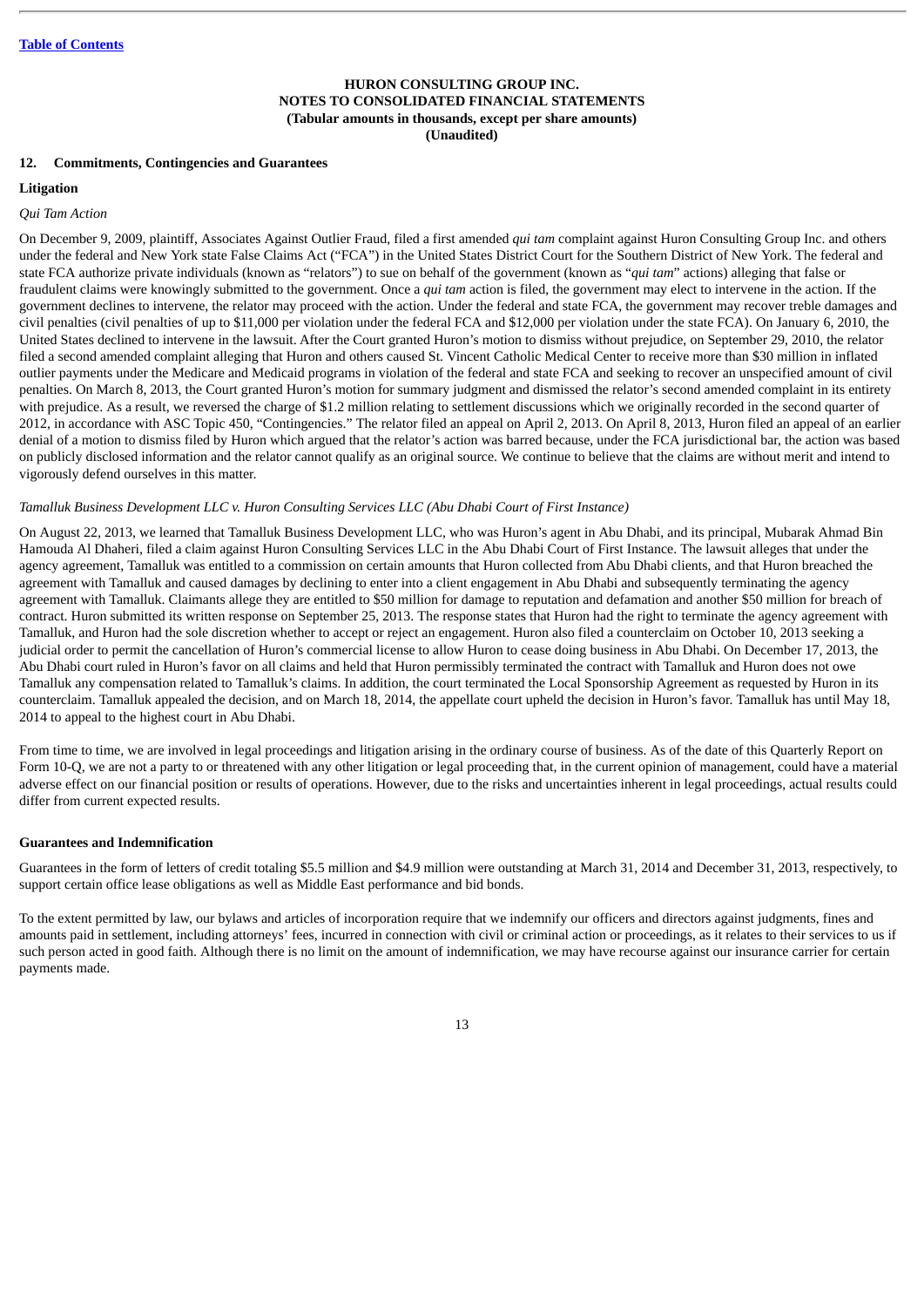[Table of Contents](#)

**HURON CONSULTING GROUP INC.**
**NOTES TO CONSOLIDATED FINANCIAL STATEMENTS**
**(Tabular amounts in thousands, except per share amounts)**
**(Unaudited)**

## 12. Commitments, Contingencies and Guarantees

### Litigation

*Qui Tam Action*

On December 9, 2009, plaintiff, Associates Against Outlier Fraud, filed a first amended *qui tam* complaint against Huron Consulting Group Inc. and others under the federal and New York state False Claims Act ("FCA") in the United States District Court for the Southern District of New York. The federal and state FCA authorize private individuals (known as "relators") to sue on behalf of the government (known as "*qui tam*" actions) alleging that false or fraudulent claims were knowingly submitted to the government. Once a *qui tam* action is filed, the government may elect to intervene in the action. If the government declines to intervene, the relator may proceed with the action. Under the federal and state FCA, the government may recover treble damages and civil penalties (civil penalties of up to $11,000 per violation under the federal FCA and $12,000 per violation under the state FCA). On January 6, 2010, the United States declined to intervene in the lawsuit. After the Court granted Huron's motion to dismiss without prejudice, on September 29, 2010, the relator filed a second amended complaint alleging that Huron and others caused St. Vincent Catholic Medical Center to receive more than $30 million in inflated outlier payments under the Medicare and Medicaid programs in violation of the federal and state FCA and seeking to recover an unspecified amount of civil penalties. On March 8, 2013, the Court granted Huron's motion for summary judgment and dismissed the relator's second amended complaint in its entirety with prejudice. As a result, we reversed the charge of $1.2 million relating to settlement discussions which we originally recorded in the second quarter of 2012, in accordance with ASC Topic 450, "Contingencies." The relator filed an appeal on April 2, 2013. On April 8, 2013, Huron filed an appeal of an earlier denial of a motion to dismiss filed by Huron which argued that the relator's action was barred because, under the FCA jurisdictional bar, the action was based on publicly disclosed information and the relator cannot qualify as an original source. We continue to believe that the claims are without merit and intend to vigorously defend ourselves in this matter.

*Tamalluk Business Development LLC v. Huron Consulting Services LLC (Abu Dhabi Court of First Instance)*

On August 22, 2013, we learned that Tamalluk Business Development LLC, who was Huron's agent in Abu Dhabi, and its principal, Mubarak Ahmad Bin Hamouda Al Dhaheri, filed a claim against Huron Consulting Services LLC in the Abu Dhabi Court of First Instance. The lawsuit alleges that under the agency agreement, Tamalluk was entitled to a commission on certain amounts that Huron collected from Abu Dhabi clients, and that Huron breached the agreement with Tamalluk and caused damages by declining to enter into a client engagement in Abu Dhabi and subsequently terminating the agency agreement with Tamalluk. Claimants allege they are entitled to $50 million for damage to reputation and defamation and another $50 million for breach of contract. Huron submitted its written response on September 25, 2013. The response states that Huron had the right to terminate the agency agreement with Tamalluk, and Huron had the sole discretion whether to accept or reject an engagement. Huron also filed a counterclaim on October 10, 2013 seeking a judicial order to permit the cancellation of Huron's commercial license to allow Huron to cease doing business in Abu Dhabi. On December 17, 2013, the Abu Dhabi court ruled in Huron's favor on all claims and held that Huron permissibly terminated the contract with Tamalluk and Huron does not owe Tamalluk any compensation related to Tamalluk's claims. In addition, the court terminated the Local Sponsorship Agreement as requested by Huron in its counterclaim. Tamalluk appealed the decision, and on March 18, 2014, the appellate court upheld the decision in Huron's favor. Tamalluk has until May 18, 2014 to appeal to the highest court in Abu Dhabi.

From time to time, we are involved in legal proceedings and litigation arising in the ordinary course of business. As of the date of this Quarterly Report on Form 10-Q, we are not a party to or threatened with any other litigation or legal proceeding that, in the current opinion of management, could have a material adverse effect on our financial position or results of operations. However, due to the risks and uncertainties inherent in legal proceedings, actual results could differ from current expected results.

### Guarantees and Indemnification

Guarantees in the form of letters of credit totaling $5.5 million and $4.9 million were outstanding at March 31, 2014 and December 31, 2013, respectively, to support certain office lease obligations as well as Middle East performance and bid bonds.

To the extent permitted by law, our bylaws and articles of incorporation require that we indemnify our officers and directors against judgments, fines and amounts paid in settlement, including attorneys' fees, incurred in connection with civil or criminal action or proceedings, as it relates to their services to us if such person acted in good faith. Although there is no limit on the amount of indemnification, we may have recourse against our insurance carrier for certain payments made.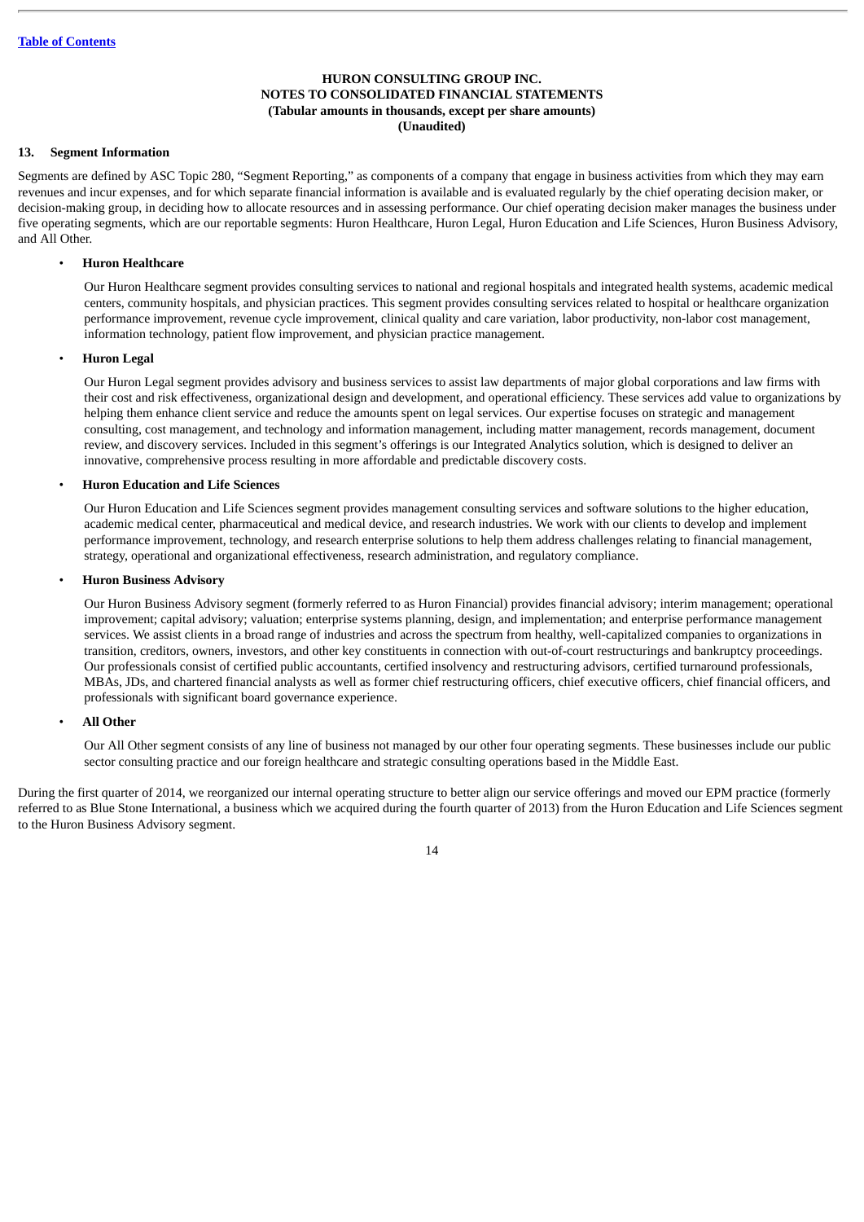**HURON CONSULTING GROUP INC.**
**NOTES TO CONSOLIDATED FINANCIAL STATEMENTS**
**(Tabular amounts in thousands, except per share amounts)**
**(Unaudited)**

## 13. Segment Information

Segments are defined by ASC Topic 280, "Segment Reporting," as components of a company that engage in business activities from which they may earn revenues and incur expenses, and for which separate financial information is available and is evaluated regularly by the chief operating decision maker, or decision-making group, in deciding how to allocate resources and in assessing performance. Our chief operating decision maker manages the business under five operating segments, which are our reportable segments: Huron Healthcare, Huron Legal, Huron Education and Life Sciences, Huron Business Advisory, and All Other.

- **Huron Healthcare**

  Our Huron Healthcare segment provides consulting services to national and regional hospitals and integrated health systems, academic medical centers, community hospitals, and physician practices. This segment provides consulting services related to hospital or healthcare organization performance improvement, revenue cycle improvement, clinical quality and care variation, labor productivity, non-labor cost management, information technology, patient flow improvement, and physician practice management.

- **Huron Legal**

  Our Huron Legal segment provides advisory and business services to assist law departments of major global corporations and law firms with their cost and risk effectiveness, organizational design and development, and operational efficiency. These services add value to organizations by helping them enhance client service and reduce the amounts spent on legal services. Our expertise focuses on strategic and management consulting, cost management, and technology and information management, including matter management, records management, document review, and discovery services. Included in this segment's offerings is our Integrated Analytics solution, which is designed to deliver an innovative, comprehensive process resulting in more affordable and predictable discovery costs.

- **Huron Education and Life Sciences**

  Our Huron Education and Life Sciences segment provides management consulting services and software solutions to the higher education, academic medical center, pharmaceutical and medical device, and research industries. We work with our clients to develop and implement performance improvement, technology, and research enterprise solutions to help them address challenges relating to financial management, strategy, operational and organizational effectiveness, research administration, and regulatory compliance.

- **Huron Business Advisory**

  Our Huron Business Advisory segment (formerly referred to as Huron Financial) provides financial advisory; interim management; operational improvement; capital advisory; valuation; enterprise systems planning, design, and implementation; and enterprise performance management services. We assist clients in a broad range of industries and across the spectrum from healthy, well-capitalized companies to organizations in transition, creditors, owners, investors, and other key constituents in connection with out-of-court restructurings and bankruptcy proceedings. Our professionals consist of certified public accountants, certified insolvency and restructuring advisors, certified turnaround professionals, MBAs, JDs, and chartered financial analysts as well as former chief restructuring officers, chief executive officers, chief financial officers, and professionals with significant board governance experience.

- **All Other**

  Our All Other segment consists of any line of business not managed by our other four operating segments. These businesses include our public sector consulting practice and our foreign healthcare and strategic consulting operations based in the Middle East.

During the first quarter of 2014, we reorganized our internal operating structure to better align our service offerings and moved our EPM practice (formerly referred to as Blue Stone International, a business which we acquired during the fourth quarter of 2013) from the Huron Education and Life Sciences segment to the Huron Business Advisory segment.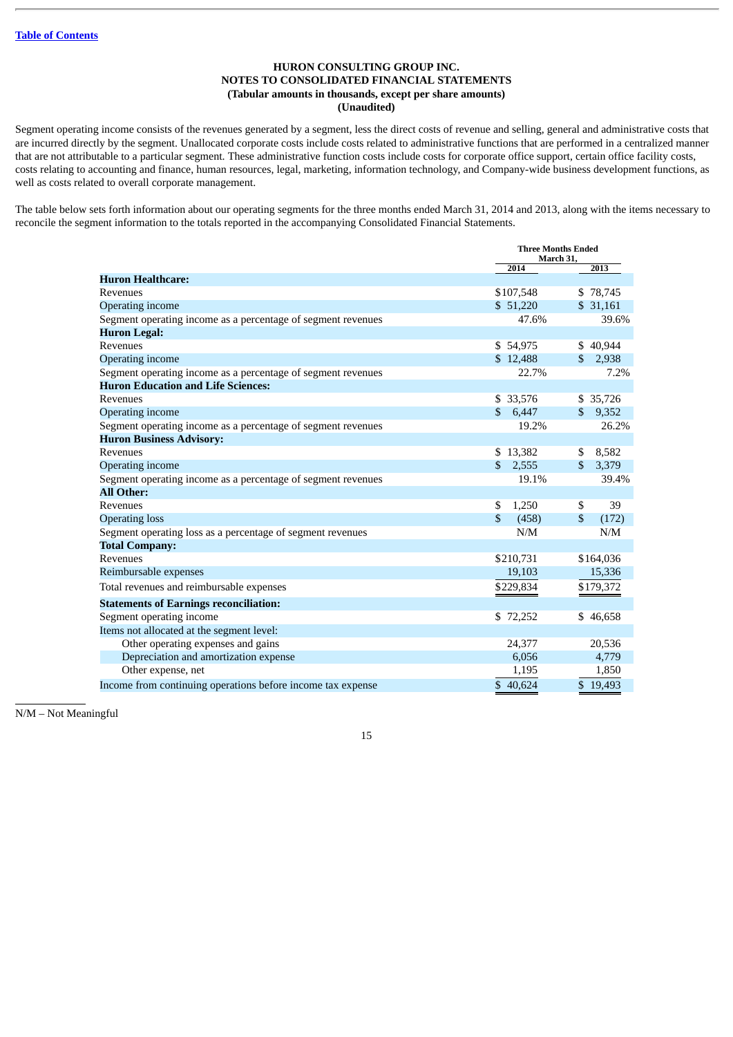**HURON CONSULTING GROUP INC.**
**NOTES TO CONSOLIDATED FINANCIAL STATEMENTS**
**(Tabular amounts in thousands, except per share amounts)**
**(Unaudited)**

Segment operating income consists of the revenues generated by a segment, less the direct costs of revenue and selling, general and administrative costs that are incurred directly by the segment. Unallocated corporate costs include costs related to administrative functions that are performed in a centralized manner that are not attributable to a particular segment. These administrative function costs include costs for corporate office support, certain office facility costs, costs relating to accounting and finance, human resources, legal, marketing, information technology, and Company-wide business development functions, as well as costs related to overall corporate management.

The table below sets forth information about our operating segments for the three months ended March 31, 2014 and 2013, along with the items necessary to reconcile the segment information to the totals reported in the accompanying Consolidated Financial Statements.

| | Three Months Ended March 31, | |
|---|---|---|
| | 2014 | 2013 |
| **Huron Healthcare:** | | |
| Revenues | $107,548 | $ 78,745 |
| Operating income | $ 51,220 | $ 31,161 |
| Segment operating income as a percentage of segment revenues | 47.6% | 39.6% |
| **Huron Legal:** | | |
| Revenues | $ 54,975 | $ 40,944 |
| Operating income | $ 12,488 | $ 2,938 |
| Segment operating income as a percentage of segment revenues | 22.7% | 7.2% |
| **Huron Education and Life Sciences:** | | |
| Revenues | $ 33,576 | $ 35,726 |
| Operating income | $ 6,447 | $ 9,352 |
| Segment operating income as a percentage of segment revenues | 19.2% | 26.2% |
| **Huron Business Advisory:** | | |
| Revenues | $ 13,382 | $ 8,582 |
| Operating income | $ 2,555 | $ 3,379 |
| Segment operating income as a percentage of segment revenues | 19.1% | 39.4% |
| **All Other:** | | |
| Revenues | $ 1,250 | $ 39 |
| Operating loss | $ (458) | $ (172) |
| Segment operating loss as a percentage of segment revenues | N/M | N/M |
| **Total Company:** | | |
| Revenues | $210,731 | $164,036 |
| Reimbursable expenses | 19,103 | 15,336 |
| Total revenues and reimbursable expenses | $229,834 | $179,372 |
| **Statements of Earnings reconciliation:** | | |
| Segment operating income | $ 72,252 | $ 46,658 |
| Items not allocated at the segment level: | | |
| Other operating expenses and gains | 24,377 | 20,536 |
| Depreciation and amortization expense | 6,056 | 4,779 |
| Other expense, net | 1,195 | 1,850 |
| Income from continuing operations before income tax expense | $ 40,624 | $ 19,493 |

N/M – Not Meaningful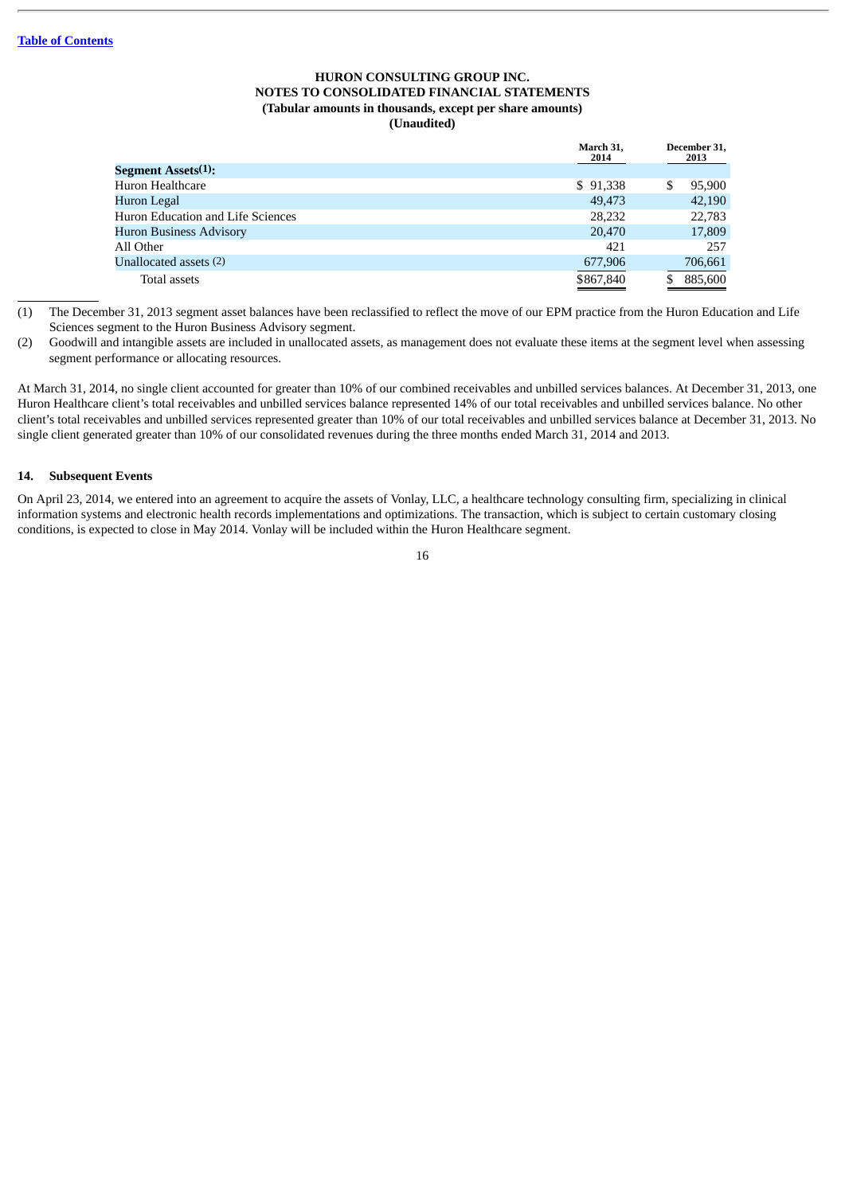HURON CONSULTING GROUP INC.
NOTES TO CONSOLIDATED FINANCIAL STATEMENTS
(Tabular amounts in thousands, except per share amounts)
(Unaudited)

| | March 31, 2014 | December 31, 2013 |
|---|---|---|
| **Segment Assets(1):** | | |
| Huron Healthcare | $ 91,338 | $ 95,900 |
| Huron Legal | 49,473 | 42,190 |
| Huron Education and Life Sciences | 28,232 | 22,783 |
| Huron Business Advisory | 20,470 | 17,809 |
| All Other | 421 | 257 |
| Unallocated assets (2) | 677,906 | 706,661 |
| Total assets | $867,840 | $ 885,600 |

(1) The December 31, 2013 segment asset balances have been reclassified to reflect the move of our EPM practice from the Huron Education and Life Sciences segment to the Huron Business Advisory segment.

(2) Goodwill and intangible assets are included in unallocated assets, as management does not evaluate these items at the segment level when assessing segment performance or allocating resources.

At March 31, 2014, no single client accounted for greater than 10% of our combined receivables and unbilled services balances. At December 31, 2013, one Huron Healthcare client's total receivables and unbilled services balance represented 14% of our total receivables and unbilled services balance. No other client's total receivables and unbilled services represented greater than 10% of our total receivables and unbilled services balance at December 31, 2013. No single client generated greater than 10% of our consolidated revenues during the three months ended March 31, 2014 and 2013.

## 14. Subsequent Events

On April 23, 2014, we entered into an agreement to acquire the assets of Vonlay, LLC, a healthcare technology consulting firm, specializing in clinical information systems and electronic health records implementations and optimizations. The transaction, which is subject to certain customary closing conditions, is expected to close in May 2014. Vonlay will be included within the Huron Healthcare segment.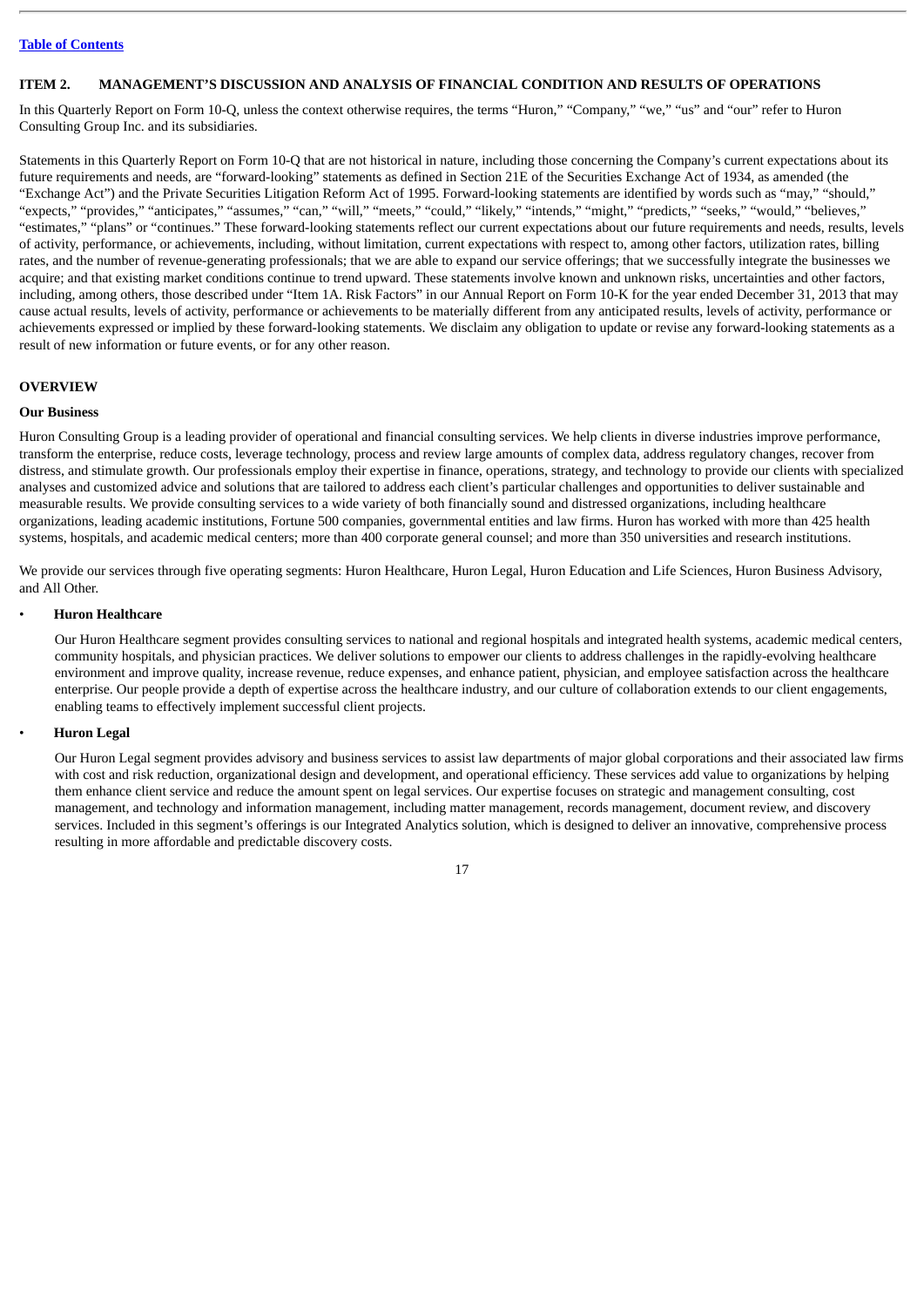## ITEM 2. MANAGEMENT'S DISCUSSION AND ANALYSIS OF FINANCIAL CONDITION AND RESULTS OF OPERATIONS

In this Quarterly Report on Form 10-Q, unless the context otherwise requires, the terms "Huron," "Company," "we," "us" and "our" refer to Huron Consulting Group Inc. and its subsidiaries.

Statements in this Quarterly Report on Form 10-Q that are not historical in nature, including those concerning the Company's current expectations about its future requirements and needs, are "forward-looking" statements as defined in Section 21E of the Securities Exchange Act of 1934, as amended (the "Exchange Act") and the Private Securities Litigation Reform Act of 1995. Forward-looking statements are identified by words such as "may," "should," "expects," "provides," "anticipates," "assumes," "can," "will," "meets," "could," "likely," "intends," "might," "predicts," "seeks," "would," "believes," "estimates," "plans" or "continues." These forward-looking statements reflect our current expectations about our future requirements and needs, results, levels of activity, performance, or achievements, including, without limitation, current expectations with respect to, among other factors, utilization rates, billing rates, and the number of revenue-generating professionals; that we are able to expand our service offerings; that we successfully integrate the businesses we acquire; and that existing market conditions continue to trend upward. These statements involve known and unknown risks, uncertainties and other factors, including, among others, those described under "Item 1A. Risk Factors" in our Annual Report on Form 10-K for the year ended December 31, 2013 that may cause actual results, levels of activity, performance or achievements to be materially different from any anticipated results, levels of activity, performance or achievements expressed or implied by these forward-looking statements. We disclaim any obligation to update or revise any forward-looking statements as a result of new information or future events, or for any other reason.

## OVERVIEW

### Our Business

Huron Consulting Group is a leading provider of operational and financial consulting services. We help clients in diverse industries improve performance, transform the enterprise, reduce costs, leverage technology, process and review large amounts of complex data, address regulatory changes, recover from distress, and stimulate growth. Our professionals employ their expertise in finance, operations, strategy, and technology to provide our clients with specialized analyses and customized advice and solutions that are tailored to address each client's particular challenges and opportunities to deliver sustainable and measurable results. We provide consulting services to a wide variety of both financially sound and distressed organizations, including healthcare organizations, leading academic institutions, Fortune 500 companies, governmental entities and law firms. Huron has worked with more than 425 health systems, hospitals, and academic medical centers; more than 400 corporate general counsel; and more than 350 universities and research institutions.

We provide our services through five operating segments: Huron Healthcare, Huron Legal, Huron Education and Life Sciences, Huron Business Advisory, and All Other.

- **Huron Healthcare**

  Our Huron Healthcare segment provides consulting services to national and regional hospitals and integrated health systems, academic medical centers, community hospitals, and physician practices. We deliver solutions to empower our clients to address challenges in the rapidly-evolving healthcare environment and improve quality, increase revenue, reduce expenses, and enhance patient, physician, and employee satisfaction across the healthcare enterprise. Our people provide a depth of expertise across the healthcare industry, and our culture of collaboration extends to our client engagements, enabling teams to effectively implement successful client projects.

- **Huron Legal**

  Our Huron Legal segment provides advisory and business services to assist law departments of major global corporations and their associated law firms with cost and risk reduction, organizational design and development, and operational efficiency. These services add value to organizations by helping them enhance client service and reduce the amount spent on legal services. Our expertise focuses on strategic and management consulting, cost management, and technology and information management, including matter management, records management, document review, and discovery services. Included in this segment's offerings is our Integrated Analytics solution, which is designed to deliver an innovative, comprehensive process resulting in more affordable and predictable discovery costs.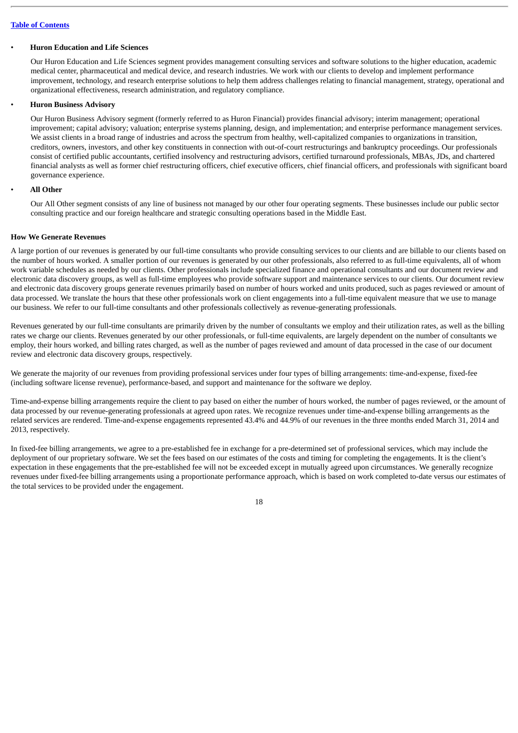- **Huron Education and Life Sciences**

  Our Huron Education and Life Sciences segment provides management consulting services and software solutions to the higher education, academic medical center, pharmaceutical and medical device, and research industries. We work with our clients to develop and implement performance improvement, technology, and research enterprise solutions to help them address challenges relating to financial management, strategy, operational and organizational effectiveness, research administration, and regulatory compliance.

- **Huron Business Advisory**

  Our Huron Business Advisory segment (formerly referred to as Huron Financial) provides financial advisory; interim management; operational improvement; capital advisory; valuation; enterprise systems planning, design, and implementation; and enterprise performance management services. We assist clients in a broad range of industries and across the spectrum from healthy, well-capitalized companies to organizations in transition, creditors, owners, investors, and other key constituents in connection with out-of-court restructurings and bankruptcy proceedings. Our professionals consist of certified public accountants, certified insolvency and restructuring advisors, certified turnaround professionals, MBAs, JDs, and chartered financial analysts as well as former chief restructuring officers, chief executive officers, chief financial officers, and professionals with significant board governance experience.

- **All Other**

  Our All Other segment consists of any line of business not managed by our other four operating segments. These businesses include our public sector consulting practice and our foreign healthcare and strategic consulting operations based in the Middle East.

### How We Generate Revenues

A large portion of our revenues is generated by our full-time consultants who provide consulting services to our clients and are billable to our clients based on the number of hours worked. A smaller portion of our revenues is generated by our other professionals, also referred to as full-time equivalents, all of whom work variable schedules as needed by our clients. Other professionals include specialized finance and operational consultants and our document review and electronic data discovery groups, as well as full-time employees who provide software support and maintenance services to our clients. Our document review and electronic data discovery groups generate revenues primarily based on number of hours worked and units produced, such as pages reviewed or amount of data processed. We translate the hours that these other professionals work on client engagements into a full-time equivalent measure that we use to manage our business. We refer to our full-time consultants and other professionals collectively as revenue-generating professionals.

Revenues generated by our full-time consultants are primarily driven by the number of consultants we employ and their utilization rates, as well as the billing rates we charge our clients. Revenues generated by our other professionals, or full-time equivalents, are largely dependent on the number of consultants we employ, their hours worked, and billing rates charged, as well as the number of pages reviewed and amount of data processed in the case of our document review and electronic data discovery groups, respectively.

We generate the majority of our revenues from providing professional services under four types of billing arrangements: time-and-expense, fixed-fee (including software license revenue), performance-based, and support and maintenance for the software we deploy.

Time-and-expense billing arrangements require the client to pay based on either the number of hours worked, the number of pages reviewed, or the amount of data processed by our revenue-generating professionals at agreed upon rates. We recognize revenues under time-and-expense billing arrangements as the related services are rendered. Time-and-expense engagements represented 43.4% and 44.9% of our revenues in the three months ended March 31, 2014 and 2013, respectively.

In fixed-fee billing arrangements, we agree to a pre-established fee in exchange for a pre-determined set of professional services, which may include the deployment of our proprietary software. We set the fees based on our estimates of the costs and timing for completing the engagements. It is the client's expectation in these engagements that the pre-established fee will not be exceeded except in mutually agreed upon circumstances. We generally recognize revenues under fixed-fee billing arrangements using a proportionate performance approach, which is based on work completed to-date versus our estimates of the total services to be provided under the engagement.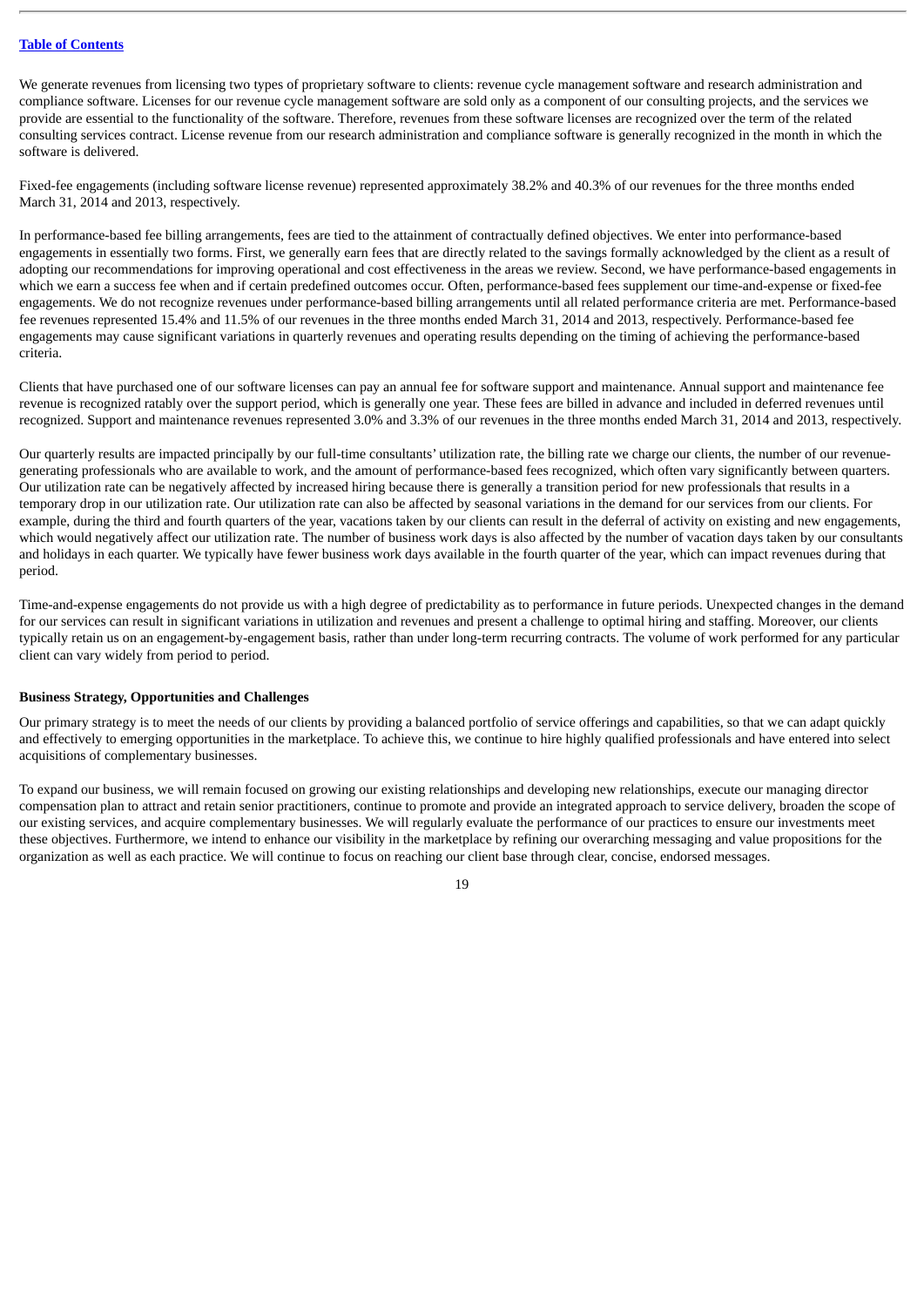We generate revenues from licensing two types of proprietary software to clients: revenue cycle management software and research administration and compliance software. Licenses for our revenue cycle management software are sold only as a component of our consulting projects, and the services we provide are essential to the functionality of the software. Therefore, revenues from these software licenses are recognized over the term of the related consulting services contract. License revenue from our research administration and compliance software is generally recognized in the month in which the software is delivered.

Fixed-fee engagements (including software license revenue) represented approximately 38.2% and 40.3% of our revenues for the three months ended March 31, 2014 and 2013, respectively.

In performance-based fee billing arrangements, fees are tied to the attainment of contractually defined objectives. We enter into performance-based engagements in essentially two forms. First, we generally earn fees that are directly related to the savings formally acknowledged by the client as a result of adopting our recommendations for improving operational and cost effectiveness in the areas we review. Second, we have performance-based engagements in which we earn a success fee when and if certain predefined outcomes occur. Often, performance-based fees supplement our time-and-expense or fixed-fee engagements. We do not recognize revenues under performance-based billing arrangements until all related performance criteria are met. Performance-based fee revenues represented 15.4% and 11.5% of our revenues in the three months ended March 31, 2014 and 2013, respectively. Performance-based fee engagements may cause significant variations in quarterly revenues and operating results depending on the timing of achieving the performance-based criteria.

Clients that have purchased one of our software licenses can pay an annual fee for software support and maintenance. Annual support and maintenance fee revenue is recognized ratably over the support period, which is generally one year. These fees are billed in advance and included in deferred revenues until recognized. Support and maintenance revenues represented 3.0% and 3.3% of our revenues in the three months ended March 31, 2014 and 2013, respectively.

Our quarterly results are impacted principally by our full-time consultants' utilization rate, the billing rate we charge our clients, the number of our revenue-generating professionals who are available to work, and the amount of performance-based fees recognized, which often vary significantly between quarters. Our utilization rate can be negatively affected by increased hiring because there is generally a transition period for new professionals that results in a temporary drop in our utilization rate. Our utilization rate can also be affected by seasonal variations in the demand for our services from our clients. For example, during the third and fourth quarters of the year, vacations taken by our clients can result in the deferral of activity on existing and new engagements, which would negatively affect our utilization rate. The number of business work days is also affected by the number of vacation days taken by our consultants and holidays in each quarter. We typically have fewer business work days available in the fourth quarter of the year, which can impact revenues during that period.

Time-and-expense engagements do not provide us with a high degree of predictability as to performance in future periods. Unexpected changes in the demand for our services can result in significant variations in utilization and revenues and present a challenge to optimal hiring and staffing. Moreover, our clients typically retain us on an engagement-by-engagement basis, rather than under long-term recurring contracts. The volume of work performed for any particular client can vary widely from period to period.

**Business Strategy, Opportunities and Challenges**

Our primary strategy is to meet the needs of our clients by providing a balanced portfolio of service offerings and capabilities, so that we can adapt quickly and effectively to emerging opportunities in the marketplace. To achieve this, we continue to hire highly qualified professionals and have entered into select acquisitions of complementary businesses.

To expand our business, we will remain focused on growing our existing relationships and developing new relationships, execute our managing director compensation plan to attract and retain senior practitioners, continue to promote and provide an integrated approach to service delivery, broaden the scope of our existing services, and acquire complementary businesses. We will regularly evaluate the performance of our practices to ensure our investments meet these objectives. Furthermore, we intend to enhance our visibility in the marketplace by refining our overarching messaging and value propositions for the organization as well as each practice. We will continue to focus on reaching our client base through clear, concise, endorsed messages.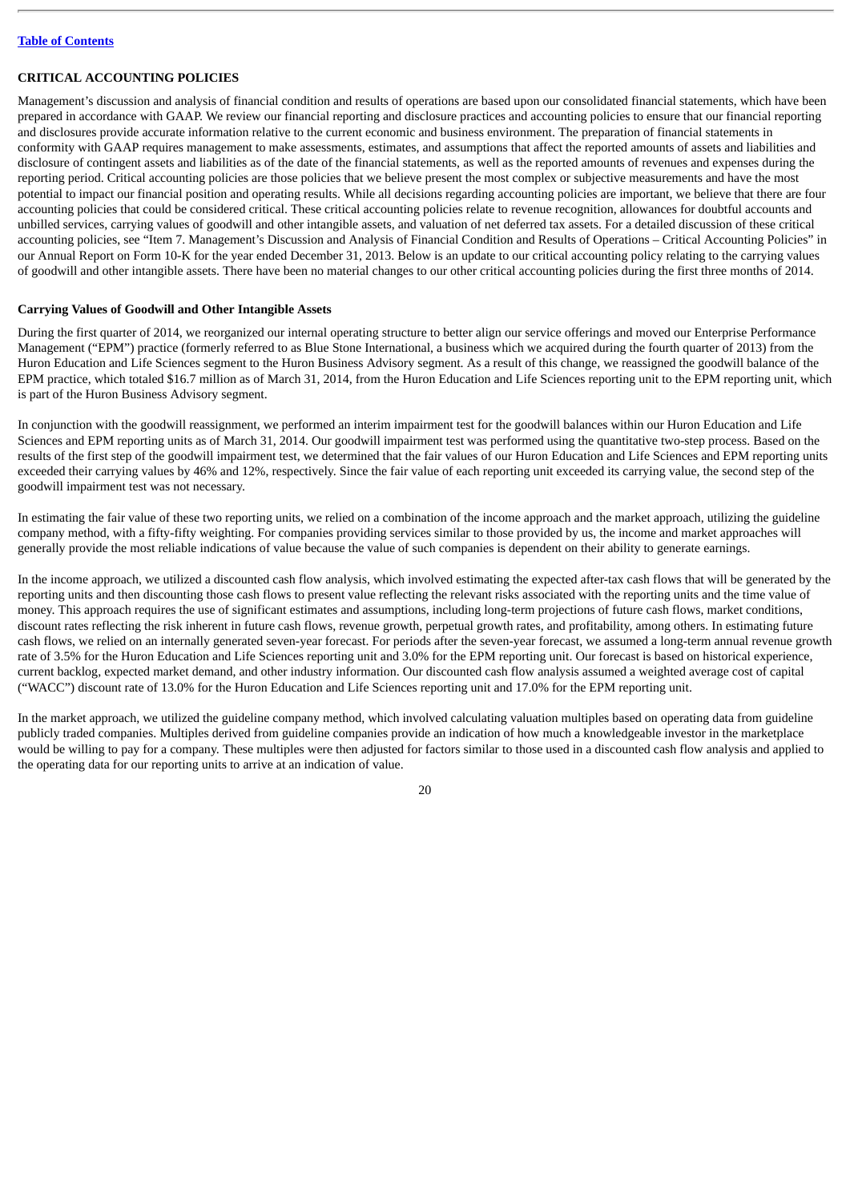[Table of Contents](#)

## CRITICAL ACCOUNTING POLICIES

Management's discussion and analysis of financial condition and results of operations are based upon our consolidated financial statements, which have been prepared in accordance with GAAP. We review our financial reporting and disclosure practices and accounting policies to ensure that our financial reporting and disclosures provide accurate information relative to the current economic and business environment. The preparation of financial statements in conformity with GAAP requires management to make assessments, estimates, and assumptions that affect the reported amounts of assets and liabilities and disclosure of contingent assets and liabilities as of the date of the financial statements, as well as the reported amounts of revenues and expenses during the reporting period. Critical accounting policies are those policies that we believe present the most complex or subjective measurements and have the most potential to impact our financial position and operating results. While all decisions regarding accounting policies are important, we believe that there are four accounting policies that could be considered critical. These critical accounting policies relate to revenue recognition, allowances for doubtful accounts and unbilled services, carrying values of goodwill and other intangible assets, and valuation of net deferred tax assets. For a detailed discussion of these critical accounting policies, see "Item 7. Management's Discussion and Analysis of Financial Condition and Results of Operations – Critical Accounting Policies" in our Annual Report on Form 10-K for the year ended December 31, 2013. Below is an update to our critical accounting policy relating to the carrying values of goodwill and other intangible assets. There have been no material changes to our other critical accounting policies during the first three months of 2014.

### Carrying Values of Goodwill and Other Intangible Assets

During the first quarter of 2014, we reorganized our internal operating structure to better align our service offerings and moved our Enterprise Performance Management ("EPM") practice (formerly referred to as Blue Stone International, a business which we acquired during the fourth quarter of 2013) from the Huron Education and Life Sciences segment to the Huron Business Advisory segment. As a result of this change, we reassigned the goodwill balance of the EPM practice, which totaled $16.7 million as of March 31, 2014, from the Huron Education and Life Sciences reporting unit to the EPM reporting unit, which is part of the Huron Business Advisory segment.

In conjunction with the goodwill reassignment, we performed an interim impairment test for the goodwill balances within our Huron Education and Life Sciences and EPM reporting units as of March 31, 2014. Our goodwill impairment test was performed using the quantitative two-step process. Based on the results of the first step of the goodwill impairment test, we determined that the fair values of our Huron Education and Life Sciences and EPM reporting units exceeded their carrying values by 46% and 12%, respectively. Since the fair value of each reporting unit exceeded its carrying value, the second step of the goodwill impairment test was not necessary.

In estimating the fair value of these two reporting units, we relied on a combination of the income approach and the market approach, utilizing the guideline company method, with a fifty-fifty weighting. For companies providing services similar to those provided by us, the income and market approaches will generally provide the most reliable indications of value because the value of such companies is dependent on their ability to generate earnings.

In the income approach, we utilized a discounted cash flow analysis, which involved estimating the expected after-tax cash flows that will be generated by the reporting units and then discounting those cash flows to present value reflecting the relevant risks associated with the reporting units and the time value of money. This approach requires the use of significant estimates and assumptions, including long-term projections of future cash flows, market conditions, discount rates reflecting the risk inherent in future cash flows, revenue growth, perpetual growth rates, and profitability, among others. In estimating future cash flows, we relied on an internally generated seven-year forecast. For periods after the seven-year forecast, we assumed a long-term annual revenue growth rate of 3.5% for the Huron Education and Life Sciences reporting unit and 3.0% for the EPM reporting unit. Our forecast is based on historical experience, current backlog, expected market demand, and other industry information. Our discounted cash flow analysis assumed a weighted average cost of capital ("WACC") discount rate of 13.0% for the Huron Education and Life Sciences reporting unit and 17.0% for the EPM reporting unit.

In the market approach, we utilized the guideline company method, which involved calculating valuation multiples based on operating data from guideline publicly traded companies. Multiples derived from guideline companies provide an indication of how much a knowledgeable investor in the marketplace would be willing to pay for a company. These multiples were then adjusted for factors similar to those used in a discounted cash flow analysis and applied to the operating data for our reporting units to arrive at an indication of value.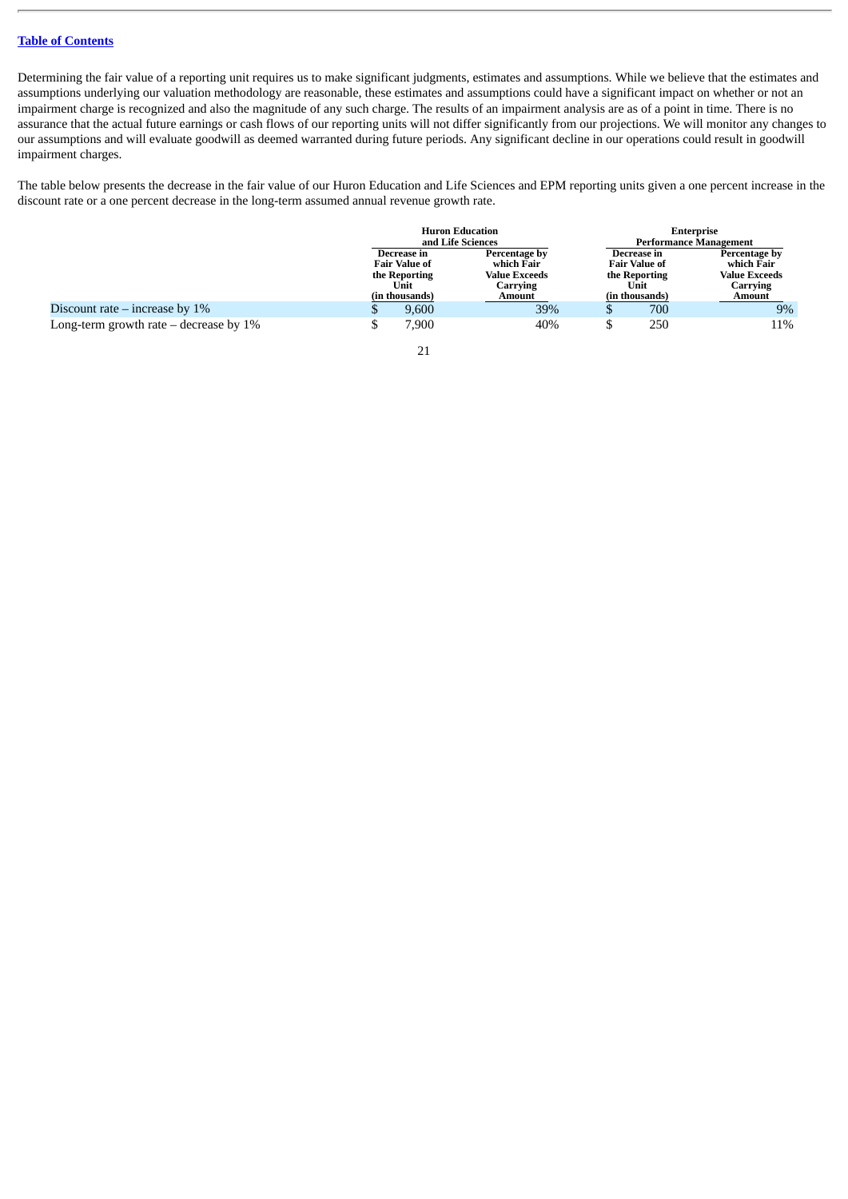Determining the fair value of a reporting unit requires us to make significant judgments, estimates and assumptions. While we believe that the estimates and assumptions underlying our valuation methodology are reasonable, these estimates and assumptions could have a significant impact on whether or not an impairment charge is recognized and also the magnitude of any such charge. The results of an impairment analysis are as of a point in time. There is no assurance that the actual future earnings or cash flows of our reporting units will not differ significantly from our projections. We will monitor any changes to our assumptions and will evaluate goodwill as deemed warranted during future periods. Any significant decline in our operations could result in goodwill impairment charges.

The table below presents the decrease in the fair value of our Huron Education and Life Sciences and EPM reporting units given a one percent increase in the discount rate or a one percent decrease in the long-term assumed annual revenue growth rate.

| | Huron Education and Life Sciences | | Enterprise Performance Management | |
|---|---|---|---|---|
| | Decrease in Fair Value of the Reporting Unit (in thousands) | Percentage by which Fair Value Exceeds Carrying Amount | Decrease in Fair Value of the Reporting Unit (in thousands) | Percentage by which Fair Value Exceeds Carrying Amount |
| Discount rate – increase by 1% | $ 9,600 | 39% | $ 700 | 9% |
| Long-term growth rate – decrease by 1% | $ 7,900 | 40% | $ 250 | 11% |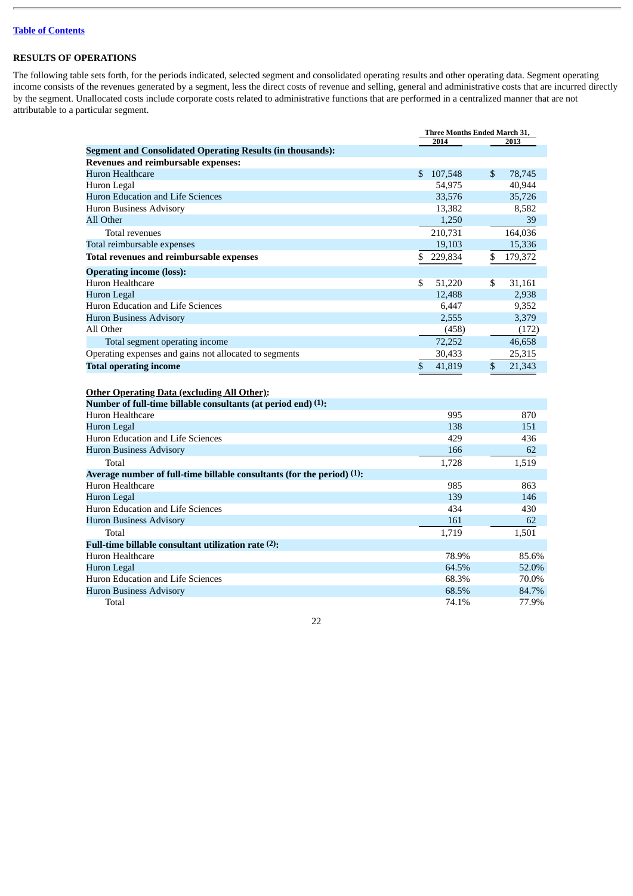## RESULTS OF OPERATIONS

The following table sets forth, for the periods indicated, selected segment and consolidated operating results and other operating data. Segment operating income consists of the revenues generated by a segment, less the direct costs of revenue and selling, general and administrative costs that are incurred directly by the segment. Unallocated costs include corporate costs related to administrative functions that are performed in a centralized manner that are not attributable to a particular segment.

| | Three Months Ended March 31, | |
|---|---|---|
| | 2014 | 2013 |
| **Segment and Consolidated Operating Results (in thousands):** | | |
| **Revenues and reimbursable expenses:** | | |
| Huron Healthcare | $ 107,548 | $ 78,745 |
| Huron Legal | 54,975 | 40,944 |
| Huron Education and Life Sciences | 33,576 | 35,726 |
| Huron Business Advisory | 13,382 | 8,582 |
| All Other | 1,250 | 39 |
| Total revenues | 210,731 | 164,036 |
| Total reimbursable expenses | 19,103 | 15,336 |
| **Total revenues and reimbursable expenses** | $ 229,834 | $ 179,372 |
| **Operating income (loss):** | | |
| Huron Healthcare | $ 51,220 | $ 31,161 |
| Huron Legal | 12,488 | 2,938 |
| Huron Education and Life Sciences | 6,447 | 9,352 |
| Huron Business Advisory | 2,555 | 3,379 |
| All Other | (458) | (172) |
| Total segment operating income | 72,252 | 46,658 |
| Operating expenses and gains not allocated to segments | 30,433 | 25,315 |
| **Total operating income** | $ 41,819 | $ 21,343 |
| | | |
| **Other Operating Data (excluding All Other):** | | |
| **Number of full-time billable consultants (at period end) (1):** | | |
| Huron Healthcare | 995 | 870 |
| Huron Legal | 138 | 151 |
| Huron Education and Life Sciences | 429 | 436 |
| Huron Business Advisory | 166 | 62 |
| Total | 1,728 | 1,519 |
| **Average number of full-time billable consultants (for the period) (1):** | | |
| Huron Healthcare | 985 | 863 |
| Huron Legal | 139 | 146 |
| Huron Education and Life Sciences | 434 | 430 |
| Huron Business Advisory | 161 | 62 |
| Total | 1,719 | 1,501 |
| **Full-time billable consultant utilization rate (2):** | | |
| Huron Healthcare | 78.9% | 85.6% |
| Huron Legal | 64.5% | 52.0% |
| Huron Education and Life Sciences | 68.3% | 70.0% |
| Huron Business Advisory | 68.5% | 84.7% |
| Total | 74.1% | 77.9% |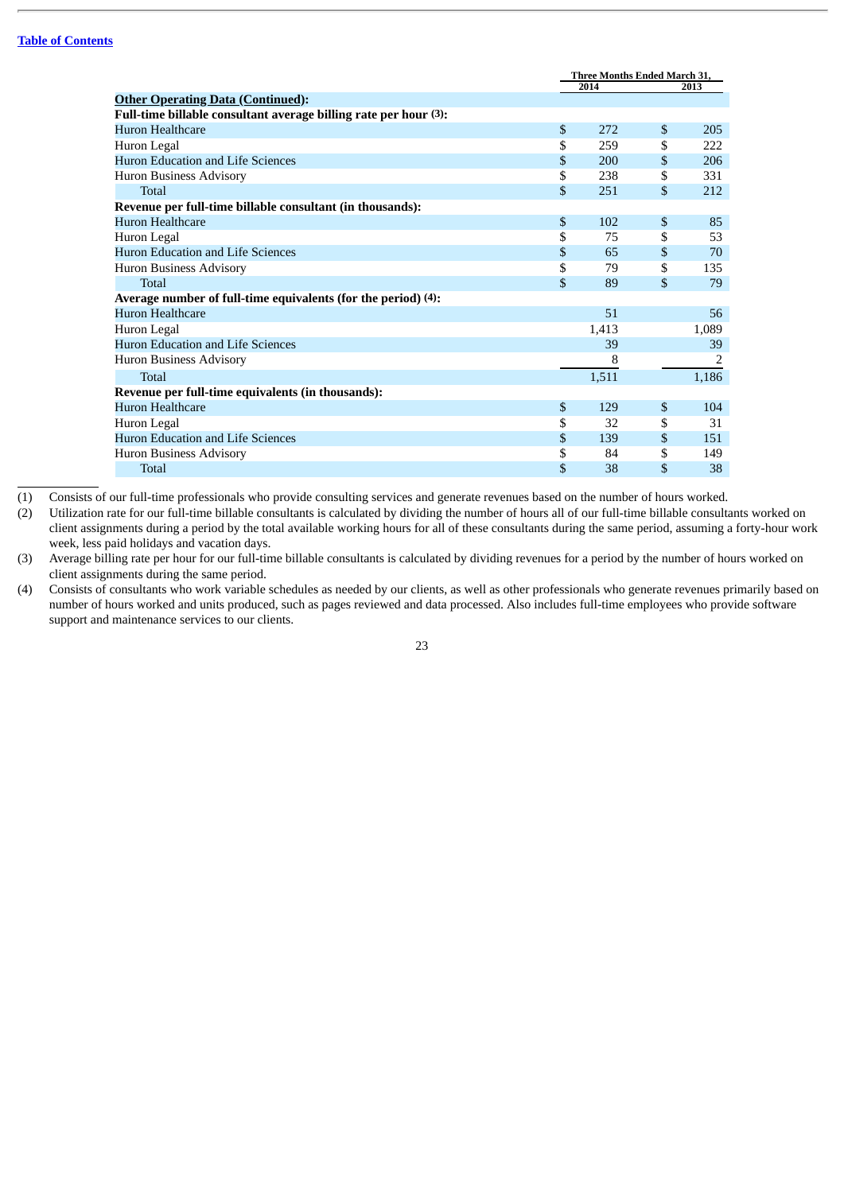| | Three Months Ended March 31, | |
|---|---|---|
| | 2014 | 2013 |
| **Other Operating Data (Continued):** | | |
| **Full-time billable consultant average billing rate per hour (3):** | | |
| Huron Healthcare | $ 272 | $ 205 |
| Huron Legal | $ 259 | $ 222 |
| Huron Education and Life Sciences | $ 200 | $ 206 |
| Huron Business Advisory | $ 238 | $ 331 |
| Total | $ 251 | $ 212 |
| **Revenue per full-time billable consultant (in thousands):** | | |
| Huron Healthcare | $ 102 | $ 85 |
| Huron Legal | $ 75 | $ 53 |
| Huron Education and Life Sciences | $ 65 | $ 70 |
| Huron Business Advisory | $ 79 | $ 135 |
| Total | $ 89 | $ 79 |
| **Average number of full-time equivalents (for the period) (4):** | | |
| Huron Healthcare | 51 | 56 |
| Huron Legal | 1,413 | 1,089 |
| Huron Education and Life Sciences | 39 | 39 |
| Huron Business Advisory | 8 | 2 |
| Total | 1,511 | 1,186 |
| **Revenue per full-time equivalents (in thousands):** | | |
| Huron Healthcare | $ 129 | $ 104 |
| Huron Legal | $ 32 | $ 31 |
| Huron Education and Life Sciences | $ 139 | $ 151 |
| Huron Business Advisory | $ 84 | $ 149 |
| Total | $ 38 | $ 38 |

(1) Consists of our full-time professionals who provide consulting services and generate revenues based on the number of hours worked.

(2) Utilization rate for our full-time billable consultants is calculated by dividing the number of hours all of our full-time billable consultants worked on client assignments during a period by the total available working hours for all of these consultants during the same period, assuming a forty-hour work week, less paid holidays and vacation days.

(3) Average billing rate per hour for our full-time billable consultants is calculated by dividing revenues for a period by the number of hours worked on client assignments during the same period.

(4) Consists of consultants who work variable schedules as needed by our clients, as well as other professionals who generate revenues primarily based on number of hours worked and units produced, such as pages reviewed and data processed. Also includes full-time employees who provide software support and maintenance services to our clients.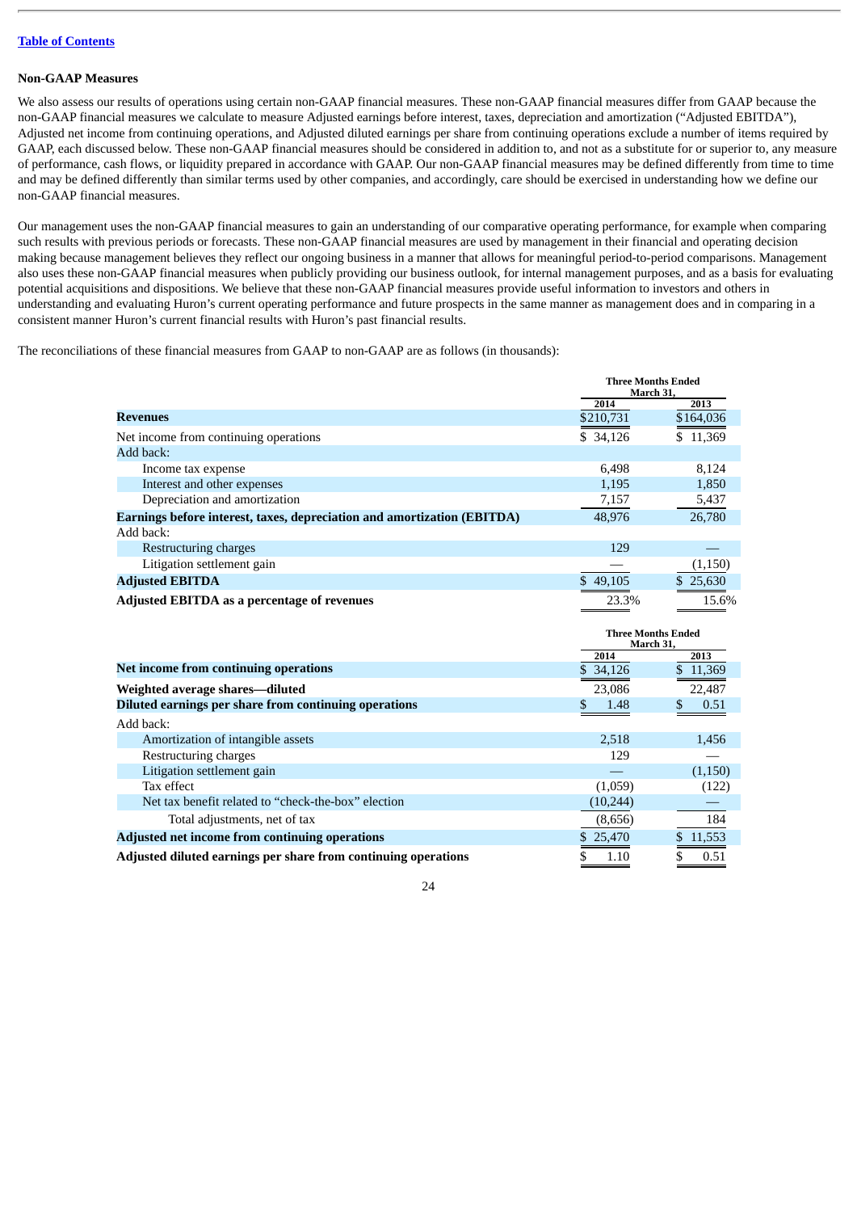## Non-GAAP Measures

We also assess our results of operations using certain non-GAAP financial measures. These non-GAAP financial measures differ from GAAP because the non-GAAP financial measures we calculate to measure Adjusted earnings before interest, taxes, depreciation and amortization ("Adjusted EBITDA"), Adjusted net income from continuing operations, and Adjusted diluted earnings per share from continuing operations exclude a number of items required by GAAP, each discussed below. These non-GAAP financial measures should be considered in addition to, and not as a substitute for or superior to, any measure of performance, cash flows, or liquidity prepared in accordance with GAAP. Our non-GAAP financial measures may be defined differently from time to time and may be defined differently than similar terms used by other companies, and accordingly, care should be exercised in understanding how we define our non-GAAP financial measures.

Our management uses the non-GAAP financial measures to gain an understanding of our comparative operating performance, for example when comparing such results with previous periods or forecasts. These non-GAAP financial measures are used by management in their financial and operating decision making because management believes they reflect our ongoing business in a manner that allows for meaningful period-to-period comparisons. Management also uses these non-GAAP financial measures when publicly providing our business outlook, for internal management purposes, and as a basis for evaluating potential acquisitions and dispositions. We believe that these non-GAAP financial measures provide useful information to investors and others in understanding and evaluating Huron's current operating performance and future prospects in the same manner as management does and in comparing in a consistent manner Huron's current financial results with Huron's past financial results.

The reconciliations of these financial measures from GAAP to non-GAAP are as follows (in thousands):

| | Three Months Ended March 31, | |
|---|---|---|
| | 2014 | 2013 |
| **Revenues** | $210,731 | $164,036 |
| Net income from continuing operations | $ 34,126 | $ 11,369 |
| Add back: | | |
| Income tax expense | 6,498 | 8,124 |
| Interest and other expenses | 1,195 | 1,850 |
| Depreciation and amortization | 7,157 | 5,437 |
| **Earnings before interest, taxes, depreciation and amortization (EBITDA)** | 48,976 | 26,780 |
| Add back: | | |
| Restructuring charges | 129 | — |
| Litigation settlement gain | — | (1,150) |
| **Adjusted EBITDA** | $ 49,105 | $ 25,630 |
| **Adjusted EBITDA as a percentage of revenues** | 23.3% | 15.6% |

| | Three Months Ended March 31, | |
|---|---|---|
| | 2014 | 2013 |
| **Net income from continuing operations** | $ 34,126 | $ 11,369 |
| **Weighted average shares—diluted** | 23,086 | 22,487 |
| **Diluted earnings per share from continuing operations** | $ 1.48 | $ 0.51 |
| Add back: | | |
| Amortization of intangible assets | 2,518 | 1,456 |
| Restructuring charges | 129 | — |
| Litigation settlement gain | — | (1,150) |
| Tax effect | (1,059) | (122) |
| Net tax benefit related to "check-the-box" election | (10,244) | — |
| Total adjustments, net of tax | (8,656) | 184 |
| **Adjusted net income from continuing operations** | $ 25,470 | $ 11,553 |
| **Adjusted diluted earnings per share from continuing operations** | $ 1.10 | $ 0.51 |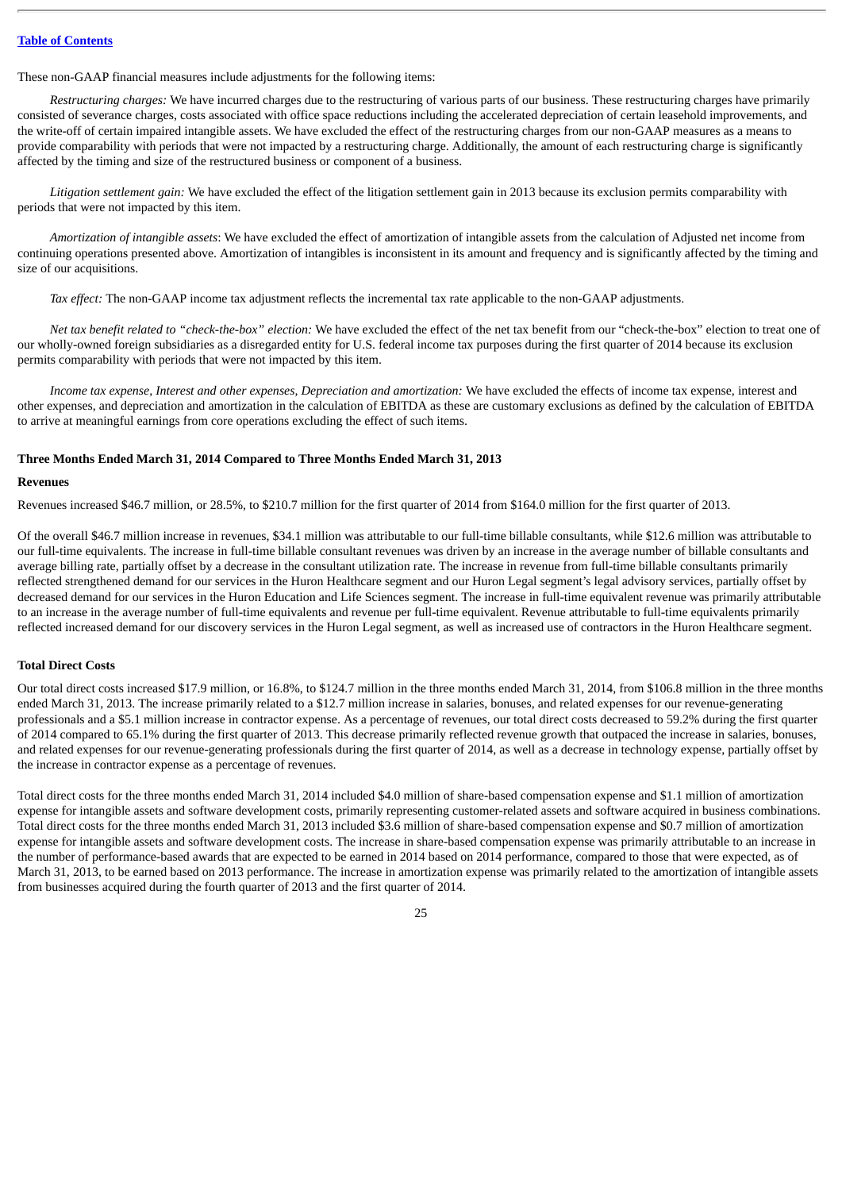These non-GAAP financial measures include adjustments for the following items:

*Restructuring charges:* We have incurred charges due to the restructuring of various parts of our business. These restructuring charges have primarily consisted of severance charges, costs associated with office space reductions including the accelerated depreciation of certain leasehold improvements, and the write-off of certain impaired intangible assets. We have excluded the effect of the restructuring charges from our non-GAAP measures as a means to provide comparability with periods that were not impacted by a restructuring charge. Additionally, the amount of each restructuring charge is significantly affected by the timing and size of the restructured business or component of a business.

*Litigation settlement gain:* We have excluded the effect of the litigation settlement gain in 2013 because its exclusion permits comparability with periods that were not impacted by this item.

*Amortization of intangible assets*: We have excluded the effect of amortization of intangible assets from the calculation of Adjusted net income from continuing operations presented above. Amortization of intangibles is inconsistent in its amount and frequency and is significantly affected by the timing and size of our acquisitions.

*Tax effect:* The non-GAAP income tax adjustment reflects the incremental tax rate applicable to the non-GAAP adjustments.

*Net tax benefit related to "check-the-box" election:* We have excluded the effect of the net tax benefit from our "check-the-box" election to treat one of our wholly-owned foreign subsidiaries as a disregarded entity for U.S. federal income tax purposes during the first quarter of 2014 because its exclusion permits comparability with periods that were not impacted by this item.

*Income tax expense, Interest and other expenses, Depreciation and amortization:* We have excluded the effects of income tax expense, interest and other expenses, and depreciation and amortization in the calculation of EBITDA as these are customary exclusions as defined by the calculation of EBITDA to arrive at meaningful earnings from core operations excluding the effect of such items.

**Three Months Ended March 31, 2014 Compared to Three Months Ended March 31, 2013**

**Revenues**

Revenues increased $46.7 million, or 28.5%, to $210.7 million for the first quarter of 2014 from $164.0 million for the first quarter of 2013.

Of the overall $46.7 million increase in revenues, $34.1 million was attributable to our full-time billable consultants, while $12.6 million was attributable to our full-time equivalents. The increase in full-time billable consultant revenues was driven by an increase in the average number of billable consultants and average billing rate, partially offset by a decrease in the consultant utilization rate. The increase in revenue from full-time billable consultants primarily reflected strengthened demand for our services in the Huron Healthcare segment and our Huron Legal segment's legal advisory services, partially offset by decreased demand for our services in the Huron Education and Life Sciences segment. The increase in full-time equivalent revenue was primarily attributable to an increase in the average number of full-time equivalents and revenue per full-time equivalent. Revenue attributable to full-time equivalents primarily reflected increased demand for our discovery services in the Huron Legal segment, as well as increased use of contractors in the Huron Healthcare segment.

**Total Direct Costs**

Our total direct costs increased $17.9 million, or 16.8%, to $124.7 million in the three months ended March 31, 2014, from $106.8 million in the three months ended March 31, 2013. The increase primarily related to a $12.7 million increase in salaries, bonuses, and related expenses for our revenue-generating professionals and a $5.1 million increase in contractor expense. As a percentage of revenues, our total direct costs decreased to 59.2% during the first quarter of 2014 compared to 65.1% during the first quarter of 2013. This decrease primarily reflected revenue growth that outpaced the increase in salaries, bonuses, and related expenses for our revenue-generating professionals during the first quarter of 2014, as well as a decrease in technology expense, partially offset by the increase in contractor expense as a percentage of revenues.

Total direct costs for the three months ended March 31, 2014 included $4.0 million of share-based compensation expense and $1.1 million of amortization expense for intangible assets and software development costs, primarily representing customer-related assets and software acquired in business combinations. Total direct costs for the three months ended March 31, 2013 included $3.6 million of share-based compensation expense and $0.7 million of amortization expense for intangible assets and software development costs. The increase in share-based compensation expense was primarily attributable to an increase in the number of performance-based awards that are expected to be earned in 2014 based on 2014 performance, compared to those that were expected, as of March 31, 2013, to be earned based on 2013 performance. The increase in amortization expense was primarily related to the amortization of intangible assets from businesses acquired during the fourth quarter of 2013 and the first quarter of 2014.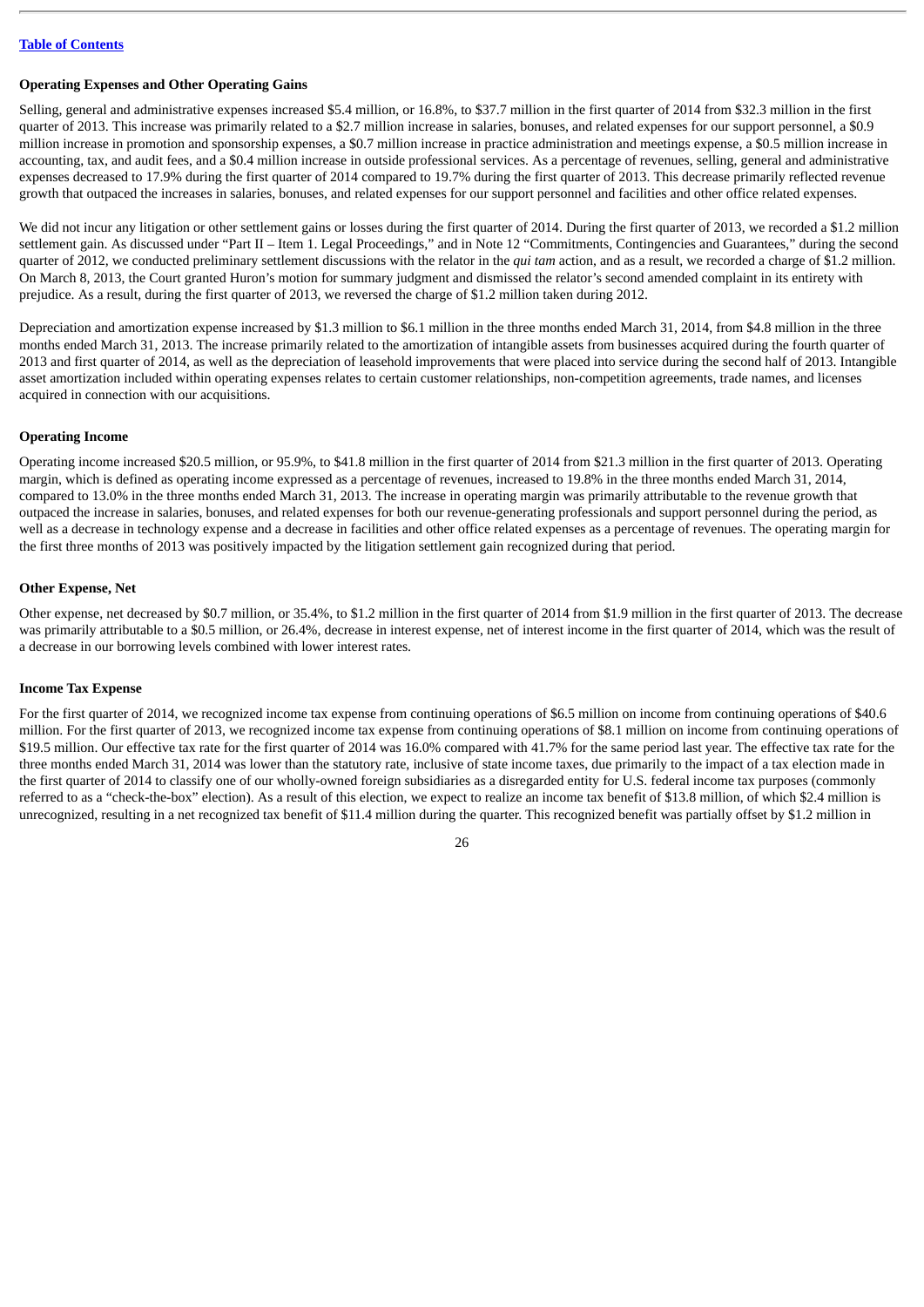### Operating Expenses and Other Operating Gains

Selling, general and administrative expenses increased $5.4 million, or 16.8%, to $37.7 million in the first quarter of 2014 from $32.3 million in the first quarter of 2013. This increase was primarily related to a $2.7 million increase in salaries, bonuses, and related expenses for our support personnel, a $0.9 million increase in promotion and sponsorship expenses, a $0.7 million increase in practice administration and meetings expense, a $0.5 million increase in accounting, tax, and audit fees, and a $0.4 million increase in outside professional services. As a percentage of revenues, selling, general and administrative expenses decreased to 17.9% during the first quarter of 2014 compared to 19.7% during the first quarter of 2013. This decrease primarily reflected revenue growth that outpaced the increases in salaries, bonuses, and related expenses for our support personnel and facilities and other office related expenses.

We did not incur any litigation or other settlement gains or losses during the first quarter of 2014. During the first quarter of 2013, we recorded a $1.2 million settlement gain. As discussed under "Part II – Item 1. Legal Proceedings," and in Note 12 "Commitments, Contingencies and Guarantees," during the second quarter of 2012, we conducted preliminary settlement discussions with the relator in the *qui tam* action, and as a result, we recorded a charge of $1.2 million. On March 8, 2013, the Court granted Huron's motion for summary judgment and dismissed the relator's second amended complaint in its entirety with prejudice. As a result, during the first quarter of 2013, we reversed the charge of $1.2 million taken during 2012.

Depreciation and amortization expense increased by $1.3 million to $6.1 million in the three months ended March 31, 2014, from $4.8 million in the three months ended March 31, 2013. The increase primarily related to the amortization of intangible assets from businesses acquired during the fourth quarter of 2013 and first quarter of 2014, as well as the depreciation of leasehold improvements that were placed into service during the second half of 2013. Intangible asset amortization included within operating expenses relates to certain customer relationships, non-competition agreements, trade names, and licenses acquired in connection with our acquisitions.

### Operating Income

Operating income increased $20.5 million, or 95.9%, to $41.8 million in the first quarter of 2014 from $21.3 million in the first quarter of 2013. Operating margin, which is defined as operating income expressed as a percentage of revenues, increased to 19.8% in the three months ended March 31, 2014, compared to 13.0% in the three months ended March 31, 2013. The increase in operating margin was primarily attributable to the revenue growth that outpaced the increase in salaries, bonuses, and related expenses for both our revenue-generating professionals and support personnel during the period, as well as a decrease in technology expense and a decrease in facilities and other office related expenses as a percentage of revenues. The operating margin for the first three months of 2013 was positively impacted by the litigation settlement gain recognized during that period.

### Other Expense, Net

Other expense, net decreased by $0.7 million, or 35.4%, to $1.2 million in the first quarter of 2014 from $1.9 million in the first quarter of 2013. The decrease was primarily attributable to a $0.5 million, or 26.4%, decrease in interest expense, net of interest income in the first quarter of 2014, which was the result of a decrease in our borrowing levels combined with lower interest rates.

### Income Tax Expense

For the first quarter of 2014, we recognized income tax expense from continuing operations of $6.5 million on income from continuing operations of $40.6 million. For the first quarter of 2013, we recognized income tax expense from continuing operations of $8.1 million on income from continuing operations of $19.5 million. Our effective tax rate for the first quarter of 2014 was 16.0% compared with 41.7% for the same period last year. The effective tax rate for the three months ended March 31, 2014 was lower than the statutory rate, inclusive of state income taxes, due primarily to the impact of a tax election made in the first quarter of 2014 to classify one of our wholly-owned foreign subsidiaries as a disregarded entity for U.S. federal income tax purposes (commonly referred to as a "check-the-box" election). As a result of this election, we expect to realize an income tax benefit of $13.8 million, of which $2.4 million is unrecognized, resulting in a net recognized tax benefit of $11.4 million during the quarter. This recognized benefit was partially offset by $1.2 million in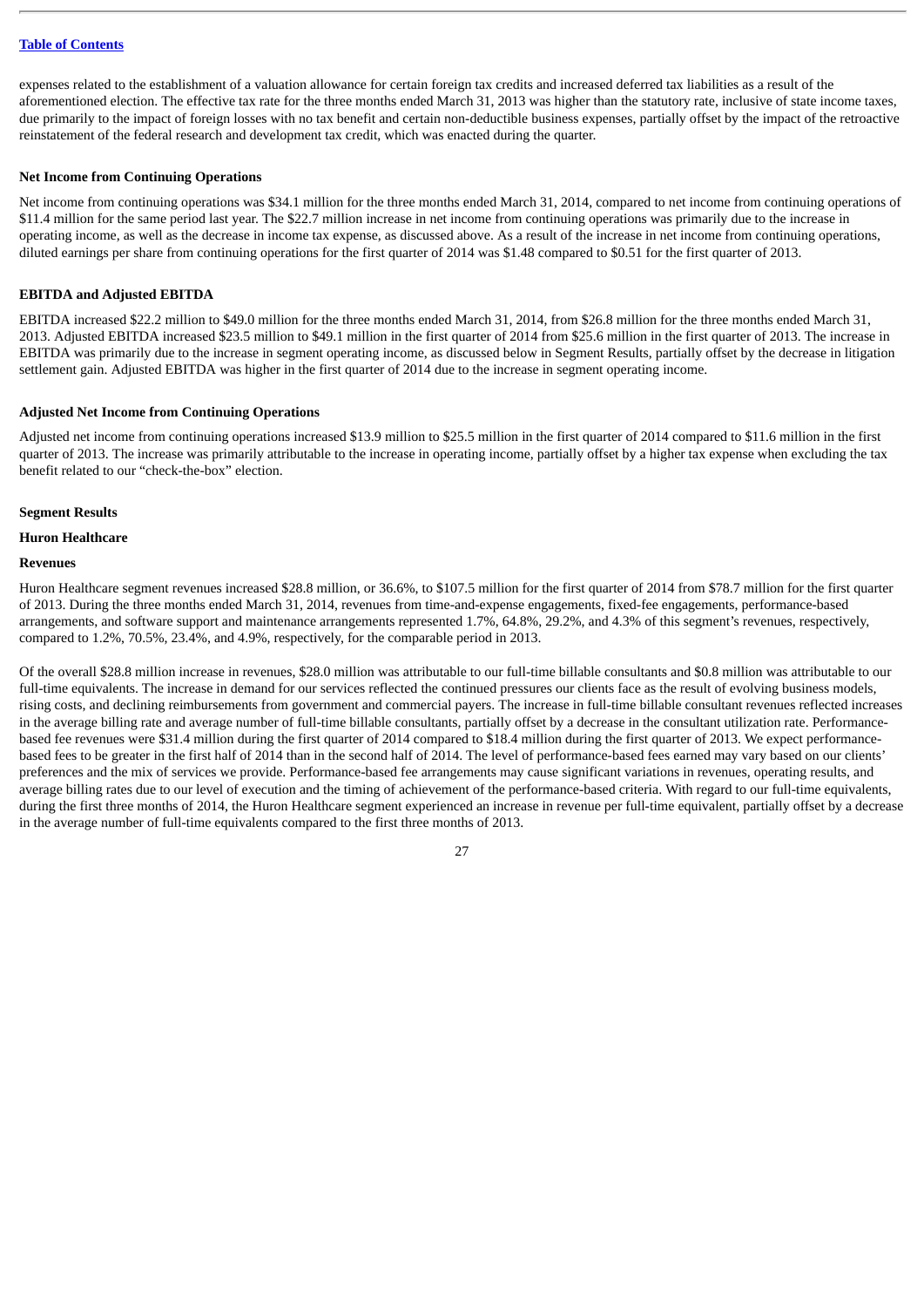expenses related to the establishment of a valuation allowance for certain foreign tax credits and increased deferred tax liabilities as a result of the aforementioned election. The effective tax rate for the three months ended March 31, 2013 was higher than the statutory rate, inclusive of state income taxes, due primarily to the impact of foreign losses with no tax benefit and certain non-deductible business expenses, partially offset by the impact of the retroactive reinstatement of the federal research and development tax credit, which was enacted during the quarter.

**Net Income from Continuing Operations**

Net income from continuing operations was $34.1 million for the three months ended March 31, 2014, compared to net income from continuing operations of $11.4 million for the same period last year. The $22.7 million increase in net income from continuing operations was primarily due to the increase in operating income, as well as the decrease in income tax expense, as discussed above. As a result of the increase in net income from continuing operations, diluted earnings per share from continuing operations for the first quarter of 2014 was $1.48 compared to $0.51 for the first quarter of 2013.

**EBITDA and Adjusted EBITDA**

EBITDA increased $22.2 million to $49.0 million for the three months ended March 31, 2014, from $26.8 million for the three months ended March 31, 2013. Adjusted EBITDA increased $23.5 million to $49.1 million in the first quarter of 2014 from $25.6 million in the first quarter of 2013. The increase in EBITDA was primarily due to the increase in segment operating income, as discussed below in Segment Results, partially offset by the decrease in litigation settlement gain. Adjusted EBITDA was higher in the first quarter of 2014 due to the increase in segment operating income.

**Adjusted Net Income from Continuing Operations**

Adjusted net income from continuing operations increased $13.9 million to $25.5 million in the first quarter of 2014 compared to $11.6 million in the first quarter of 2013. The increase was primarily attributable to the increase in operating income, partially offset by a higher tax expense when excluding the tax benefit related to our "check-the-box" election.

**Segment Results**

**Huron Healthcare**

**Revenues**

Huron Healthcare segment revenues increased $28.8 million, or 36.6%, to $107.5 million for the first quarter of 2014 from $78.7 million for the first quarter of 2013. During the three months ended March 31, 2014, revenues from time-and-expense engagements, fixed-fee engagements, performance-based arrangements, and software support and maintenance arrangements represented 1.7%, 64.8%, 29.2%, and 4.3% of this segment's revenues, respectively, compared to 1.2%, 70.5%, 23.4%, and 4.9%, respectively, for the comparable period in 2013.

Of the overall $28.8 million increase in revenues, $28.0 million was attributable to our full-time billable consultants and $0.8 million was attributable to our full-time equivalents. The increase in demand for our services reflected the continued pressures our clients face as the result of evolving business models, rising costs, and declining reimbursements from government and commercial payers. The increase in full-time billable consultant revenues reflected increases in the average billing rate and average number of full-time billable consultants, partially offset by a decrease in the consultant utilization rate. Performance-based fee revenues were $31.4 million during the first quarter of 2014 compared to $18.4 million during the first quarter of 2013. We expect performance-based fees to be greater in the first half of 2014 than in the second half of 2014. The level of performance-based fees earned may vary based on our clients' preferences and the mix of services we provide. Performance-based fee arrangements may cause significant variations in revenues, operating results, and average billing rates due to our level of execution and the timing of achievement of the performance-based criteria. With regard to our full-time equivalents, during the first three months of 2014, the Huron Healthcare segment experienced an increase in revenue per full-time equivalent, partially offset by a decrease in the average number of full-time equivalents compared to the first three months of 2013.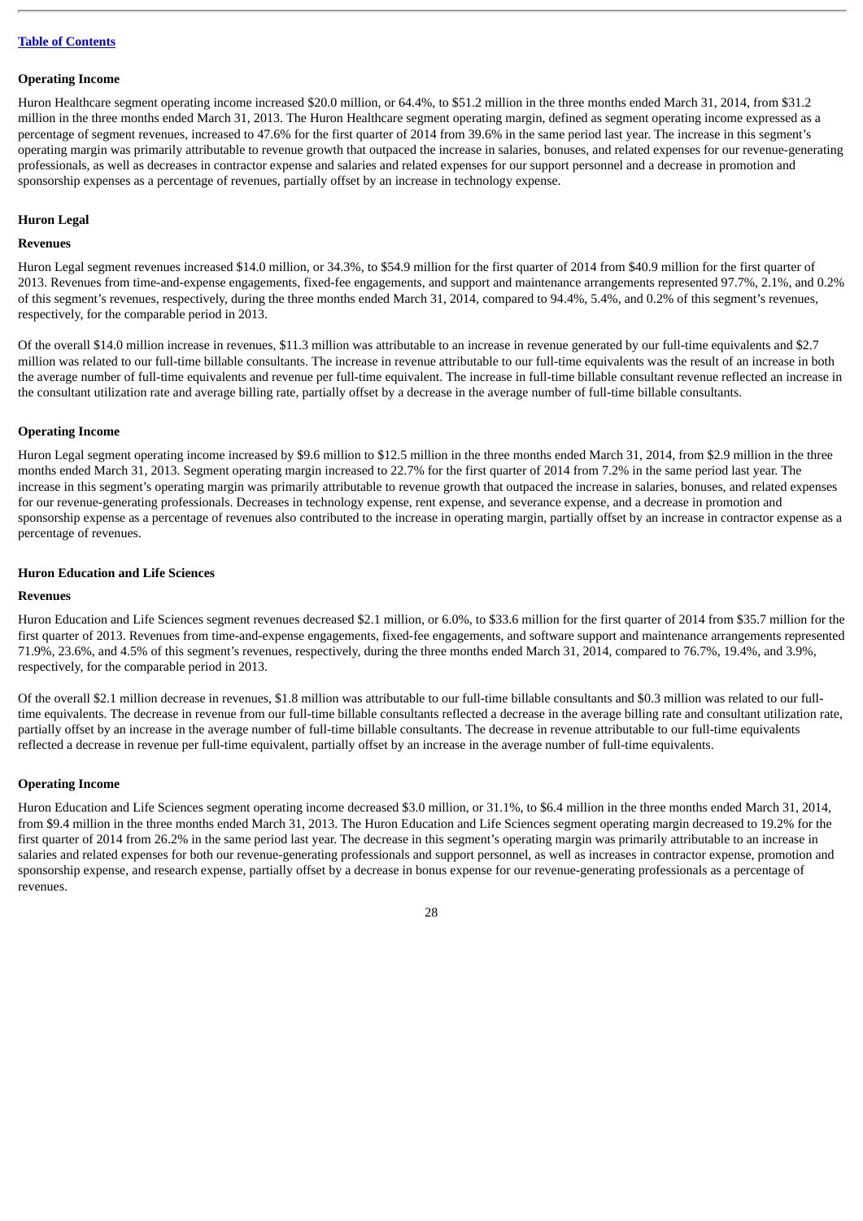**Operating Income**

Huron Healthcare segment operating income increased $20.0 million, or 64.4%, to $51.2 million in the three months ended March 31, 2014, from $31.2 million in the three months ended March 31, 2013. The Huron Healthcare segment operating margin, defined as segment operating income expressed as a percentage of segment revenues, increased to 47.6% for the first quarter of 2014 from 39.6% in the same period last year. The increase in this segment's operating margin was primarily attributable to revenue growth that outpaced the increase in salaries, bonuses, and related expenses for our revenue-generating professionals, as well as decreases in contractor expense and salaries and related expenses for our support personnel and a decrease in promotion and sponsorship expenses as a percentage of revenues, partially offset by an increase in technology expense.

## Huron Legal

**Revenues**

Huron Legal segment revenues increased $14.0 million, or 34.3%, to $54.9 million for the first quarter of 2014 from $40.9 million for the first quarter of 2013. Revenues from time-and-expense engagements, fixed-fee engagements, and support and maintenance arrangements represented 97.7%, 2.1%, and 0.2% of this segment's revenues, respectively, during the three months ended March 31, 2014, compared to 94.4%, 5.4%, and 0.2% of this segment's revenues, respectively, for the comparable period in 2013.

Of the overall $14.0 million increase in revenues, $11.3 million was attributable to an increase in revenue generated by our full-time equivalents and $2.7 million was related to our full-time billable consultants. The increase in revenue attributable to our full-time equivalents was the result of an increase in both the average number of full-time equivalents and revenue per full-time equivalent. The increase in full-time billable consultant revenue reflected an increase in the consultant utilization rate and average billing rate, partially offset by a decrease in the average number of full-time billable consultants.

**Operating Income**

Huron Legal segment operating income increased by $9.6 million to $12.5 million in the three months ended March 31, 2014, from $2.9 million in the three months ended March 31, 2013. Segment operating margin increased to 22.7% for the first quarter of 2014 from 7.2% in the same period last year. The increase in this segment's operating margin was primarily attributable to revenue growth that outpaced the increase in salaries, bonuses, and related expenses for our revenue-generating professionals. Decreases in technology expense, rent expense, and severance expense, and a decrease in promotion and sponsorship expense as a percentage of revenues also contributed to the increase in operating margin, partially offset by an increase in contractor expense as a percentage of revenues.

## Huron Education and Life Sciences

**Revenues**

Huron Education and Life Sciences segment revenues decreased $2.1 million, or 6.0%, to $33.6 million for the first quarter of 2014 from $35.7 million for the first quarter of 2013. Revenues from time-and-expense engagements, fixed-fee engagements, and software support and maintenance arrangements represented 71.9%, 23.6%, and 4.5% of this segment's revenues, respectively, during the three months ended March 31, 2014, compared to 76.7%, 19.4%, and 3.9%, respectively, for the comparable period in 2013.

Of the overall $2.1 million decrease in revenues, $1.8 million was attributable to our full-time billable consultants and $0.3 million was related to our full-time equivalents. The decrease in revenue from our full-time billable consultants reflected a decrease in the average billing rate and consultant utilization rate, partially offset by an increase in the average number of full-time billable consultants. The decrease in revenue attributable to our full-time equivalents reflected a decrease in revenue per full-time equivalent, partially offset by an increase in the average number of full-time equivalents.

**Operating Income**

Huron Education and Life Sciences segment operating income decreased $3.0 million, or 31.1%, to $6.4 million in the three months ended March 31, 2014, from $9.4 million in the three months ended March 31, 2013. The Huron Education and Life Sciences segment operating margin decreased to 19.2% for the first quarter of 2014 from 26.2% in the same period last year. The decrease in this segment's operating margin was primarily attributable to an increase in salaries and related expenses for both our revenue-generating professionals and support personnel, as well as increases in contractor expense, promotion and sponsorship expense, and research expense, partially offset by a decrease in bonus expense for our revenue-generating professionals as a percentage of revenues.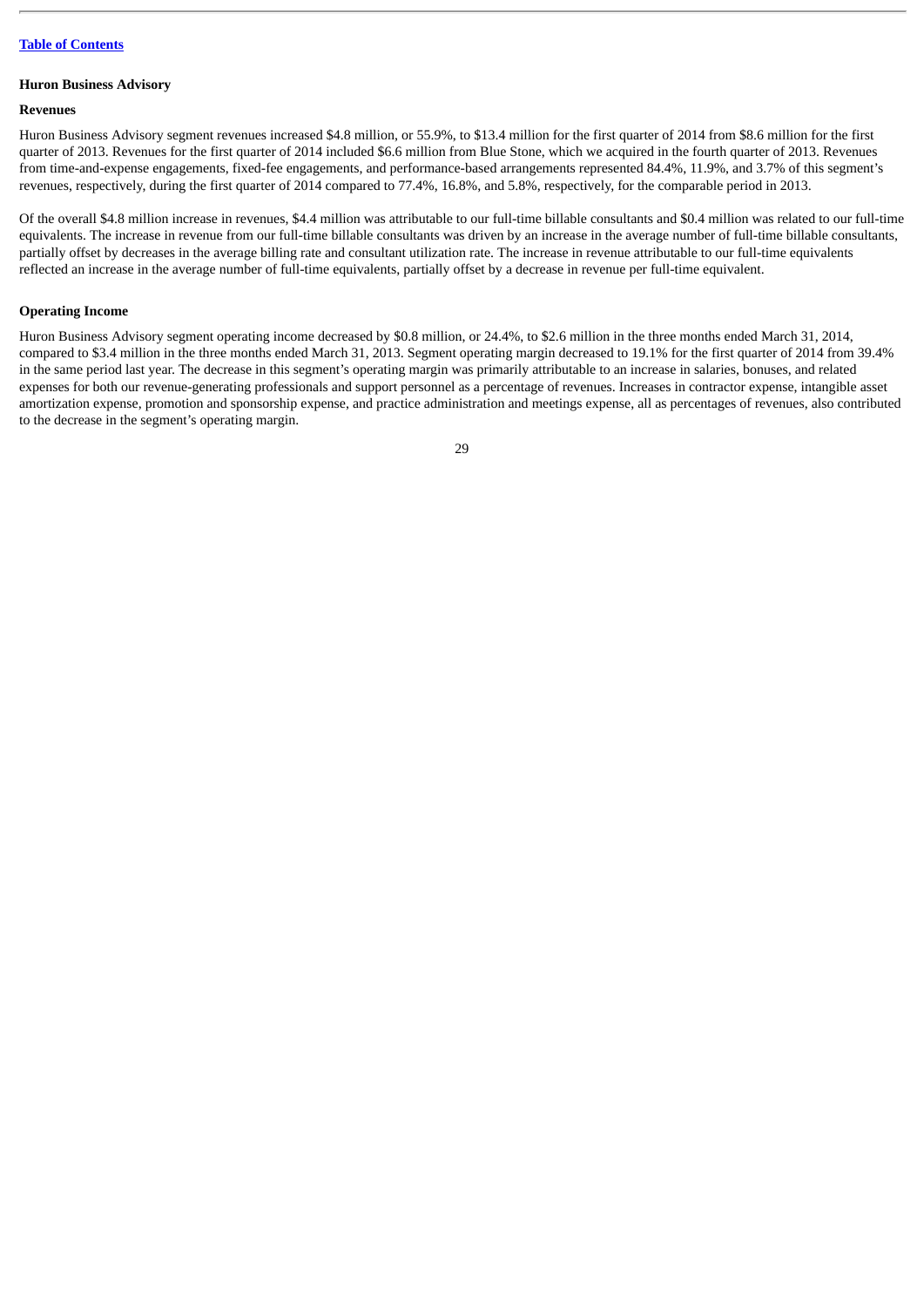**Huron Business Advisory**

**Revenues**

Huron Business Advisory segment revenues increased $4.8 million, or 55.9%, to $13.4 million for the first quarter of 2014 from $8.6 million for the first quarter of 2013. Revenues for the first quarter of 2014 included $6.6 million from Blue Stone, which we acquired in the fourth quarter of 2013. Revenues from time-and-expense engagements, fixed-fee engagements, and performance-based arrangements represented 84.4%, 11.9%, and 3.7% of this segment's revenues, respectively, during the first quarter of 2014 compared to 77.4%, 16.8%, and 5.8%, respectively, for the comparable period in 2013.

Of the overall $4.8 million increase in revenues, $4.4 million was attributable to our full-time billable consultants and $0.4 million was related to our full-time equivalents. The increase in revenue from our full-time billable consultants was driven by an increase in the average number of full-time billable consultants, partially offset by decreases in the average billing rate and consultant utilization rate. The increase in revenue attributable to our full-time equivalents reflected an increase in the average number of full-time equivalents, partially offset by a decrease in revenue per full-time equivalent.

**Operating Income**

Huron Business Advisory segment operating income decreased by $0.8 million, or 24.4%, to $2.6 million in the three months ended March 31, 2014, compared to $3.4 million in the three months ended March 31, 2013. Segment operating margin decreased to 19.1% for the first quarter of 2014 from 39.4% in the same period last year. The decrease in this segment's operating margin was primarily attributable to an increase in salaries, bonuses, and related expenses for both our revenue-generating professionals and support personnel as a percentage of revenues. Increases in contractor expense, intangible asset amortization expense, promotion and sponsorship expense, and practice administration and meetings expense, all as percentages of revenues, also contributed to the decrease in the segment's operating margin.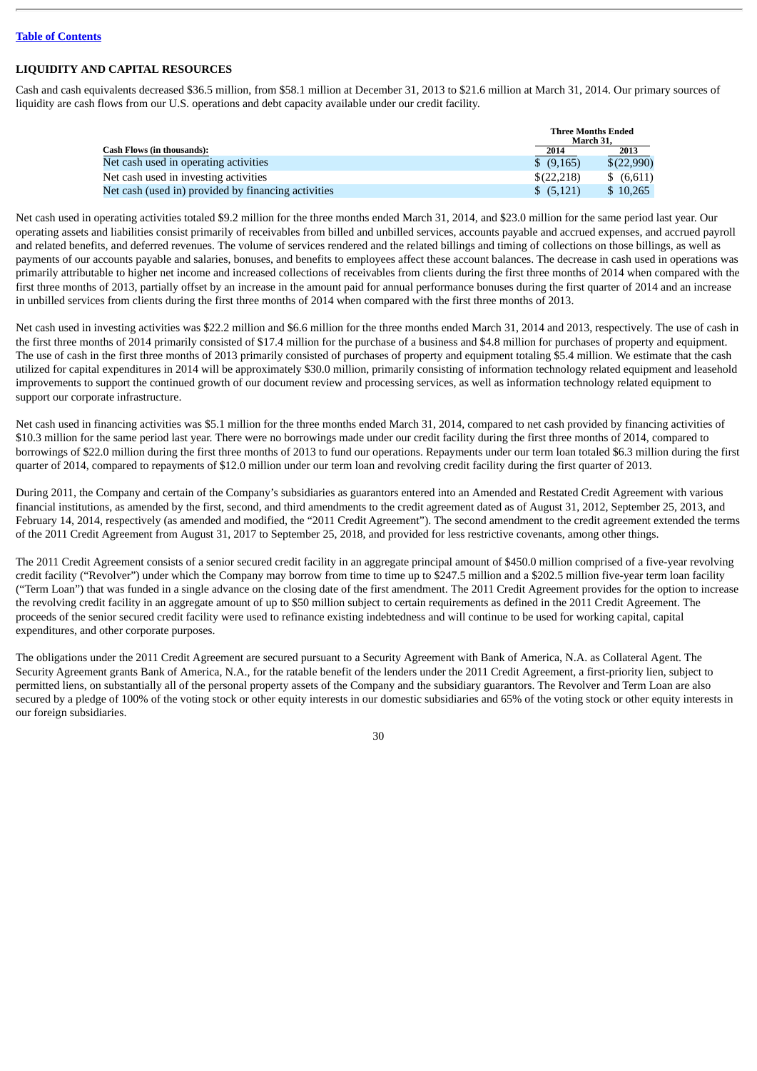## LIQUIDITY AND CAPITAL RESOURCES

Cash and cash equivalents decreased $36.5 million, from $58.1 million at December 31, 2013 to $21.6 million at March 31, 2014. Our primary sources of liquidity are cash flows from our U.S. operations and debt capacity available under our credit facility.

| Cash Flows (in thousands): | Three Months Ended March 31, 2014 | Three Months Ended March 31, 2013 |
|---|---|---|
| Net cash used in operating activities | $ (9,165) | $(22,990) |
| Net cash used in investing activities | $(22,218) | $ (6,611) |
| Net cash (used in) provided by financing activities | $ (5,121) | $ 10,265 |

Net cash used in operating activities totaled $9.2 million for the three months ended March 31, 2014, and $23.0 million for the same period last year. Our operating assets and liabilities consist primarily of receivables from billed and unbilled services, accounts payable and accrued expenses, and accrued payroll and related benefits, and deferred revenues. The volume of services rendered and the related billings and timing of collections on those billings, as well as payments of our accounts payable and salaries, bonuses, and benefits to employees affect these account balances. The decrease in cash used in operations was primarily attributable to higher net income and increased collections of receivables from clients during the first three months of 2014 when compared with the first three months of 2013, partially offset by an increase in the amount paid for annual performance bonuses during the first quarter of 2014 and an increase in unbilled services from clients during the first three months of 2014 when compared with the first three months of 2013.

Net cash used in investing activities was $22.2 million and $6.6 million for the three months ended March 31, 2014 and 2013, respectively. The use of cash in the first three months of 2014 primarily consisted of $17.4 million for the purchase of a business and $4.8 million for purchases of property and equipment. The use of cash in the first three months of 2013 primarily consisted of purchases of property and equipment totaling $5.4 million. We estimate that the cash utilized for capital expenditures in 2014 will be approximately $30.0 million, primarily consisting of information technology related equipment and leasehold improvements to support the continued growth of our document review and processing services, as well as information technology related equipment to support our corporate infrastructure.

Net cash used in financing activities was $5.1 million for the three months ended March 31, 2014, compared to net cash provided by financing activities of $10.3 million for the same period last year. There were no borrowings made under our credit facility during the first three months of 2014, compared to borrowings of $22.0 million during the first three months of 2013 to fund our operations. Repayments under our term loan totaled $6.3 million during the first quarter of 2014, compared to repayments of $12.0 million under our term loan and revolving credit facility during the first quarter of 2013.

During 2011, the Company and certain of the Company's subsidiaries as guarantors entered into an Amended and Restated Credit Agreement with various financial institutions, as amended by the first, second, and third amendments to the credit agreement dated as of August 31, 2012, September 25, 2013, and February 14, 2014, respectively (as amended and modified, the "2011 Credit Agreement"). The second amendment to the credit agreement extended the terms of the 2011 Credit Agreement from August 31, 2017 to September 25, 2018, and provided for less restrictive covenants, among other things.

The 2011 Credit Agreement consists of a senior secured credit facility in an aggregate principal amount of $450.0 million comprised of a five-year revolving credit facility ("Revolver") under which the Company may borrow from time to time up to $247.5 million and a $202.5 million five-year term loan facility ("Term Loan") that was funded in a single advance on the closing date of the first amendment. The 2011 Credit Agreement provides for the option to increase the revolving credit facility in an aggregate amount of up to $50 million subject to certain requirements as defined in the 2011 Credit Agreement. The proceeds of the senior secured credit facility were used to refinance existing indebtedness and will continue to be used for working capital, capital expenditures, and other corporate purposes.

The obligations under the 2011 Credit Agreement are secured pursuant to a Security Agreement with Bank of America, N.A. as Collateral Agent. The Security Agreement grants Bank of America, N.A., for the ratable benefit of the lenders under the 2011 Credit Agreement, a first-priority lien, subject to permitted liens, on substantially all of the personal property assets of the Company and the subsidiary guarantors. The Revolver and Term Loan are also secured by a pledge of 100% of the voting stock or other equity interests in our domestic subsidiaries and 65% of the voting stock or other equity interests in our foreign subsidiaries.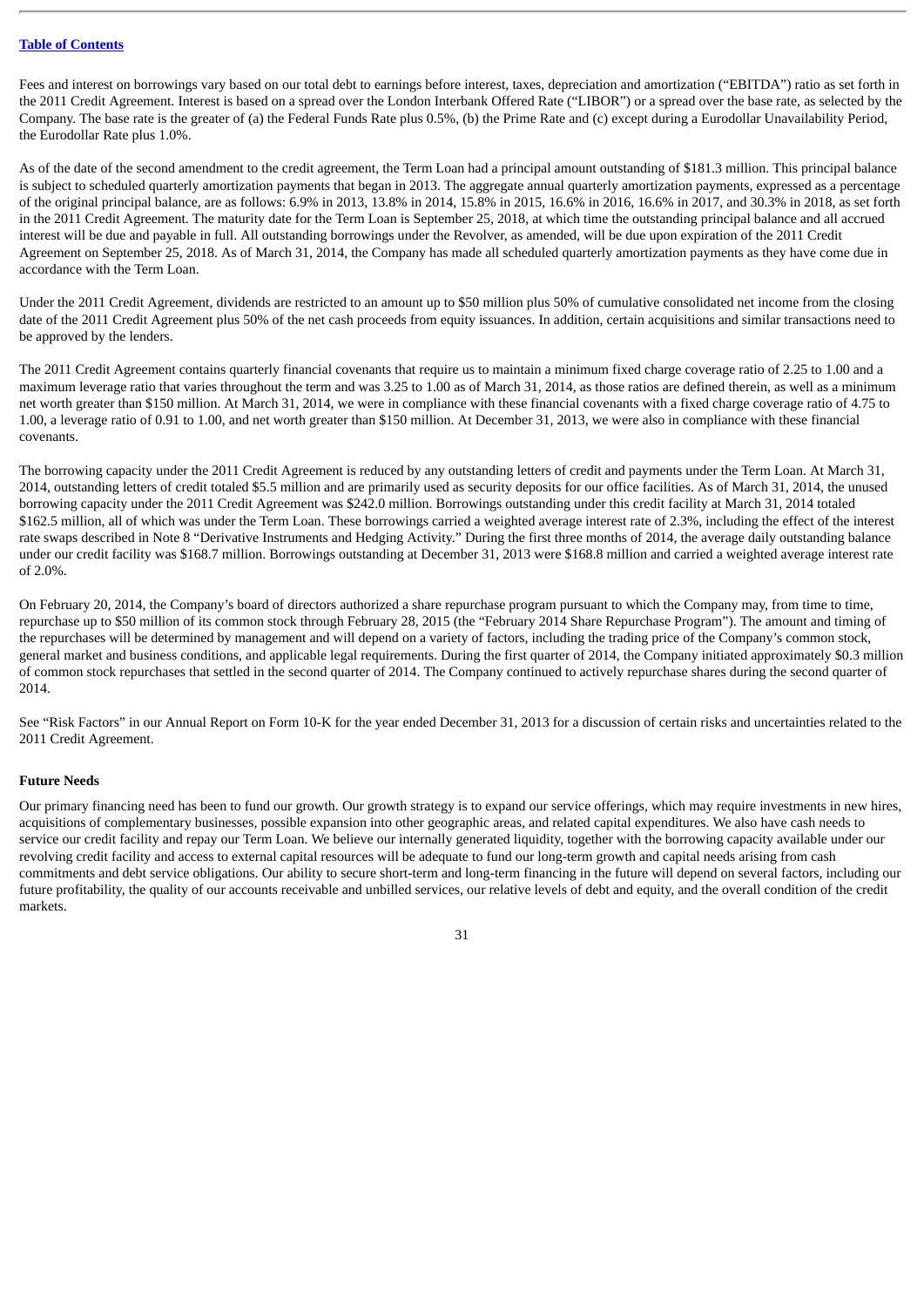Fees and interest on borrowings vary based on our total debt to earnings before interest, taxes, depreciation and amortization ("EBITDA") ratio as set forth in the 2011 Credit Agreement. Interest is based on a spread over the London Interbank Offered Rate ("LIBOR") or a spread over the base rate, as selected by the Company. The base rate is the greater of (a) the Federal Funds Rate plus 0.5%, (b) the Prime Rate and (c) except during a Eurodollar Unavailability Period, the Eurodollar Rate plus 1.0%.

As of the date of the second amendment to the credit agreement, the Term Loan had a principal amount outstanding of $181.3 million. This principal balance is subject to scheduled quarterly amortization payments that began in 2013. The aggregate annual quarterly amortization payments, expressed as a percentage of the original principal balance, are as follows: 6.9% in 2013, 13.8% in 2014, 15.8% in 2015, 16.6% in 2016, 16.6% in 2017, and 30.3% in 2018, as set forth in the 2011 Credit Agreement. The maturity date for the Term Loan is September 25, 2018, at which time the outstanding principal balance and all accrued interest will be due and payable in full. All outstanding borrowings under the Revolver, as amended, will be due upon expiration of the 2011 Credit Agreement on September 25, 2018. As of March 31, 2014, the Company has made all scheduled quarterly amortization payments as they have come due in accordance with the Term Loan.

Under the 2011 Credit Agreement, dividends are restricted to an amount up to $50 million plus 50% of cumulative consolidated net income from the closing date of the 2011 Credit Agreement plus 50% of the net cash proceeds from equity issuances. In addition, certain acquisitions and similar transactions need to be approved by the lenders.

The 2011 Credit Agreement contains quarterly financial covenants that require us to maintain a minimum fixed charge coverage ratio of 2.25 to 1.00 and a maximum leverage ratio that varies throughout the term and was 3.25 to 1.00 as of March 31, 2014, as those ratios are defined therein, as well as a minimum net worth greater than $150 million. At March 31, 2014, we were in compliance with these financial covenants with a fixed charge coverage ratio of 4.75 to 1.00, a leverage ratio of 0.91 to 1.00, and net worth greater than $150 million. At December 31, 2013, we were also in compliance with these financial covenants.

The borrowing capacity under the 2011 Credit Agreement is reduced by any outstanding letters of credit and payments under the Term Loan. At March 31, 2014, outstanding letters of credit totaled $5.5 million and are primarily used as security deposits for our office facilities. As of March 31, 2014, the unused borrowing capacity under the 2011 Credit Agreement was $242.0 million. Borrowings outstanding under this credit facility at March 31, 2014 totaled $162.5 million, all of which was under the Term Loan. These borrowings carried a weighted average interest rate of 2.3%, including the effect of the interest rate swaps described in Note 8 "Derivative Instruments and Hedging Activity." During the first three months of 2014, the average daily outstanding balance under our credit facility was $168.7 million. Borrowings outstanding at December 31, 2013 were $168.8 million and carried a weighted average interest rate of 2.0%.

On February 20, 2014, the Company's board of directors authorized a share repurchase program pursuant to which the Company may, from time to time, repurchase up to $50 million of its common stock through February 28, 2015 (the "February 2014 Share Repurchase Program"). The amount and timing of the repurchases will be determined by management and will depend on a variety of factors, including the trading price of the Company's common stock, general market and business conditions, and applicable legal requirements. During the first quarter of 2014, the Company initiated approximately $0.3 million of common stock repurchases that settled in the second quarter of 2014. The Company continued to actively repurchase shares during the second quarter of 2014.

See "Risk Factors" in our Annual Report on Form 10-K for the year ended December 31, 2013 for a discussion of certain risks and uncertainties related to the 2011 Credit Agreement.

**Future Needs**

Our primary financing need has been to fund our growth. Our growth strategy is to expand our service offerings, which may require investments in new hires, acquisitions of complementary businesses, possible expansion into other geographic areas, and related capital expenditures. We also have cash needs to service our credit facility and repay our Term Loan. We believe our internally generated liquidity, together with the borrowing capacity available under our revolving credit facility and access to external capital resources will be adequate to fund our long-term growth and capital needs arising from cash commitments and debt service obligations. Our ability to secure short-term and long-term financing in the future will depend on several factors, including our future profitability, the quality of our accounts receivable and unbilled services, our relative levels of debt and equity, and the overall condition of the credit markets.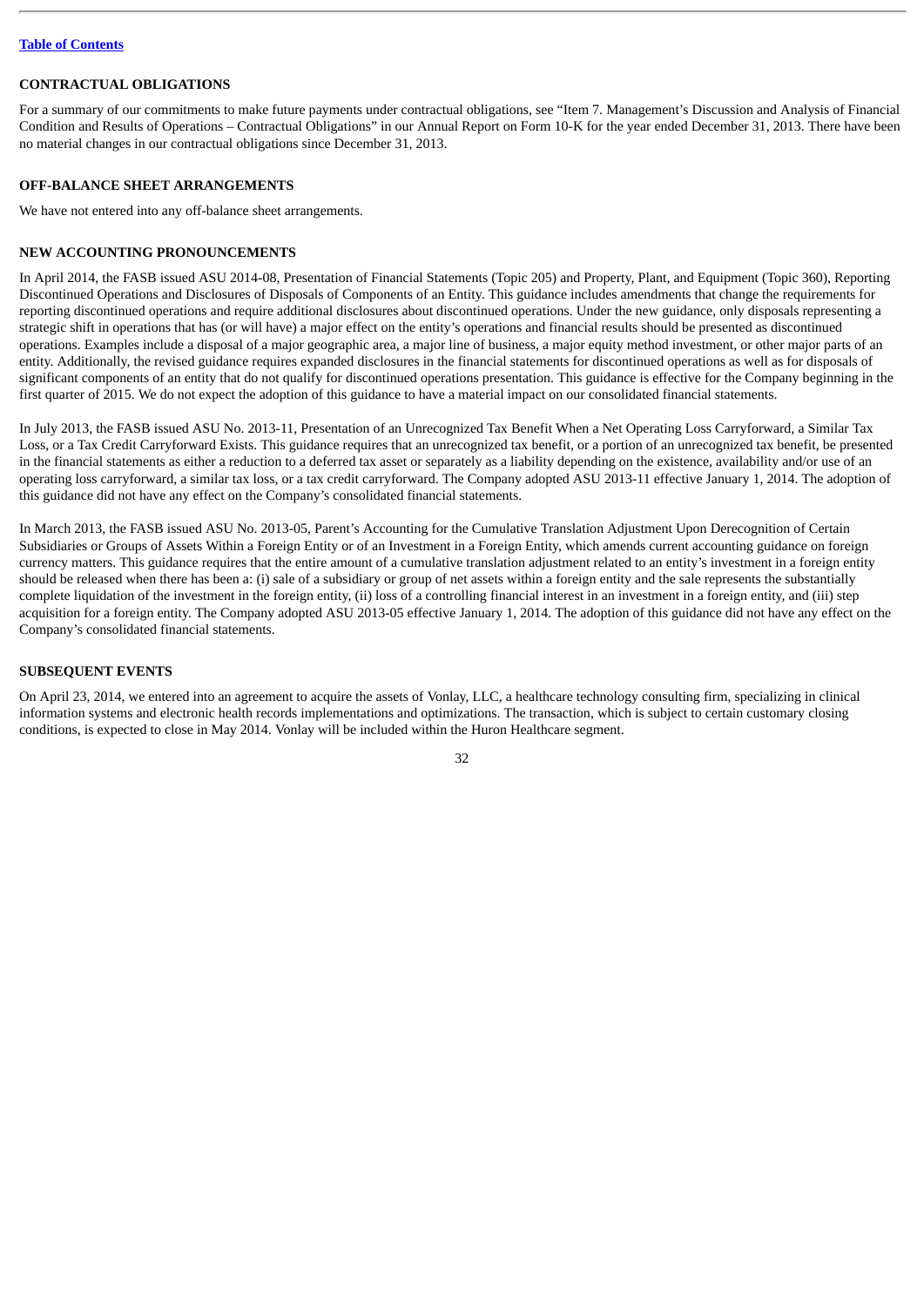[Table of Contents](#)

## CONTRACTUAL OBLIGATIONS

For a summary of our commitments to make future payments under contractual obligations, see "Item 7. Management's Discussion and Analysis of Financial Condition and Results of Operations – Contractual Obligations" in our Annual Report on Form 10-K for the year ended December 31, 2013. There have been no material changes in our contractual obligations since December 31, 2013.

## OFF-BALANCE SHEET ARRANGEMENTS

We have not entered into any off-balance sheet arrangements.

## NEW ACCOUNTING PRONOUNCEMENTS

In April 2014, the FASB issued ASU 2014-08, Presentation of Financial Statements (Topic 205) and Property, Plant, and Equipment (Topic 360), Reporting Discontinued Operations and Disclosures of Disposals of Components of an Entity. This guidance includes amendments that change the requirements for reporting discontinued operations and require additional disclosures about discontinued operations. Under the new guidance, only disposals representing a strategic shift in operations that has (or will have) a major effect on the entity's operations and financial results should be presented as discontinued operations. Examples include a disposal of a major geographic area, a major line of business, a major equity method investment, or other major parts of an entity. Additionally, the revised guidance requires expanded disclosures in the financial statements for discontinued operations as well as for disposals of significant components of an entity that do not qualify for discontinued operations presentation. This guidance is effective for the Company beginning in the first quarter of 2015. We do not expect the adoption of this guidance to have a material impact on our consolidated financial statements.

In July 2013, the FASB issued ASU No. 2013-11, Presentation of an Unrecognized Tax Benefit When a Net Operating Loss Carryforward, a Similar Tax Loss, or a Tax Credit Carryforward Exists. This guidance requires that an unrecognized tax benefit, or a portion of an unrecognized tax benefit, be presented in the financial statements as either a reduction to a deferred tax asset or separately as a liability depending on the existence, availability and/or use of an operating loss carryforward, a similar tax loss, or a tax credit carryforward. The Company adopted ASU 2013-11 effective January 1, 2014. The adoption of this guidance did not have any effect on the Company's consolidated financial statements.

In March 2013, the FASB issued ASU No. 2013-05, Parent's Accounting for the Cumulative Translation Adjustment Upon Derecognition of Certain Subsidiaries or Groups of Assets Within a Foreign Entity or of an Investment in a Foreign Entity, which amends current accounting guidance on foreign currency matters. This guidance requires that the entire amount of a cumulative translation adjustment related to an entity's investment in a foreign entity should be released when there has been a: (i) sale of a subsidiary or group of net assets within a foreign entity and the sale represents the substantially complete liquidation of the investment in the foreign entity, (ii) loss of a controlling financial interest in an investment in a foreign entity, and (iii) step acquisition for a foreign entity. The Company adopted ASU 2013-05 effective January 1, 2014. The adoption of this guidance did not have any effect on the Company's consolidated financial statements.

## SUBSEQUENT EVENTS

On April 23, 2014, we entered into an agreement to acquire the assets of Vonlay, LLC, a healthcare technology consulting firm, specializing in clinical information systems and electronic health records implementations and optimizations. The transaction, which is subject to certain customary closing conditions, is expected to close in May 2014. Vonlay will be included within the Huron Healthcare segment.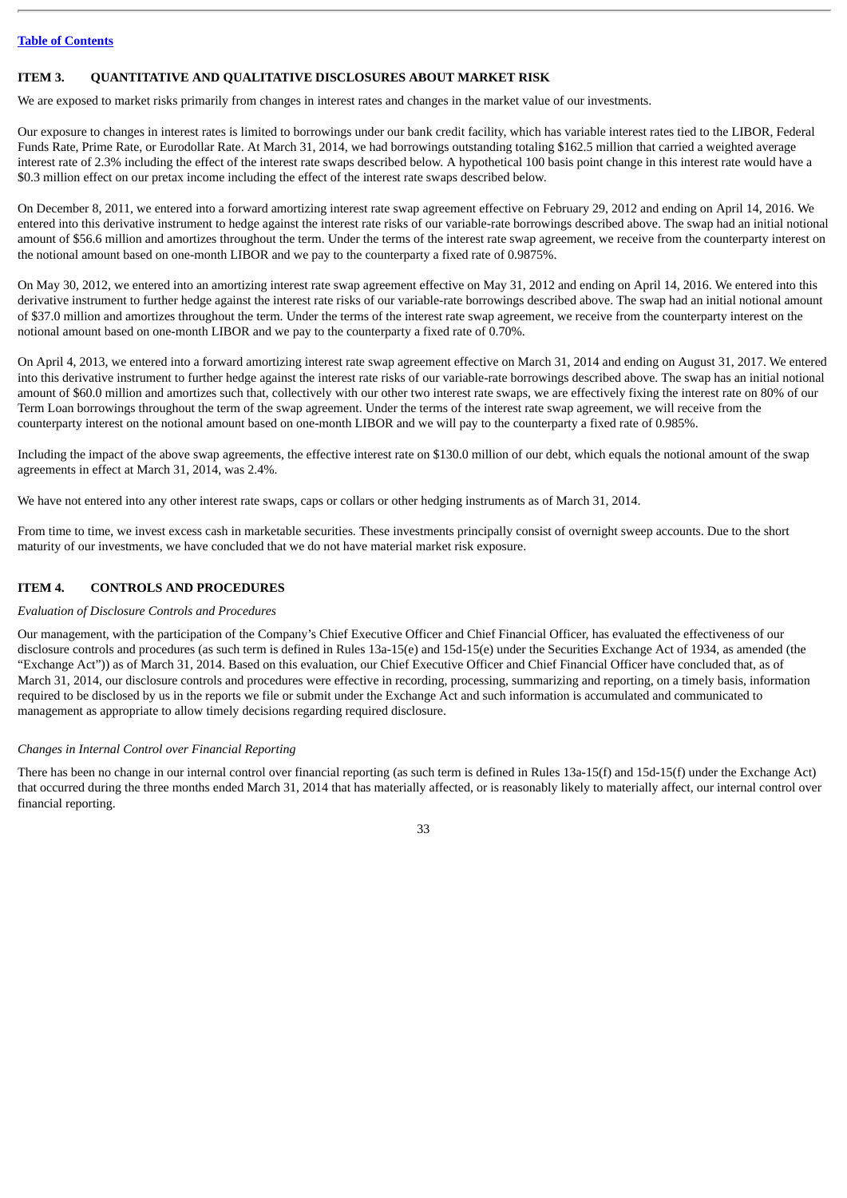## ITEM 3. QUANTITATIVE AND QUALITATIVE DISCLOSURES ABOUT MARKET RISK

We are exposed to market risks primarily from changes in interest rates and changes in the market value of our investments.

Our exposure to changes in interest rates is limited to borrowings under our bank credit facility, which has variable interest rates tied to the LIBOR, Federal Funds Rate, Prime Rate, or Eurodollar Rate. At March 31, 2014, we had borrowings outstanding totaling $162.5 million that carried a weighted average interest rate of 2.3% including the effect of the interest rate swaps described below. A hypothetical 100 basis point change in this interest rate would have a $0.3 million effect on our pretax income including the effect of the interest rate swaps described below.

On December 8, 2011, we entered into a forward amortizing interest rate swap agreement effective on February 29, 2012 and ending on April 14, 2016. We entered into this derivative instrument to hedge against the interest rate risks of our variable-rate borrowings described above. The swap had an initial notional amount of $56.6 million and amortizes throughout the term. Under the terms of the interest rate swap agreement, we receive from the counterparty interest on the notional amount based on one-month LIBOR and we pay to the counterparty a fixed rate of 0.9875%.

On May 30, 2012, we entered into an amortizing interest rate swap agreement effective on May 31, 2012 and ending on April 14, 2016. We entered into this derivative instrument to further hedge against the interest rate risks of our variable-rate borrowings described above. The swap had an initial notional amount of $37.0 million and amortizes throughout the term. Under the terms of the interest rate swap agreement, we receive from the counterparty interest on the notional amount based on one-month LIBOR and we pay to the counterparty a fixed rate of 0.70%.

On April 4, 2013, we entered into a forward amortizing interest rate swap agreement effective on March 31, 2014 and ending on August 31, 2017. We entered into this derivative instrument to further hedge against the interest rate risks of our variable-rate borrowings described above. The swap has an initial notional amount of $60.0 million and amortizes such that, collectively with our other two interest rate swaps, we are effectively fixing the interest rate on 80% of our Term Loan borrowings throughout the term of the swap agreement. Under the terms of the interest rate swap agreement, we will receive from the counterparty interest on the notional amount based on one-month LIBOR and we will pay to the counterparty a fixed rate of 0.985%.

Including the impact of the above swap agreements, the effective interest rate on $130.0 million of our debt, which equals the notional amount of the swap agreements in effect at March 31, 2014, was 2.4%.

We have not entered into any other interest rate swaps, caps or collars or other hedging instruments as of March 31, 2014.

From time to time, we invest excess cash in marketable securities. These investments principally consist of overnight sweep accounts. Due to the short maturity of our investments, we have concluded that we do not have material market risk exposure.

## ITEM 4. CONTROLS AND PROCEDURES

*Evaluation of Disclosure Controls and Procedures*

Our management, with the participation of the Company's Chief Executive Officer and Chief Financial Officer, has evaluated the effectiveness of our disclosure controls and procedures (as such term is defined in Rules 13a-15(e) and 15d-15(e) under the Securities Exchange Act of 1934, as amended (the "Exchange Act")) as of March 31, 2014. Based on this evaluation, our Chief Executive Officer and Chief Financial Officer have concluded that, as of March 31, 2014, our disclosure controls and procedures were effective in recording, processing, summarizing and reporting, on a timely basis, information required to be disclosed by us in the reports we file or submit under the Exchange Act and such information is accumulated and communicated to management as appropriate to allow timely decisions regarding required disclosure.

*Changes in Internal Control over Financial Reporting*

There has been no change in our internal control over financial reporting (as such term is defined in Rules 13a-15(f) and 15d-15(f) under the Exchange Act) that occurred during the three months ended March 31, 2014 that has materially affected, or is reasonably likely to materially affect, our internal control over financial reporting.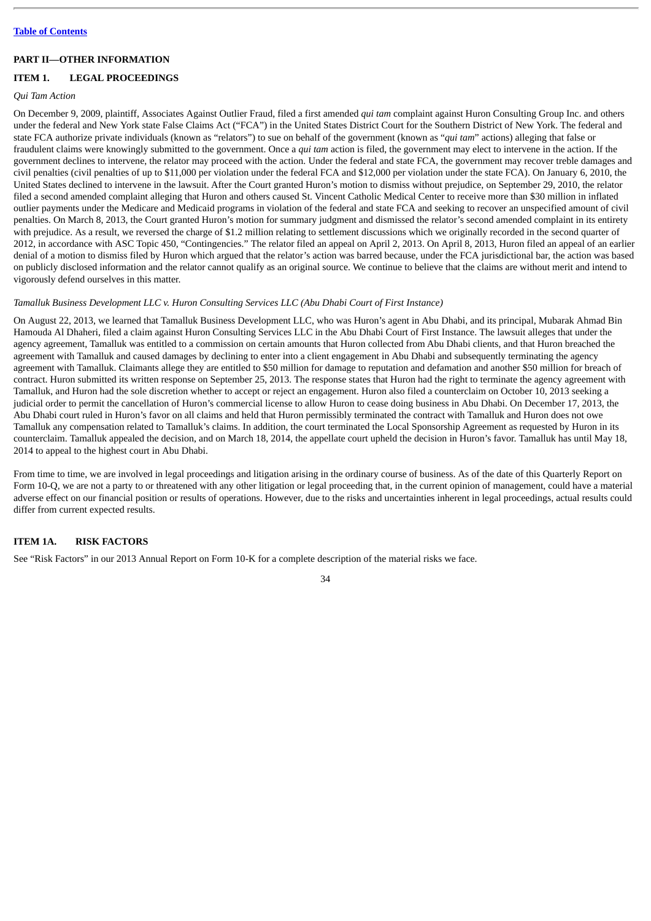## PART II—OTHER INFORMATION

### ITEM 1. LEGAL PROCEEDINGS

*Qui Tam Action*

On December 9, 2009, plaintiff, Associates Against Outlier Fraud, filed a first amended *qui tam* complaint against Huron Consulting Group Inc. and others under the federal and New York state False Claims Act ("FCA") in the United States District Court for the Southern District of New York. The federal and state FCA authorize private individuals (known as "relators") to sue on behalf of the government (known as "*qui tam*" actions) alleging that false or fraudulent claims were knowingly submitted to the government. Once a *qui tam* action is filed, the government may elect to intervene in the action. If the government declines to intervene, the relator may proceed with the action. Under the federal and state FCA, the government may recover treble damages and civil penalties (civil penalties of up to $11,000 per violation under the federal FCA and $12,000 per violation under the state FCA). On January 6, 2010, the United States declined to intervene in the lawsuit. After the Court granted Huron's motion to dismiss without prejudice, on September 29, 2010, the relator filed a second amended complaint alleging that Huron and others caused St. Vincent Catholic Medical Center to receive more than $30 million in inflated outlier payments under the Medicare and Medicaid programs in violation of the federal and state FCA and seeking to recover an unspecified amount of civil penalties. On March 8, 2013, the Court granted Huron's motion for summary judgment and dismissed the relator's second amended complaint in its entirety with prejudice. As a result, we reversed the charge of $1.2 million relating to settlement discussions which we originally recorded in the second quarter of 2012, in accordance with ASC Topic 450, "Contingencies." The relator filed an appeal on April 2, 2013. On April 8, 2013, Huron filed an appeal of an earlier denial of a motion to dismiss filed by Huron which argued that the relator's action was barred because, under the FCA jurisdictional bar, the action was based on publicly disclosed information and the relator cannot qualify as an original source. We continue to believe that the claims are without merit and intend to vigorously defend ourselves in this matter.

*Tamalluk Business Development LLC v. Huron Consulting Services LLC (Abu Dhabi Court of First Instance)*

On August 22, 2013, we learned that Tamalluk Business Development LLC, who was Huron's agent in Abu Dhabi, and its principal, Mubarak Ahmad Bin Hamouda Al Dhaheri, filed a claim against Huron Consulting Services LLC in the Abu Dhabi Court of First Instance. The lawsuit alleges that under the agency agreement, Tamalluk was entitled to a commission on certain amounts that Huron collected from Abu Dhabi clients, and that Huron breached the agreement with Tamalluk and caused damages by declining to enter into a client engagement in Abu Dhabi and subsequently terminating the agency agreement with Tamalluk. Claimants allege they are entitled to $50 million for damage to reputation and defamation and another $50 million for breach of contract. Huron submitted its written response on September 25, 2013. The response states that Huron had the right to terminate the agency agreement with Tamalluk, and Huron had the sole discretion whether to accept or reject an engagement. Huron also filed a counterclaim on October 10, 2013 seeking a judicial order to permit the cancellation of Huron's commercial license to allow Huron to cease doing business in Abu Dhabi. On December 17, 2013, the Abu Dhabi court ruled in Huron's favor on all claims and held that Huron permissibly terminated the contract with Tamalluk and Huron does not owe Tamalluk any compensation related to Tamalluk's claims. In addition, the court terminated the Local Sponsorship Agreement as requested by Huron in its counterclaim. Tamalluk appealed the decision, and on March 18, 2014, the appellate court upheld the decision in Huron's favor. Tamalluk has until May 18, 2014 to appeal to the highest court in Abu Dhabi.

From time to time, we are involved in legal proceedings and litigation arising in the ordinary course of business. As of the date of this Quarterly Report on Form 10-Q, we are not a party to or threatened with any other litigation or legal proceeding that, in the current opinion of management, could have a material adverse effect on our financial position or results of operations. However, due to the risks and uncertainties inherent in legal proceedings, actual results could differ from current expected results.

### ITEM 1A. RISK FACTORS

See "Risk Factors" in our 2013 Annual Report on Form 10-K for a complete description of the material risks we face.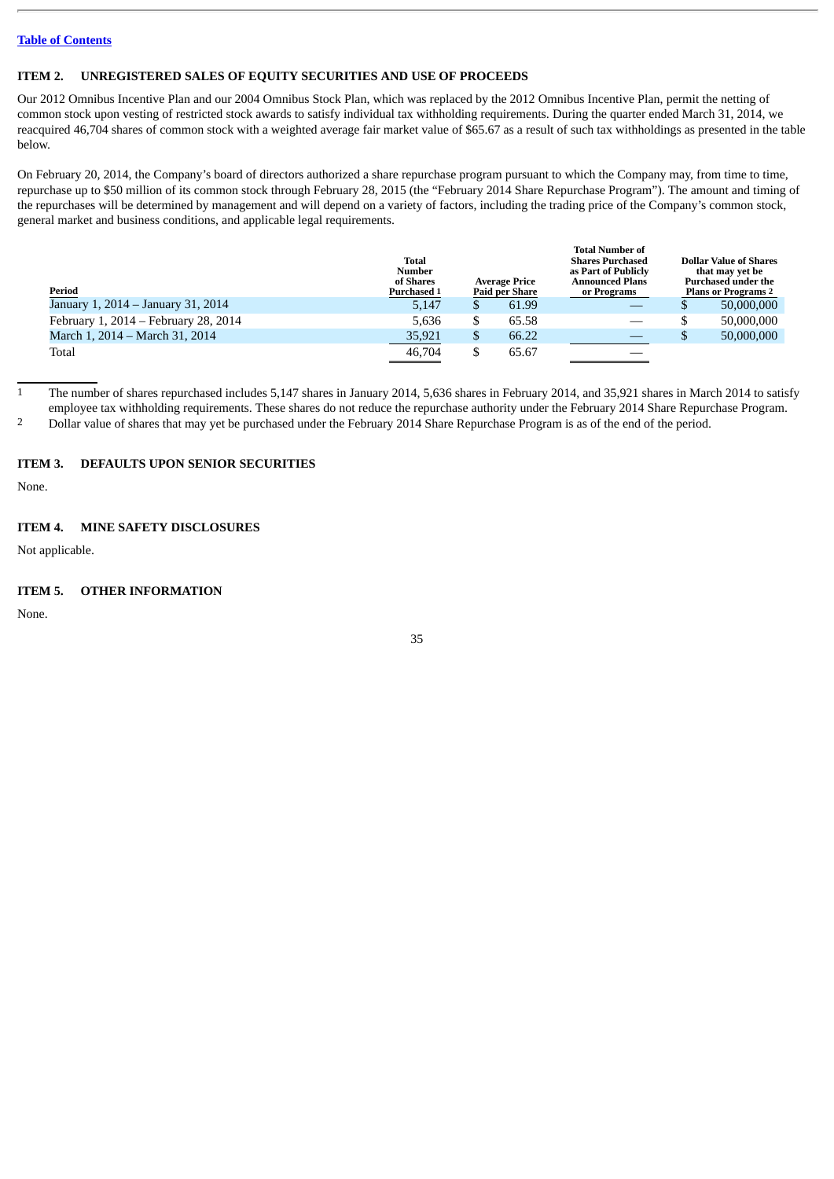[Table of Contents](#)

## ITEM 2. UNREGISTERED SALES OF EQUITY SECURITIES AND USE OF PROCEEDS

Our 2012 Omnibus Incentive Plan and our 2004 Omnibus Stock Plan, which was replaced by the 2012 Omnibus Incentive Plan, permit the netting of common stock upon vesting of restricted stock awards to satisfy individual tax withholding requirements. During the quarter ended March 31, 2014, we reacquired 46,704 shares of common stock with a weighted average fair market value of $65.67 as a result of such tax withholdings as presented in the table below.

On February 20, 2014, the Company's board of directors authorized a share repurchase program pursuant to which the Company may, from time to time, repurchase up to $50 million of its common stock through February 28, 2015 (the "February 2014 Share Repurchase Program"). The amount and timing of the repurchases will be determined by management and will depend on a variety of factors, including the trading price of the Company's common stock, general market and business conditions, and applicable legal requirements.

| Period | Total Number of Shares Purchased [1] | Average Price Paid per Share | Total Number of Shares Purchased as Part of Publicly Announced Plans or Programs | Dollar Value of Shares that may yet be Purchased under the Plans or Programs [2] |
|---|---|---|---|---|
| January 1, 2014 – January 31, 2014 | 5,147 | $ 61.99 | — | $ 50,000,000 |
| February 1, 2014 – February 28, 2014 | 5,636 | $ 65.58 | — | $ 50,000,000 |
| March 1, 2014 – March 31, 2014 | 35,921 | $ 66.22 | — | $ 50,000,000 |
| Total | 46,704 | $ 65.67 | — | |

[1] The number of shares repurchased includes 5,147 shares in January 2014, 5,636 shares in February 2014, and 35,921 shares in March 2014 to satisfy employee tax withholding requirements. These shares do not reduce the repurchase authority under the February 2014 Share Repurchase Program.

[2] Dollar value of shares that may yet be purchased under the February 2014 Share Repurchase Program is as of the end of the period.

## ITEM 3. DEFAULTS UPON SENIOR SECURITIES

None.

## ITEM 4. MINE SAFETY DISCLOSURES

Not applicable.

## ITEM 5. OTHER INFORMATION

None.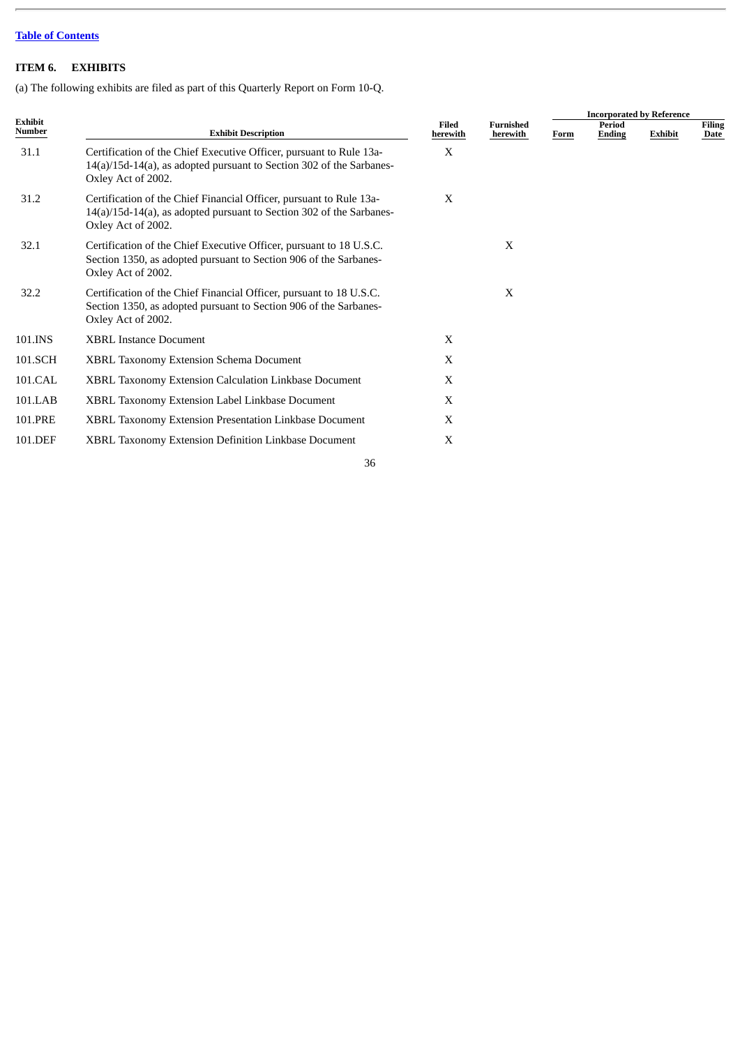[Table of Contents](#)

## ITEM 6. EXHIBITS

(a) The following exhibits are filed as part of this Quarterly Report on Form 10-Q.

| Exhibit Number | Exhibit Description | Filed herewith | Furnished herewith | Incorporated by Reference | | | |
|---|---|---|---|---|---|---|---|
| | | | | Form | Period Ending | Exhibit | Filing Date |
| 31.1 | Certification of the Chief Executive Officer, pursuant to Rule 13a-14(a)/15d-14(a), as adopted pursuant to Section 302 of the Sarbanes-Oxley Act of 2002. | X | | | | | |
| 31.2 | Certification of the Chief Financial Officer, pursuant to Rule 13a-14(a)/15d-14(a), as adopted pursuant to Section 302 of the Sarbanes-Oxley Act of 2002. | X | | | | | |
| 32.1 | Certification of the Chief Executive Officer, pursuant to 18 U.S.C. Section 1350, as adopted pursuant to Section 906 of the Sarbanes-Oxley Act of 2002. | | X | | | | |
| 32.2 | Certification of the Chief Financial Officer, pursuant to 18 U.S.C. Section 1350, as adopted pursuant to Section 906 of the Sarbanes-Oxley Act of 2002. | | X | | | | |
| 101.INS | XBRL Instance Document | X | | | | | |
| 101.SCH | XBRL Taxonomy Extension Schema Document | X | | | | | |
| 101.CAL | XBRL Taxonomy Extension Calculation Linkbase Document | X | | | | | |
| 101.LAB | XBRL Taxonomy Extension Label Linkbase Document | X | | | | | |
| 101.PRE | XBRL Taxonomy Extension Presentation Linkbase Document | X | | | | | |
| 101.DEF | XBRL Taxonomy Extension Definition Linkbase Document | X | | | | | |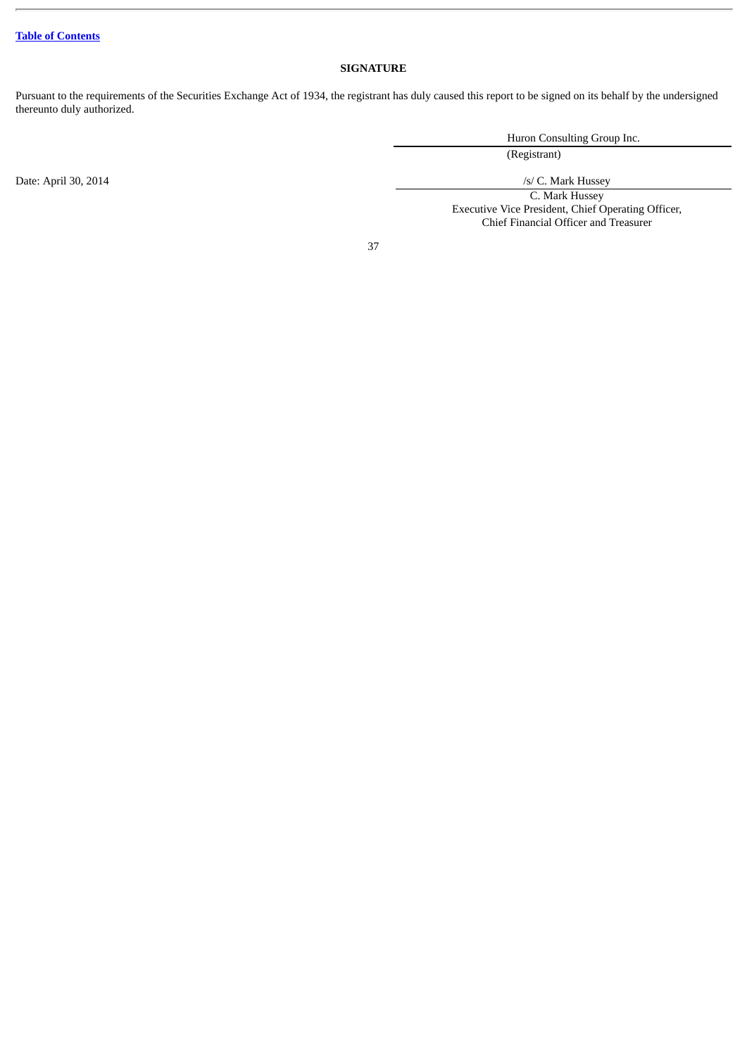# SIGNATURE

Pursuant to the requirements of the Securities Exchange Act of 1934, the registrant has duly caused this report to be signed on its behalf by the undersigned thereunto duly authorized.

| | Huron Consulting Group Inc. |
|---|---|
| | (Registrant) |
| Date: April 30, 2014 | /s/ C. Mark Hussey |
| | C. Mark Hussey<br>Executive Vice President, Chief Operating Officer,<br>Chief Financial Officer and Treasurer |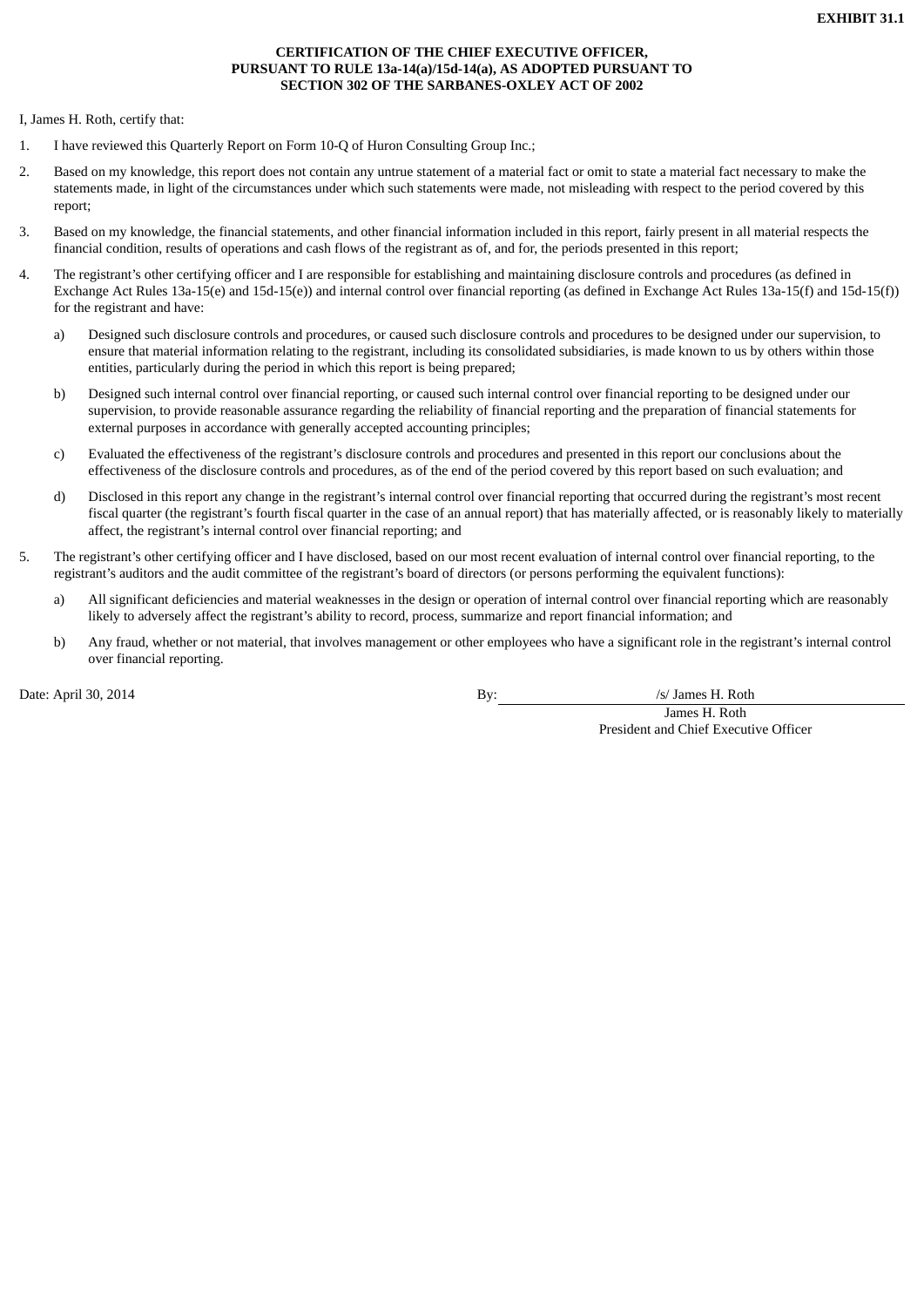**EXHIBIT 31.1**

**CERTIFICATION OF THE CHIEF EXECUTIVE OFFICER, PURSUANT TO RULE 13a-14(a)/15d-14(a), AS ADOPTED PURSUANT TO SECTION 302 OF THE SARBANES-OXLEY ACT OF 2002**

I, James H. Roth, certify that:

1. I have reviewed this Quarterly Report on Form 10-Q of Huron Consulting Group Inc.;

2. Based on my knowledge, this report does not contain any untrue statement of a material fact or omit to state a material fact necessary to make the statements made, in light of the circumstances under which such statements were made, not misleading with respect to the period covered by this report;

3. Based on my knowledge, the financial statements, and other financial information included in this report, fairly present in all material respects the financial condition, results of operations and cash flows of the registrant as of, and for, the periods presented in this report;

4. The registrant's other certifying officer and I are responsible for establishing and maintaining disclosure controls and procedures (as defined in Exchange Act Rules 13a-15(e) and 15d-15(e)) and internal control over financial reporting (as defined in Exchange Act Rules 13a-15(f) and 15d-15(f)) for the registrant and have:

   a) Designed such disclosure controls and procedures, or caused such disclosure controls and procedures to be designed under our supervision, to ensure that material information relating to the registrant, including its consolidated subsidiaries, is made known to us by others within those entities, particularly during the period in which this report is being prepared;

   b) Designed such internal control over financial reporting, or caused such internal control over financial reporting to be designed under our supervision, to provide reasonable assurance regarding the reliability of financial reporting and the preparation of financial statements for external purposes in accordance with generally accepted accounting principles;

   c) Evaluated the effectiveness of the registrant's disclosure controls and procedures and presented in this report our conclusions about the effectiveness of the disclosure controls and procedures, as of the end of the period covered by this report based on such evaluation; and

   d) Disclosed in this report any change in the registrant's internal control over financial reporting that occurred during the registrant's most recent fiscal quarter (the registrant's fourth fiscal quarter in the case of an annual report) that has materially affected, or is reasonably likely to materially affect, the registrant's internal control over financial reporting; and

5. The registrant's other certifying officer and I have disclosed, based on our most recent evaluation of internal control over financial reporting, to the registrant's auditors and the audit committee of the registrant's board of directors (or persons performing the equivalent functions):

   a) All significant deficiencies and material weaknesses in the design or operation of internal control over financial reporting which are reasonably likely to adversely affect the registrant's ability to record, process, summarize and report financial information; and

   b) Any fraud, whether or not material, that involves management or other employees who have a significant role in the registrant's internal control over financial reporting.

Date: April 30, 2014

By: /s/ James H. Roth

James H. Roth
President and Chief Executive Officer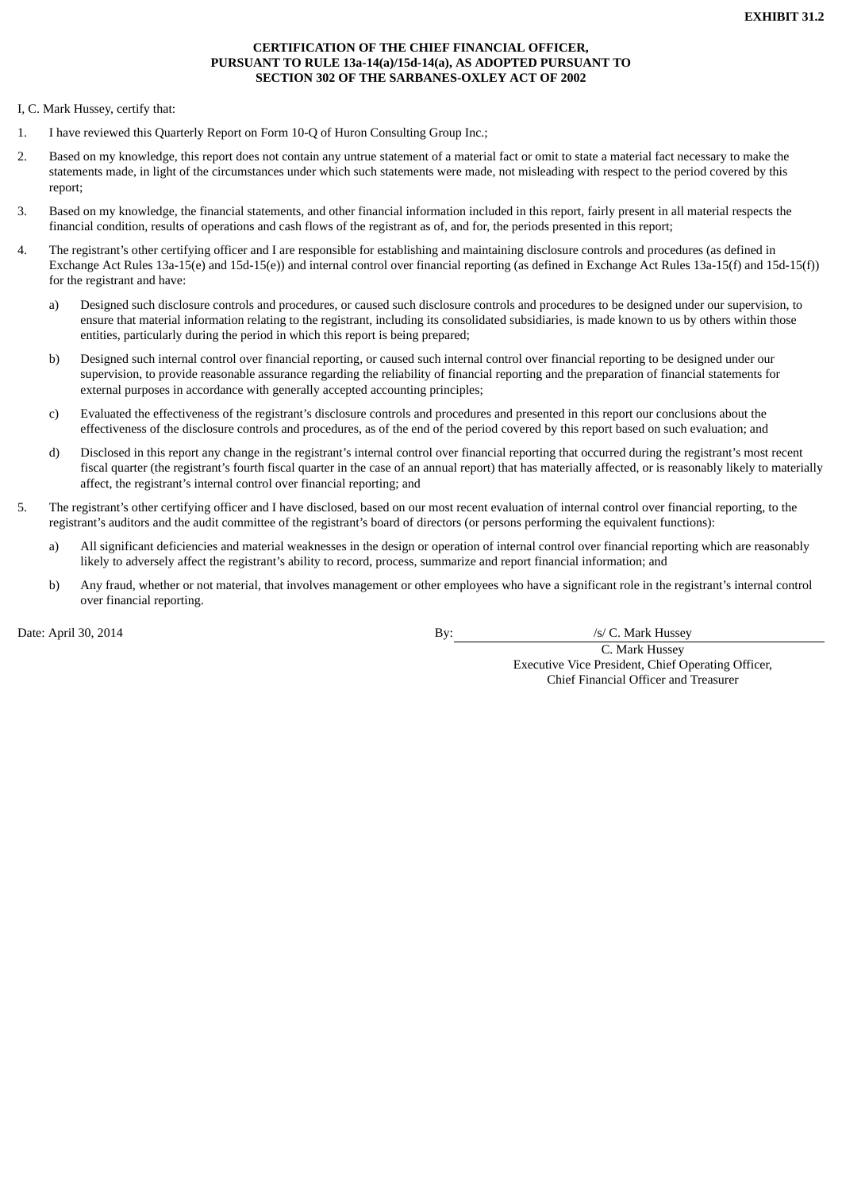**EXHIBIT 31.2**

**CERTIFICATION OF THE CHIEF FINANCIAL OFFICER,
PURSUANT TO RULE 13a-14(a)/15d-14(a), AS ADOPTED PURSUANT TO
SECTION 302 OF THE SARBANES-OXLEY ACT OF 2002**

I, C. Mark Hussey, certify that:

1. I have reviewed this Quarterly Report on Form 10-Q of Huron Consulting Group Inc.;

2. Based on my knowledge, this report does not contain any untrue statement of a material fact or omit to state a material fact necessary to make the statements made, in light of the circumstances under which such statements were made, not misleading with respect to the period covered by this report;

3. Based on my knowledge, the financial statements, and other financial information included in this report, fairly present in all material respects the financial condition, results of operations and cash flows of the registrant as of, and for, the periods presented in this report;

4. The registrant's other certifying officer and I are responsible for establishing and maintaining disclosure controls and procedures (as defined in Exchange Act Rules 13a-15(e) and 15d-15(e)) and internal control over financial reporting (as defined in Exchange Act Rules 13a-15(f) and 15d-15(f)) for the registrant and have:

   a) Designed such disclosure controls and procedures, or caused such disclosure controls and procedures to be designed under our supervision, to ensure that material information relating to the registrant, including its consolidated subsidiaries, is made known to us by others within those entities, particularly during the period in which this report is being prepared;

   b) Designed such internal control over financial reporting, or caused such internal control over financial reporting to be designed under our supervision, to provide reasonable assurance regarding the reliability of financial reporting and the preparation of financial statements for external purposes in accordance with generally accepted accounting principles;

   c) Evaluated the effectiveness of the registrant's disclosure controls and procedures and presented in this report our conclusions about the effectiveness of the disclosure controls and procedures, as of the end of the period covered by this report based on such evaluation; and

   d) Disclosed in this report any change in the registrant's internal control over financial reporting that occurred during the registrant's most recent fiscal quarter (the registrant's fourth fiscal quarter in the case of an annual report) that has materially affected, or is reasonably likely to materially affect, the registrant's internal control over financial reporting; and

5. The registrant's other certifying officer and I have disclosed, based on our most recent evaluation of internal control over financial reporting, to the registrant's auditors and the audit committee of the registrant's board of directors (or persons performing the equivalent functions):

   a) All significant deficiencies and material weaknesses in the design or operation of internal control over financial reporting which are reasonably likely to adversely affect the registrant's ability to record, process, summarize and report financial information; and

   b) Any fraud, whether or not material, that involves management or other employees who have a significant role in the registrant's internal control over financial reporting.

Date: April 30, 2014

By: /s/ C. Mark Hussey
C. Mark Hussey
Executive Vice President, Chief Operating Officer,
Chief Financial Officer and Treasurer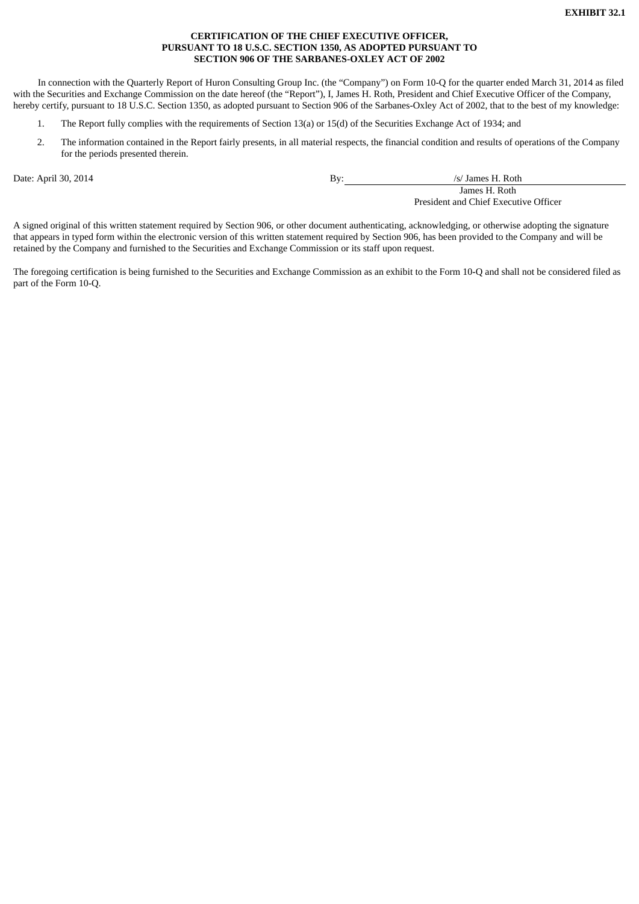**EXHIBIT 32.1**

**CERTIFICATION OF THE CHIEF EXECUTIVE OFFICER,**
**PURSUANT TO 18 U.S.C. SECTION 1350, AS ADOPTED PURSUANT TO**
**SECTION 906 OF THE SARBANES-OXLEY ACT OF 2002**

In connection with the Quarterly Report of Huron Consulting Group Inc. (the "Company") on Form 10-Q for the quarter ended March 31, 2014 as filed with the Securities and Exchange Commission on the date hereof (the "Report"), I, James H. Roth, President and Chief Executive Officer of the Company, hereby certify, pursuant to 18 U.S.C. Section 1350, as adopted pursuant to Section 906 of the Sarbanes-Oxley Act of 2002, that to the best of my knowledge:

1. The Report fully complies with the requirements of Section 13(a) or 15(d) of the Securities Exchange Act of 1934; and
2. The information contained in the Report fairly presents, in all material respects, the financial condition and results of operations of the Company for the periods presented therein.

Date: April 30, 2014

By: /s/ James H. Roth
James H. Roth
President and Chief Executive Officer

A signed original of this written statement required by Section 906, or other document authenticating, acknowledging, or otherwise adopting the signature that appears in typed form within the electronic version of this written statement required by Section 906, has been provided to the Company and will be retained by the Company and furnished to the Securities and Exchange Commission or its staff upon request.

The foregoing certification is being furnished to the Securities and Exchange Commission as an exhibit to the Form 10-Q and shall not be considered filed as part of the Form 10-Q.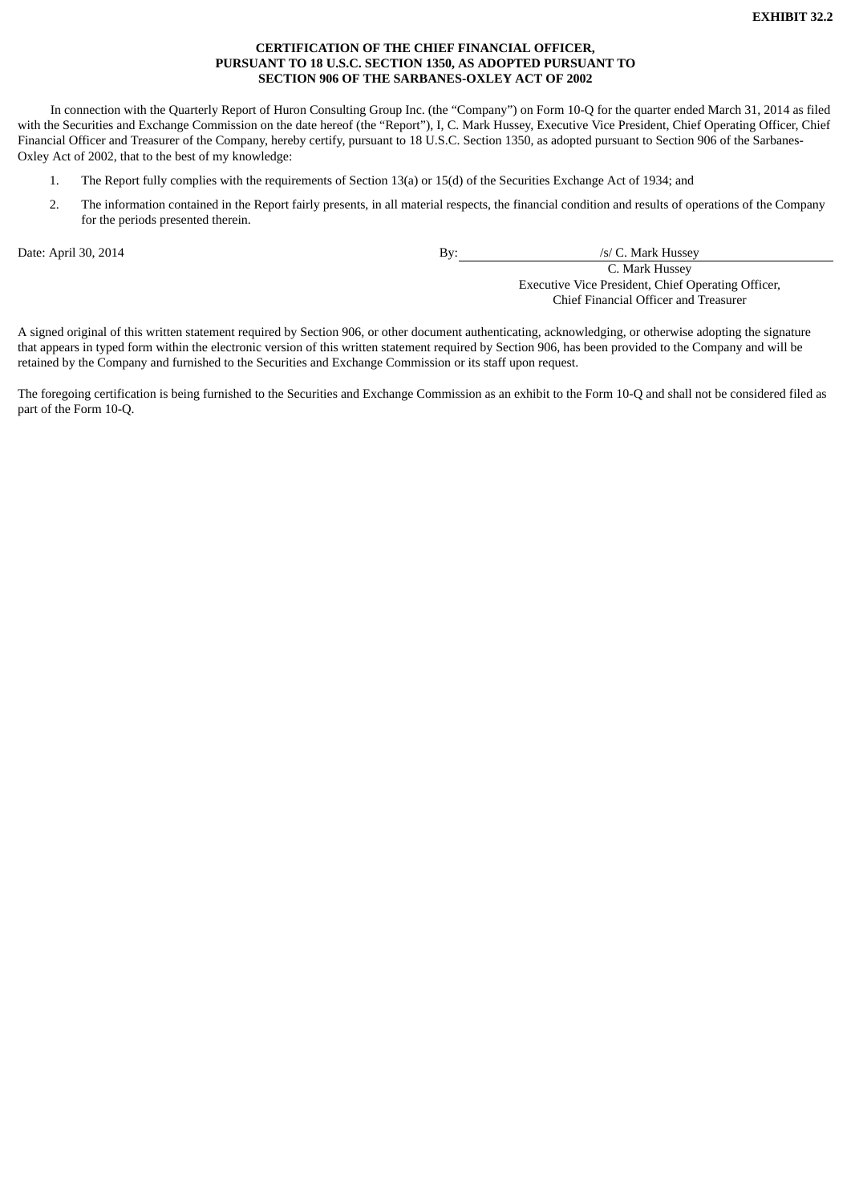**EXHIBIT 32.2**

**CERTIFICATION OF THE CHIEF FINANCIAL OFFICER,**
**PURSUANT TO 18 U.S.C. SECTION 1350, AS ADOPTED PURSUANT TO**
**SECTION 906 OF THE SARBANES-OXLEY ACT OF 2002**

In connection with the Quarterly Report of Huron Consulting Group Inc. (the "Company") on Form 10-Q for the quarter ended March 31, 2014 as filed with the Securities and Exchange Commission on the date hereof (the "Report"), I, C. Mark Hussey, Executive Vice President, Chief Operating Officer, Chief Financial Officer and Treasurer of the Company, hereby certify, pursuant to 18 U.S.C. Section 1350, as adopted pursuant to Section 906 of the Sarbanes-Oxley Act of 2002, that to the best of my knowledge:

1. The Report fully complies with the requirements of Section 13(a) or 15(d) of the Securities Exchange Act of 1934; and
2. The information contained in the Report fairly presents, in all material respects, the financial condition and results of operations of the Company for the periods presented therein.

Date: April 30, 2014

By: /s/ C. Mark Hussey
C. Mark Hussey
Executive Vice President, Chief Operating Officer,
Chief Financial Officer and Treasurer

A signed original of this written statement required by Section 906, or other document authenticating, acknowledging, or otherwise adopting the signature that appears in typed form within the electronic version of this written statement required by Section 906, has been provided to the Company and will be retained by the Company and furnished to the Securities and Exchange Commission or its staff upon request.

The foregoing certification is being furnished to the Securities and Exchange Commission as an exhibit to the Form 10-Q and shall not be considered filed as part of the Form 10-Q.